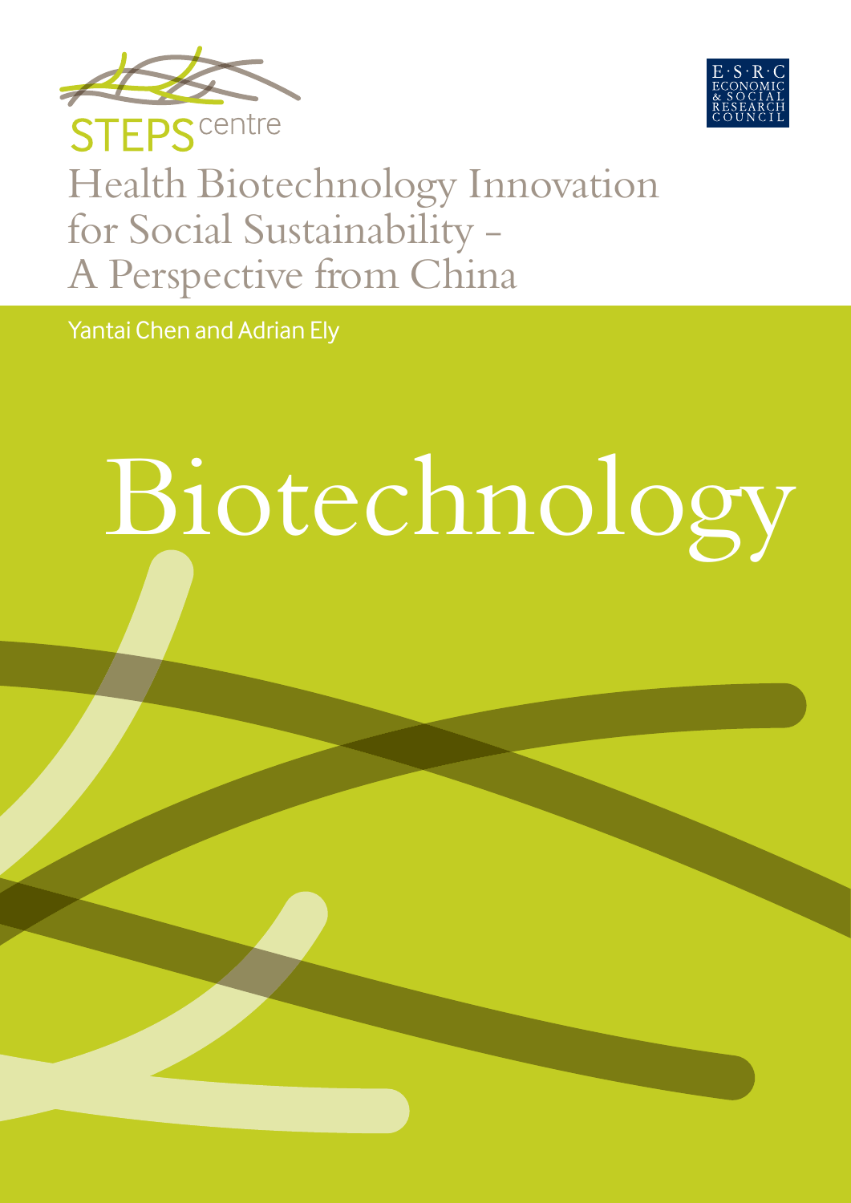STEPS centre

E·S·R·C ECONOMIC & SOCIAL RESEARCH COUNCIL

# Health Biotechnology Innovation for Social Sustainability – A Perspective from China

Yantai Chen and Adrian Ely

Biotechnology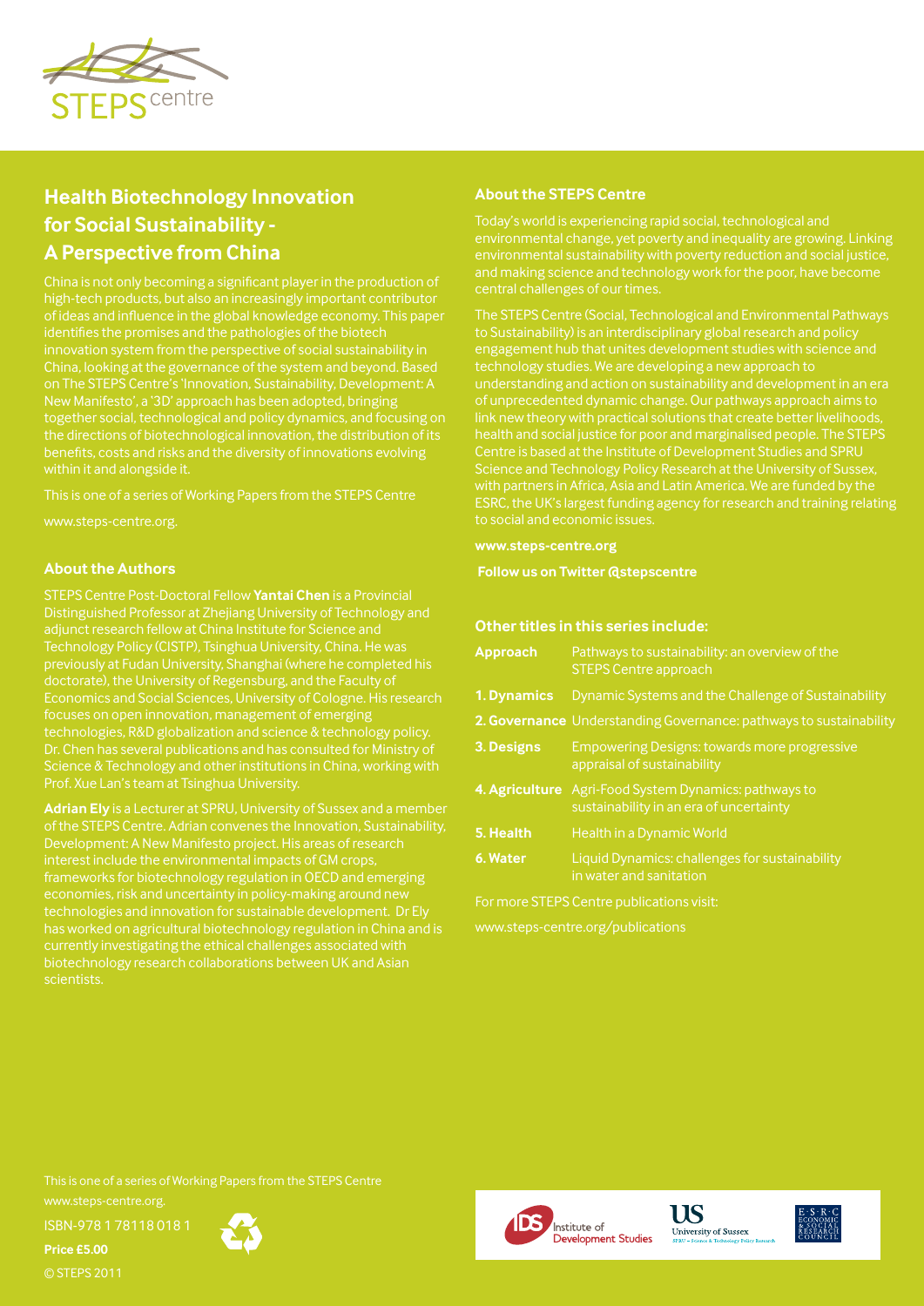## Health Biotechnology Innovation for Social Sustainability - A Perspective from China

China is not only becoming a significant player in the production of high-tech products, but also an increasingly important contributor of ideas and influence in the global knowledge economy. This paper identifies the promises and the pathologies of the biotech innovation system from the perspective of social sustainability in China, looking at the governance of the system and beyond. Based on The STEPS Centre's 'Innovation, Sustainability, Development: A New Manifesto', a '3D' approach has been adopted, bringing together social, technological and policy dynamics, and focusing on the directions of biotechnological innovation, the distribution of its benefits, costs and risks and the diversity of innovations evolving within it and alongside it.

This is one of a series of Working Papers from the STEPS Centre

www.steps-centre.org.

### About the Authors

STEPS Centre Post-Doctoral Fellow **Yantai Chen** is a Provincial Distinguished Professor at Zhejiang University of Technology and adjunct research fellow at China Institute for Science and Technology Policy (CISTP), Tsinghua University, China. He was previously at Fudan University, Shanghai (where he completed his doctorate), the University of Regensburg, and the Faculty of Economics and Social Sciences, University of Cologne. His research focuses on open innovation, management of emerging technologies, R&D globalization and science & technology policy. Dr. Chen has several publications and has consulted for Ministry of Science & Technology and other institutions in China, working with Prof. Xue Lan's team at Tsinghua University.

**Adrian Ely** is a Lecturer at SPRU, University of Sussex and a member of the STEPS Centre. Adrian convenes the Innovation, Sustainability, Development: A New Manifesto project. His areas of research interest include the environmental impacts of GM crops, frameworks for biotechnology regulation in OECD and emerging economies, risk and uncertainty in policy-making around new technologies and innovation for sustainable development. Dr Ely has worked on agricultural biotechnology regulation in China and is currently investigating the ethical challenges associated with biotechnology research collaborations between UK and Asian scientists.

### About the STEPS Centre

Today's world is experiencing rapid social, technological and environmental change, yet poverty and inequality are growing. Linking environmental sustainability with poverty reduction and social justice, and making science and technology work for the poor, have become central challenges of our times.

The STEPS Centre (Social, Technological and Environmental Pathways to Sustainability) is an interdisciplinary global research and policy engagement hub that unites development studies with science and technology studies. We are developing a new approach to understanding and action on sustainability and development in an era of unprecedented dynamic change. Our pathways approach aims to link new theory with practical solutions that create better livelihoods, health and social justice for poor and marginalised people. The STEPS Centre is based at the Institute of Development Studies and SPRU Science and Technology Policy Research at the University of Sussex, with partners in Africa, Asia and Latin America. We are funded by the ESRC, the UK's largest funding agency for research and training relating to social and economic issues.

**www.steps-centre.org**

**Follow us on Twitter @stepscentre**

### Other titles in this series include:

| | |
|---|---|
| **Approach** | Pathways to sustainability: an overview of the STEPS Centre approach |
| **1. Dynamics** | Dynamic Systems and the Challenge of Sustainability |
| **2. Governance** | Understanding Governance: pathways to sustainability |
| **3. Designs** | Empowering Designs: towards more progressive appraisal of sustainability |
| **4. Agriculture** | Agri-Food System Dynamics: pathways to sustainability in an era of uncertainty |
| **5. Health** | Health in a Dynamic World |
| **6. Water** | Liquid Dynamics: challenges for sustainability in water and sanitation |

For more STEPS Centre publications visit:

www.steps-centre.org/publications

This is one of a series of Working Papers from the STEPS Centre www.steps-centre.org.

ISBN-978 1 78118 018 1

**Price £5.00**

© STEPS 2011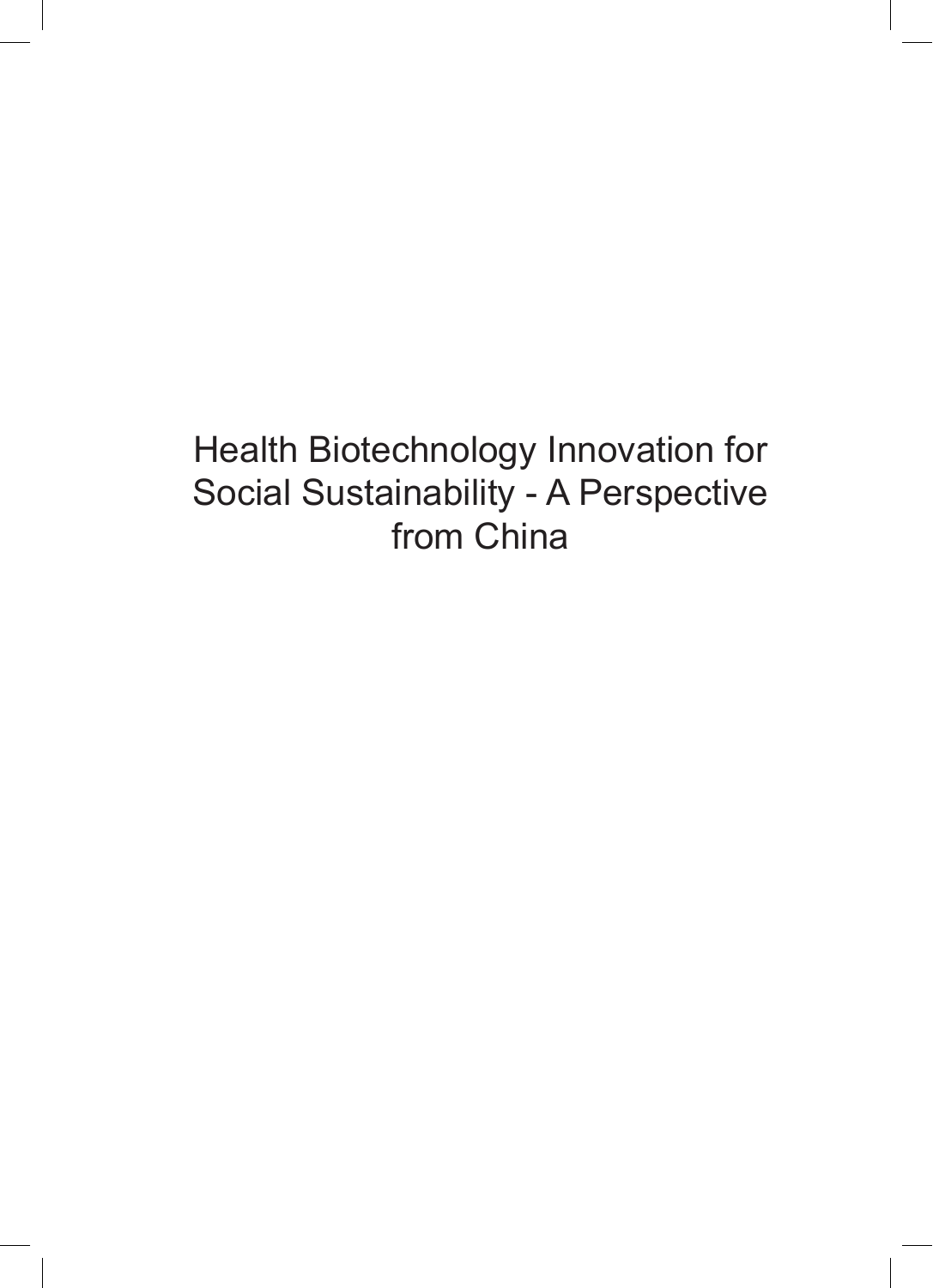# Health Biotechnology Innovation for Social Sustainability - A Perspective from China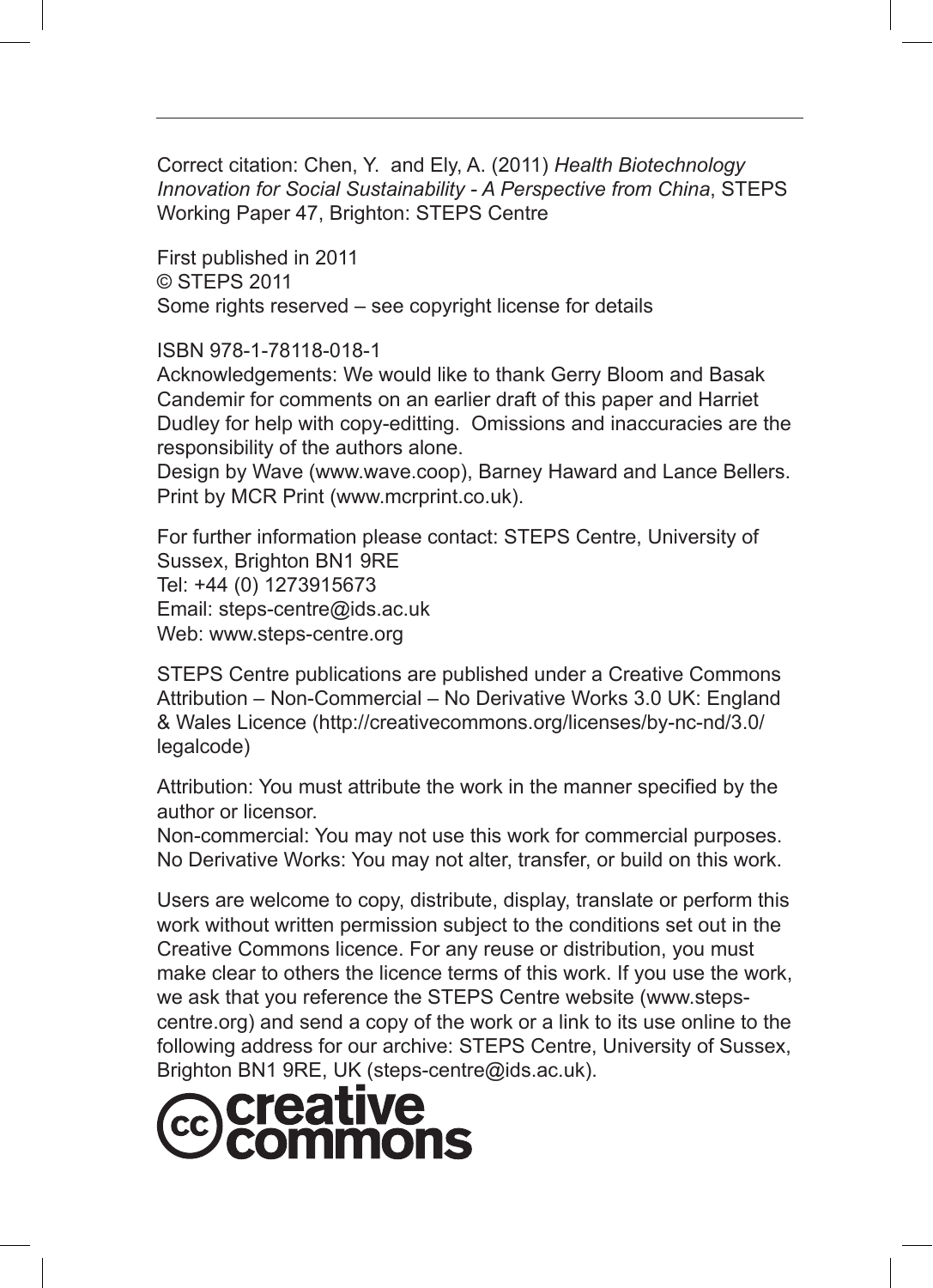Correct citation: Chen, Y. and Ely, A. (2011) *Health Biotechnology Innovation for Social Sustainability - A Perspective from China*, STEPS Working Paper 47, Brighton: STEPS Centre

First published in 2011
© STEPS 2011
Some rights reserved – see copyright license for details

ISBN 978-1-78118-018-1
Acknowledgements: We would like to thank Gerry Bloom and Basak Candemir for comments on an earlier draft of this paper and Harriet Dudley for help with copy-editting. Omissions and inaccuracies are the responsibility of the authors alone.
Design by Wave (www.wave.coop), Barney Haward and Lance Bellers.
Print by MCR Print (www.mcrprint.co.uk).

For further information please contact: STEPS Centre, University of Sussex, Brighton BN1 9RE
Tel: +44 (0) 1273915673
Email: steps-centre@ids.ac.uk
Web: www.steps-centre.org

STEPS Centre publications are published under a Creative Commons Attribution – Non-Commercial – No Derivative Works 3.0 UK: England & Wales Licence (http://creativecommons.org/licenses/by-nc-nd/3.0/legalcode)

Attribution: You must attribute the work in the manner specified by the author or licensor.
Non-commercial: You may not use this work for commercial purposes.
No Derivative Works: You may not alter, transfer, or build on this work.

Users are welcome to copy, distribute, display, translate or perform this work without written permission subject to the conditions set out in the Creative Commons licence. For any reuse or distribution, you must make clear to others the licence terms of this work. If you use the work, we ask that you reference the STEPS Centre website (www.steps-centre.org) and send a copy of the work or a link to its use online to the following address for our archive: STEPS Centre, University of Sussex, Brighton BN1 9RE, UK (steps-centre@ids.ac.uk).

creative commons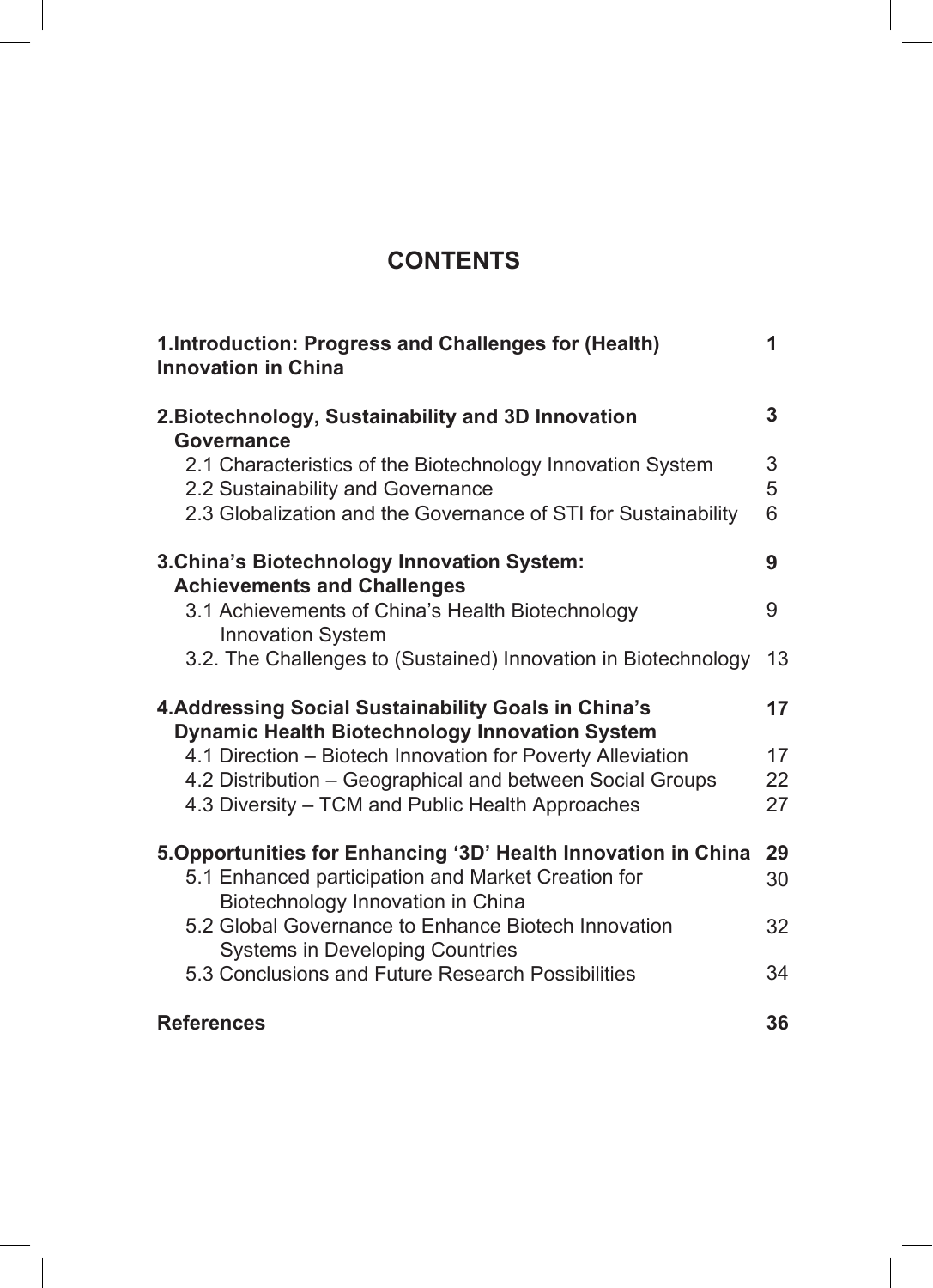# CONTENTS

| | |
|---|---|
| **1.Introduction: Progress and Challenges for (Health) Innovation in China** | **1** |
| **2.Biotechnology, Sustainability and 3D Innovation Governance** | **3** |
| 2.1 Characteristics of the Biotechnology Innovation System | 3 |
| 2.2 Sustainability and Governance | 5 |
| 2.3 Globalization and the Governance of STI for Sustainability | 6 |
| **3.China's Biotechnology Innovation System: Achievements and Challenges** | **9** |
| 3.1 Achievements of China's Health Biotechnology Innovation System | 9 |
| 3.2. The Challenges to (Sustained) Innovation in Biotechnology | 13 |
| **4.Addressing Social Sustainability Goals in China's Dynamic Health Biotechnology Innovation System** | **17** |
| 4.1 Direction – Biotech Innovation for Poverty Alleviation | 17 |
| 4.2 Distribution – Geographical and between Social Groups | 22 |
| 4.3 Diversity – TCM and Public Health Approaches | 27 |
| **5.Opportunities for Enhancing '3D' Health Innovation in China** | **29** |
| 5.1 Enhanced participation and Market Creation for Biotechnology Innovation in China | 30 |
| 5.2 Global Governance to Enhance Biotech Innovation Systems in Developing Countries | 32 |
| 5.3 Conclusions and Future Research Possibilities | 34 |
| **References** | **36** |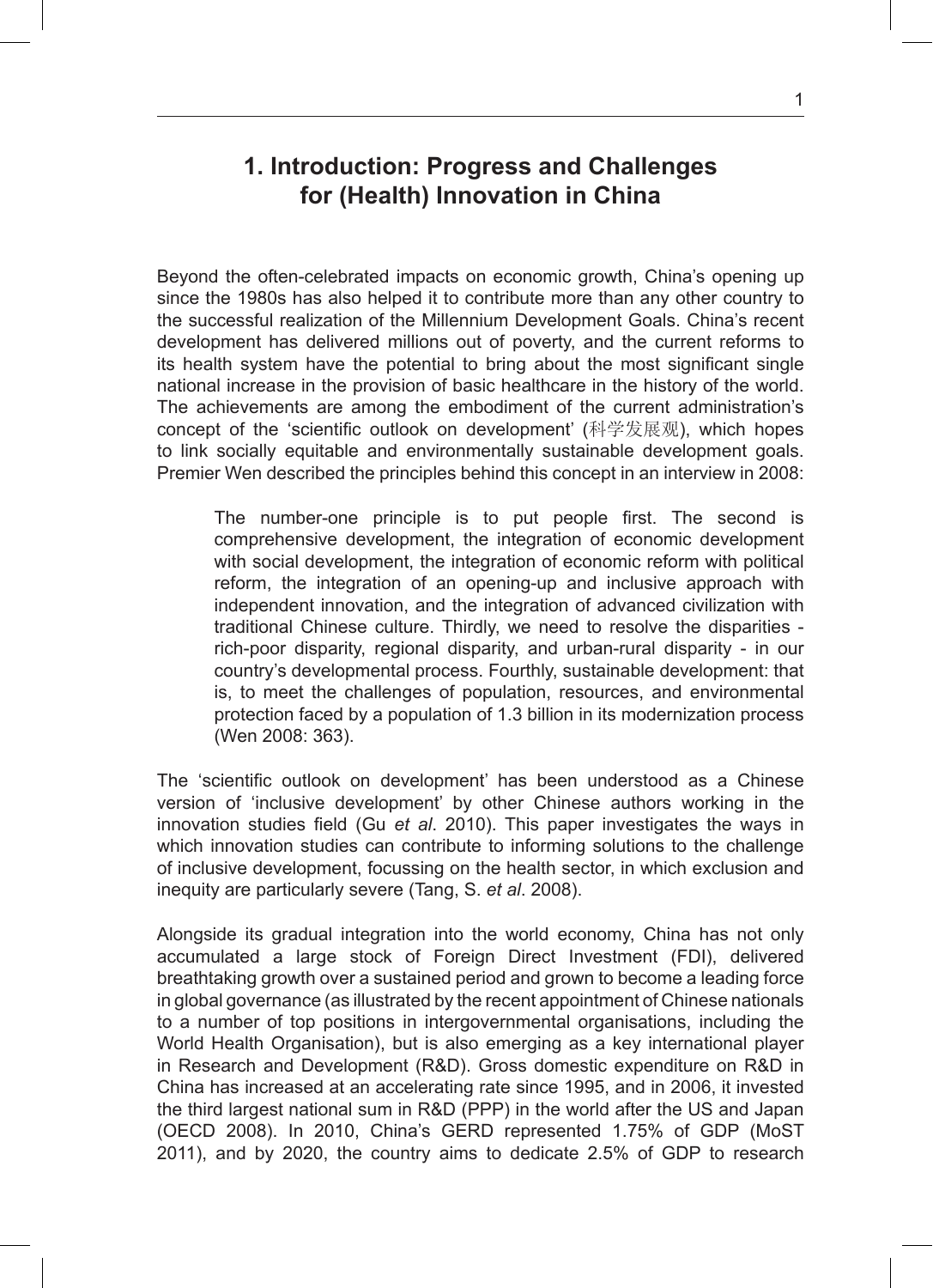# 1. Introduction: Progress and Challenges for (Health) Innovation in China

Beyond the often-celebrated impacts on economic growth, China's opening up since the 1980s has also helped it to contribute more than any other country to the successful realization of the Millennium Development Goals. China's recent development has delivered millions out of poverty, and the current reforms to its health system have the potential to bring about the most significant single national increase in the provision of basic healthcare in the history of the world. The achievements are among the embodiment of the current administration's concept of the 'scientific outlook on development' (科学发展观), which hopes to link socially equitable and environmentally sustainable development goals. Premier Wen described the principles behind this concept in an interview in 2008:

> The number-one principle is to put people first. The second is comprehensive development, the integration of economic development with social development, the integration of economic reform with political reform, the integration of an opening-up and inclusive approach with independent innovation, and the integration of advanced civilization with traditional Chinese culture. Thirdly, we need to resolve the disparities - rich-poor disparity, regional disparity, and urban-rural disparity - in our country's developmental process. Fourthly, sustainable development: that is, to meet the challenges of population, resources, and environmental protection faced by a population of 1.3 billion in its modernization process (Wen 2008: 363).

The 'scientific outlook on development' has been understood as a Chinese version of 'inclusive development' by other Chinese authors working in the innovation studies field (Gu *et al*. 2010). This paper investigates the ways in which innovation studies can contribute to informing solutions to the challenge of inclusive development, focussing on the health sector, in which exclusion and inequity are particularly severe (Tang, S. *et al*. 2008).

Alongside its gradual integration into the world economy, China has not only accumulated a large stock of Foreign Direct Investment (FDI), delivered breathtaking growth over a sustained period and grown to become a leading force in global governance (as illustrated by the recent appointment of Chinese nationals to a number of top positions in intergovernmental organisations, including the World Health Organisation), but is also emerging as a key international player in Research and Development (R&D). Gross domestic expenditure on R&D in China has increased at an accelerating rate since 1995, and in 2006, it invested the third largest national sum in R&D (PPP) in the world after the US and Japan (OECD 2008). In 2010, China's GERD represented 1.75% of GDP (MoST 2011), and by 2020, the country aims to dedicate 2.5% of GDP to research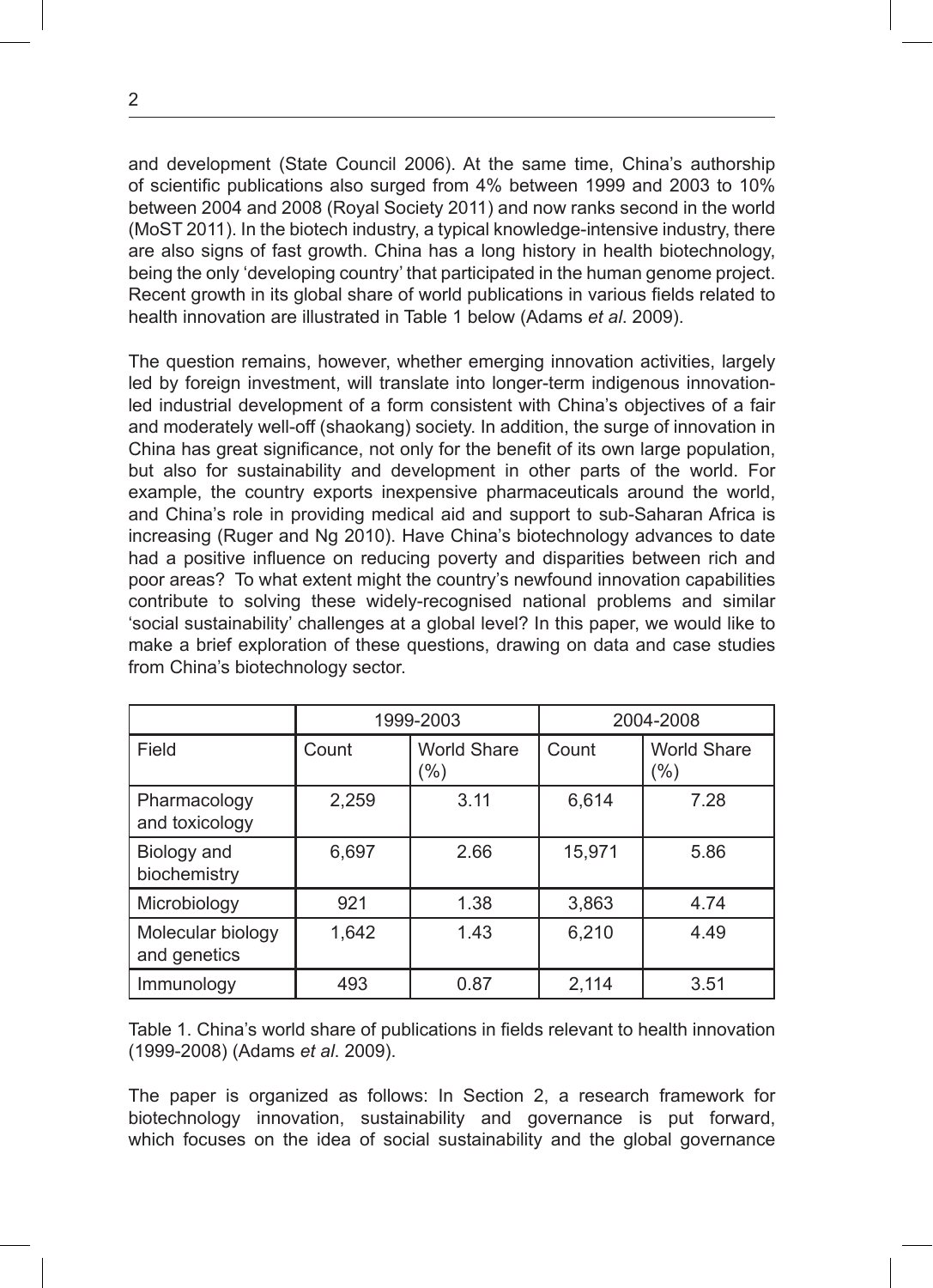and development (State Council 2006). At the same time, China's authorship of scientific publications also surged from 4% between 1999 and 2003 to 10% between 2004 and 2008 (Royal Society 2011) and now ranks second in the world (MoST 2011). In the biotech industry, a typical knowledge-intensive industry, there are also signs of fast growth. China has a long history in health biotechnology, being the only 'developing country' that participated in the human genome project. Recent growth in its global share of world publications in various fields related to health innovation are illustrated in Table 1 below (Adams *et al*. 2009).

The question remains, however, whether emerging innovation activities, largely led by foreign investment, will translate into longer-term indigenous innovation-led industrial development of a form consistent with China's objectives of a fair and moderately well-off (shaokang) society. In addition, the surge of innovation in China has great significance, not only for the benefit of its own large population, but also for sustainability and development in other parts of the world. For example, the country exports inexpensive pharmaceuticals around the world, and China's role in providing medical aid and support to sub-Saharan Africa is increasing (Ruger and Ng 2010). Have China's biotechnology advances to date had a positive influence on reducing poverty and disparities between rich and poor areas? To what extent might the country's newfound innovation capabilities contribute to solving these widely-recognised national problems and similar 'social sustainability' challenges at a global level? In this paper, we would like to make a brief exploration of these questions, drawing on data and case studies from China's biotechnology sector.

| | 1999-2003 | | 2004-2008 | |
|---|---|---|---|---|
| Field | Count | World Share (%) | Count | World Share (%) |
| Pharmacology and toxicology | 2,259 | 3.11 | 6,614 | 7.28 |
| Biology and biochemistry | 6,697 | 2.66 | 15,971 | 5.86 |
| Microbiology | 921 | 1.38 | 3,863 | 4.74 |
| Molecular biology and genetics | 1,642 | 1.43 | 6,210 | 4.49 |
| Immunology | 493 | 0.87 | 2,114 | 3.51 |

Table 1. China's world share of publications in fields relevant to health innovation (1999-2008) (Adams *et al*. 2009).

The paper is organized as follows: In Section 2, a research framework for biotechnology innovation, sustainability and governance is put forward, which focuses on the idea of social sustainability and the global governance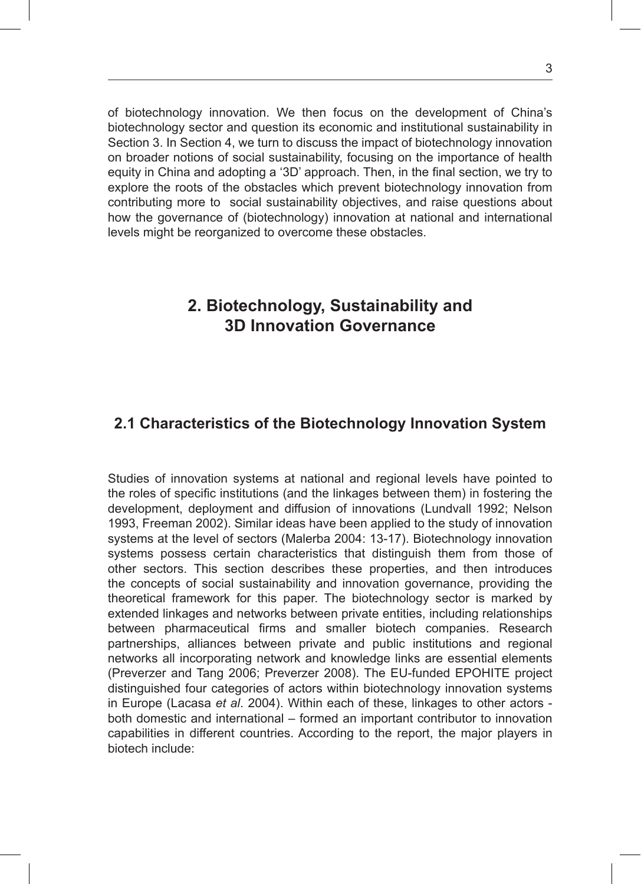of biotechnology innovation. We then focus on the development of China's biotechnology sector and question its economic and institutional sustainability in Section 3. In Section 4, we turn to discuss the impact of biotechnology innovation on broader notions of social sustainability, focusing on the importance of health equity in China and adopting a '3D' approach. Then, in the final section, we try to explore the roots of the obstacles which prevent biotechnology innovation from contributing more to social sustainability objectives, and raise questions about how the governance of (biotechnology) innovation at national and international levels might be reorganized to overcome these obstacles.

## 2. Biotechnology, Sustainability and 3D Innovation Governance

### 2.1 Characteristics of the Biotechnology Innovation System

Studies of innovation systems at national and regional levels have pointed to the roles of specific institutions (and the linkages between them) in fostering the development, deployment and diffusion of innovations (Lundvall 1992; Nelson 1993, Freeman 2002). Similar ideas have been applied to the study of innovation systems at the level of sectors (Malerba 2004: 13-17). Biotechnology innovation systems possess certain characteristics that distinguish them from those of other sectors. This section describes these properties, and then introduces the concepts of social sustainability and innovation governance, providing the theoretical framework for this paper. The biotechnology sector is marked by extended linkages and networks between private entities, including relationships between pharmaceutical firms and smaller biotech companies. Research partnerships, alliances between private and public institutions and regional networks all incorporating network and knowledge links are essential elements (Preverzer and Tang 2006; Preverzer 2008). The EU-funded EPOHITE project distinguished four categories of actors within biotechnology innovation systems in Europe (Lacasa *et al*. 2004). Within each of these, linkages to other actors - both domestic and international – formed an important contributor to innovation capabilities in different countries. According to the report, the major players in biotech include: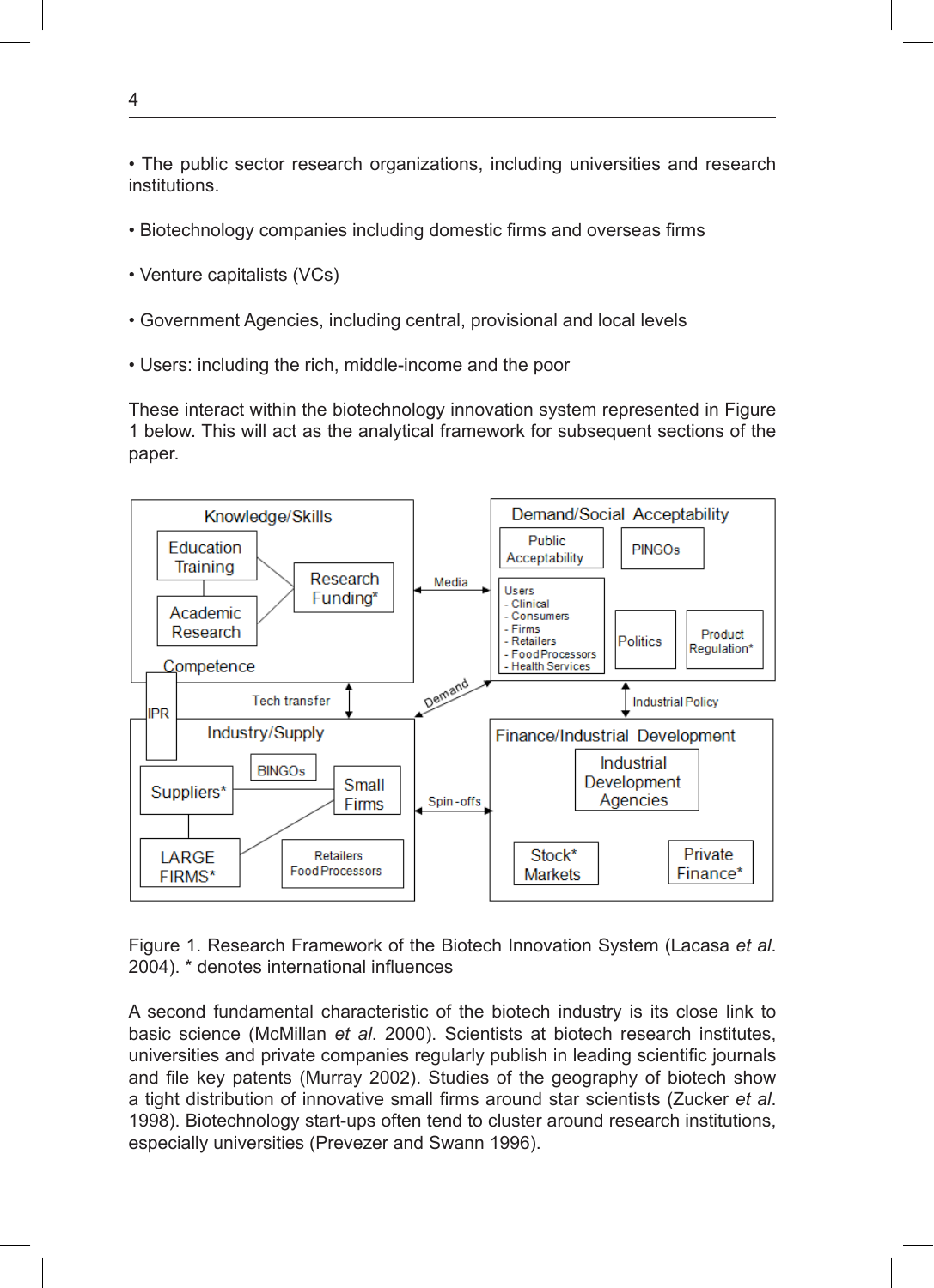• The public sector research organizations, including universities and research institutions.

• Biotechnology companies including domestic firms and overseas firms

• Venture capitalists (VCs)

• Government Agencies, including central, provisional and local levels

• Users: including the rich, middle-income and the poor

These interact within the biotechnology innovation system represented in Figure 1 below. This will act as the analytical framework for subsequent sections of the paper.

Figure 1. Research Framework of the Biotech Innovation System (Lacasa *et al.* 2004). * denotes international influences

A second fundamental characteristic of the biotech industry is its close link to basic science (McMillan *et al.* 2000). Scientists at biotech research institutes, universities and private companies regularly publish in leading scientific journals and file key patents (Murray 2002). Studies of the geography of biotech show a tight distribution of innovative small firms around star scientists (Zucker *et al.* 1998). Biotechnology start-ups often tend to cluster around research institutions, especially universities (Prevezer and Swann 1996).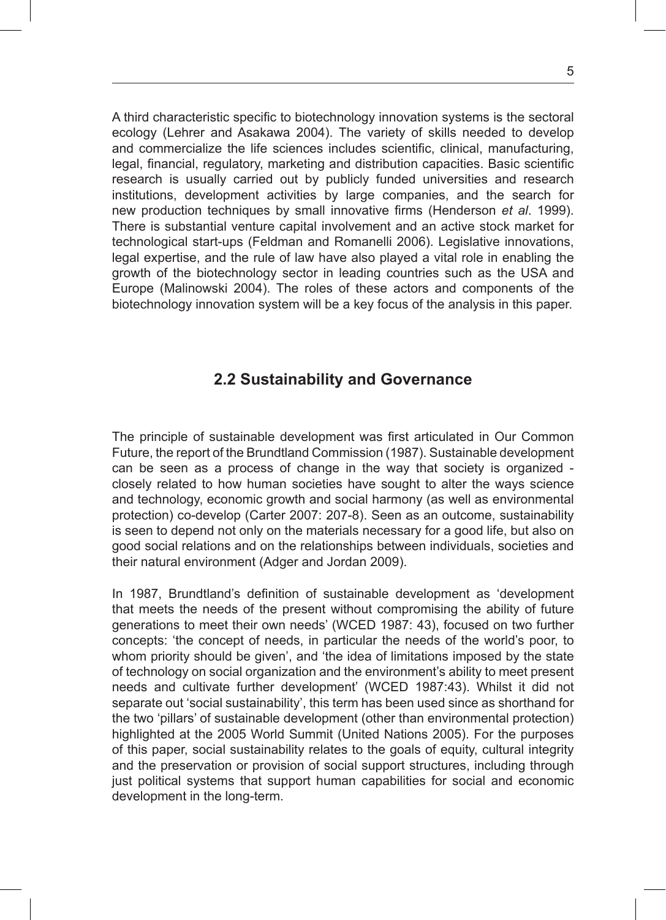A third characteristic specific to biotechnology innovation systems is the sectoral ecology (Lehrer and Asakawa 2004). The variety of skills needed to develop and commercialize the life sciences includes scientific, clinical, manufacturing, legal, financial, regulatory, marketing and distribution capacities. Basic scientific research is usually carried out by publicly funded universities and research institutions, development activities by large companies, and the search for new production techniques by small innovative firms (Henderson *et al*. 1999). There is substantial venture capital involvement and an active stock market for technological start-ups (Feldman and Romanelli 2006). Legislative innovations, legal expertise, and the rule of law have also played a vital role in enabling the growth of the biotechnology sector in leading countries such as the USA and Europe (Malinowski 2004). The roles of these actors and components of the biotechnology innovation system will be a key focus of the analysis in this paper.

## 2.2 Sustainability and Governance

The principle of sustainable development was first articulated in Our Common Future, the report of the Brundtland Commission (1987). Sustainable development can be seen as a process of change in the way that society is organized - closely related to how human societies have sought to alter the ways science and technology, economic growth and social harmony (as well as environmental protection) co-develop (Carter 2007: 207-8). Seen as an outcome, sustainability is seen to depend not only on the materials necessary for a good life, but also on good social relations and on the relationships between individuals, societies and their natural environment (Adger and Jordan 2009).

In 1987, Brundtland's definition of sustainable development as 'development that meets the needs of the present without compromising the ability of future generations to meet their own needs' (WCED 1987: 43), focused on two further concepts: 'the concept of needs, in particular the needs of the world's poor, to whom priority should be given', and 'the idea of limitations imposed by the state of technology on social organization and the environment's ability to meet present needs and cultivate further development' (WCED 1987:43). Whilst it did not separate out 'social sustainability', this term has been used since as shorthand for the two 'pillars' of sustainable development (other than environmental protection) highlighted at the 2005 World Summit (United Nations 2005). For the purposes of this paper, social sustainability relates to the goals of equity, cultural integrity and the preservation or provision of social support structures, including through just political systems that support human capabilities for social and economic development in the long-term.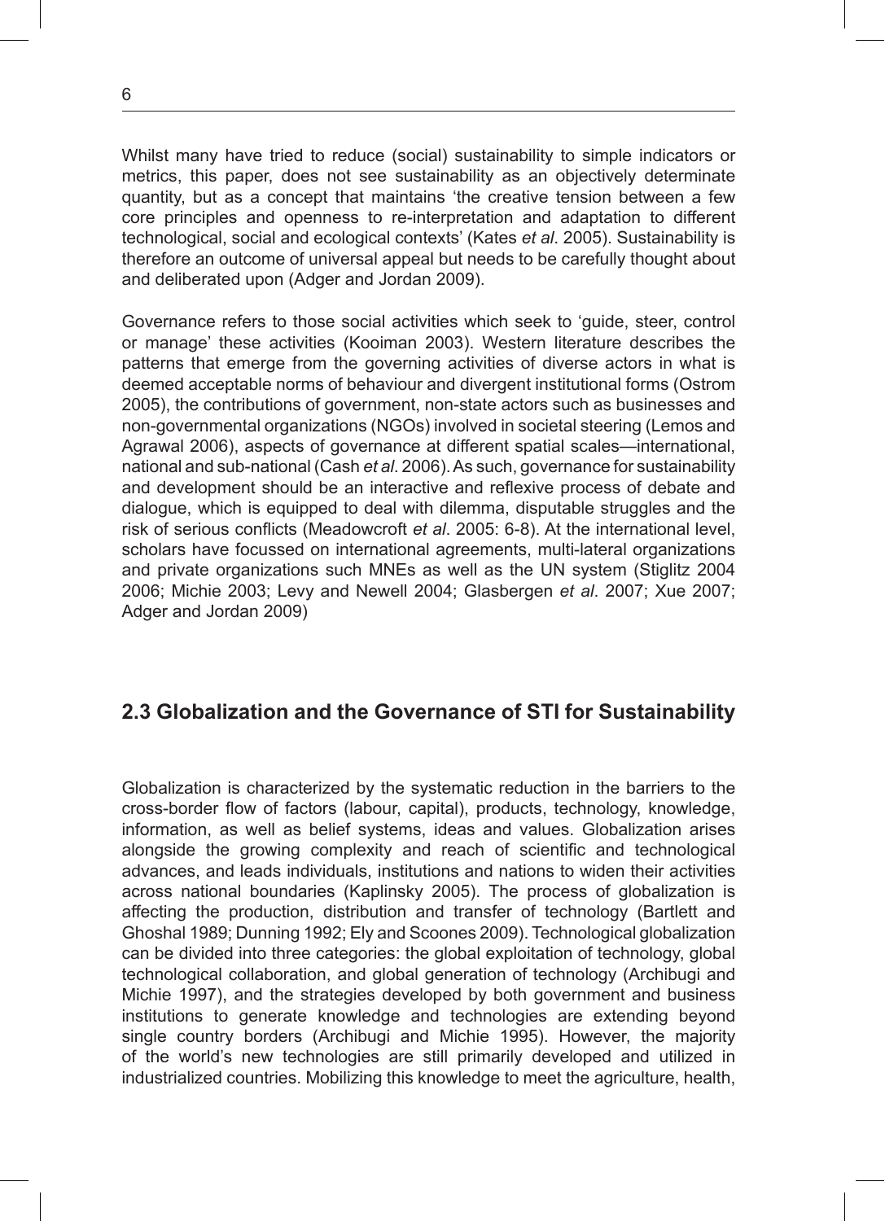Whilst many have tried to reduce (social) sustainability to simple indicators or metrics, this paper, does not see sustainability as an objectively determinate quantity, but as a concept that maintains 'the creative tension between a few core principles and openness to re-interpretation and adaptation to different technological, social and ecological contexts' (Kates *et al*. 2005). Sustainability is therefore an outcome of universal appeal but needs to be carefully thought about and deliberated upon (Adger and Jordan 2009).

Governance refers to those social activities which seek to 'guide, steer, control or manage' these activities (Kooiman 2003). Western literature describes the patterns that emerge from the governing activities of diverse actors in what is deemed acceptable norms of behaviour and divergent institutional forms (Ostrom 2005), the contributions of government, non-state actors such as businesses and non-governmental organizations (NGOs) involved in societal steering (Lemos and Agrawal 2006), aspects of governance at different spatial scales—international, national and sub-national (Cash *et al*. 2006). As such, governance for sustainability and development should be an interactive and reflexive process of debate and dialogue, which is equipped to deal with dilemma, disputable struggles and the risk of serious conflicts (Meadowcroft *et al*. 2005: 6-8). At the international level, scholars have focussed on international agreements, multi-lateral organizations and private organizations such MNEs as well as the UN system (Stiglitz 2004 2006; Michie 2003; Levy and Newell 2004; Glasbergen *et al*. 2007; Xue 2007; Adger and Jordan 2009)

## 2.3 Globalization and the Governance of STI for Sustainability

Globalization is characterized by the systematic reduction in the barriers to the cross-border flow of factors (labour, capital), products, technology, knowledge, information, as well as belief systems, ideas and values. Globalization arises alongside the growing complexity and reach of scientific and technological advances, and leads individuals, institutions and nations to widen their activities across national boundaries (Kaplinsky 2005). The process of globalization is affecting the production, distribution and transfer of technology (Bartlett and Ghoshal 1989; Dunning 1992; Ely and Scoones 2009). Technological globalization can be divided into three categories: the global exploitation of technology, global technological collaboration, and global generation of technology (Archibugi and Michie 1997), and the strategies developed by both government and business institutions to generate knowledge and technologies are extending beyond single country borders (Archibugi and Michie 1995). However, the majority of the world's new technologies are still primarily developed and utilized in industrialized countries. Mobilizing this knowledge to meet the agriculture, health,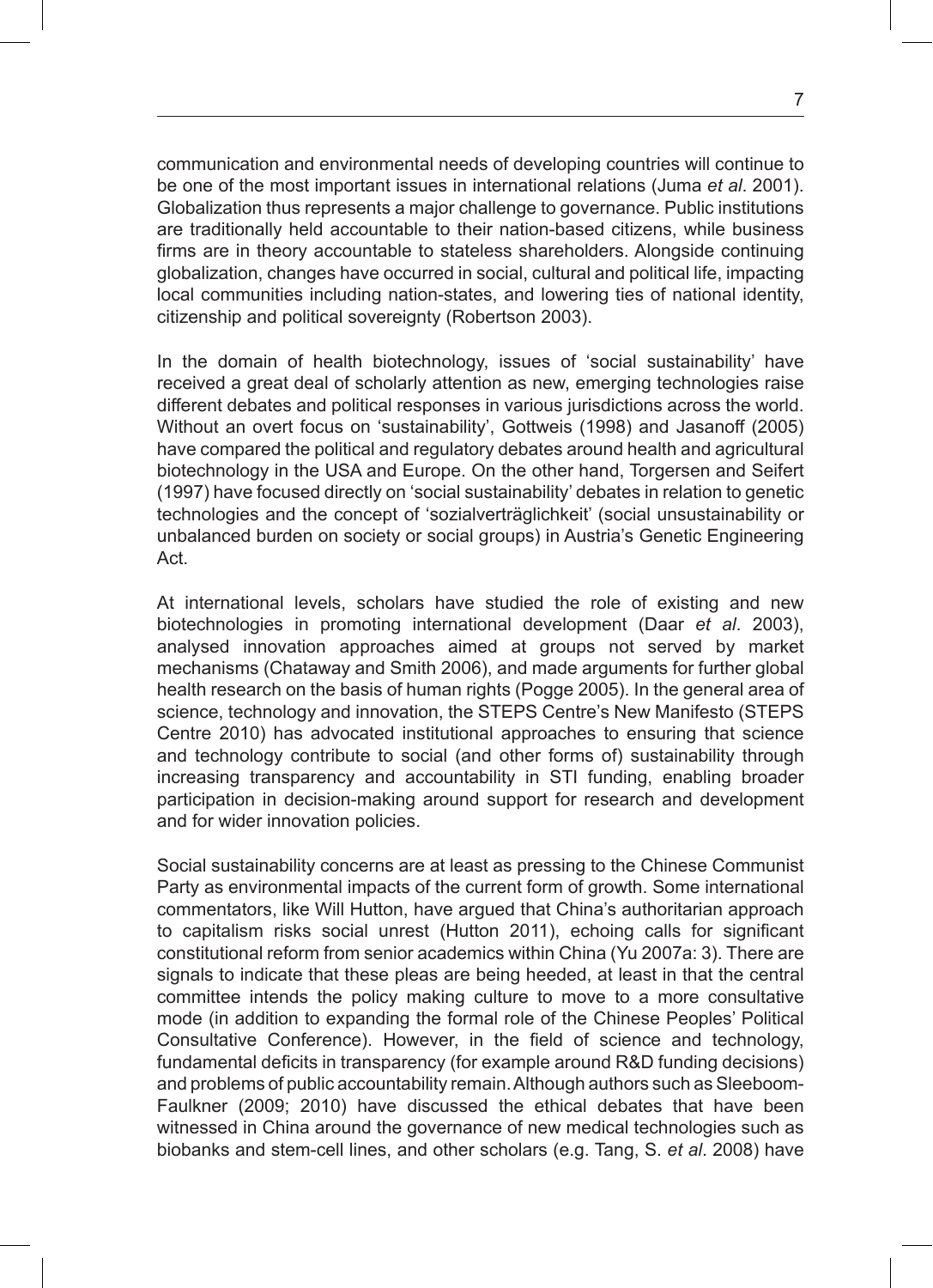communication and environmental needs of developing countries will continue to be one of the most important issues in international relations (Juma *et al*. 2001). Globalization thus represents a major challenge to governance. Public institutions are traditionally held accountable to their nation-based citizens, while business firms are in theory accountable to stateless shareholders. Alongside continuing globalization, changes have occurred in social, cultural and political life, impacting local communities including nation-states, and lowering ties of national identity, citizenship and political sovereignty (Robertson 2003).

In the domain of health biotechnology, issues of 'social sustainability' have received a great deal of scholarly attention as new, emerging technologies raise different debates and political responses in various jurisdictions across the world. Without an overt focus on 'sustainability', Gottweis (1998) and Jasanoff (2005) have compared the political and regulatory debates around health and agricultural biotechnology in the USA and Europe. On the other hand, Torgersen and Seifert (1997) have focused directly on 'social sustainability' debates in relation to genetic technologies and the concept of 'sozialverträglichkeit' (social unsustainability or unbalanced burden on society or social groups) in Austria's Genetic Engineering Act.

At international levels, scholars have studied the role of existing and new biotechnologies in promoting international development (Daar *et al*. 2003), analysed innovation approaches aimed at groups not served by market mechanisms (Chataway and Smith 2006), and made arguments for further global health research on the basis of human rights (Pogge 2005). In the general area of science, technology and innovation, the STEPS Centre's New Manifesto (STEPS Centre 2010) has advocated institutional approaches to ensuring that science and technology contribute to social (and other forms of) sustainability through increasing transparency and accountability in STI funding, enabling broader participation in decision-making around support for research and development and for wider innovation policies.

Social sustainability concerns are at least as pressing to the Chinese Communist Party as environmental impacts of the current form of growth. Some international commentators, like Will Hutton, have argued that China's authoritarian approach to capitalism risks social unrest (Hutton 2011), echoing calls for significant constitutional reform from senior academics within China (Yu 2007a: 3). There are signals to indicate that these pleas are being heeded, at least in that the central committee intends the policy making culture to move to a more consultative mode (in addition to expanding the formal role of the Chinese Peoples' Political Consultative Conference). However, in the field of science and technology, fundamental deficits in transparency (for example around R&D funding decisions) and problems of public accountability remain. Although authors such as Sleeboom-Faulkner (2009; 2010) have discussed the ethical debates that have been witnessed in China around the governance of new medical technologies such as biobanks and stem-cell lines, and other scholars (e.g. Tang, S. *et al*. 2008) have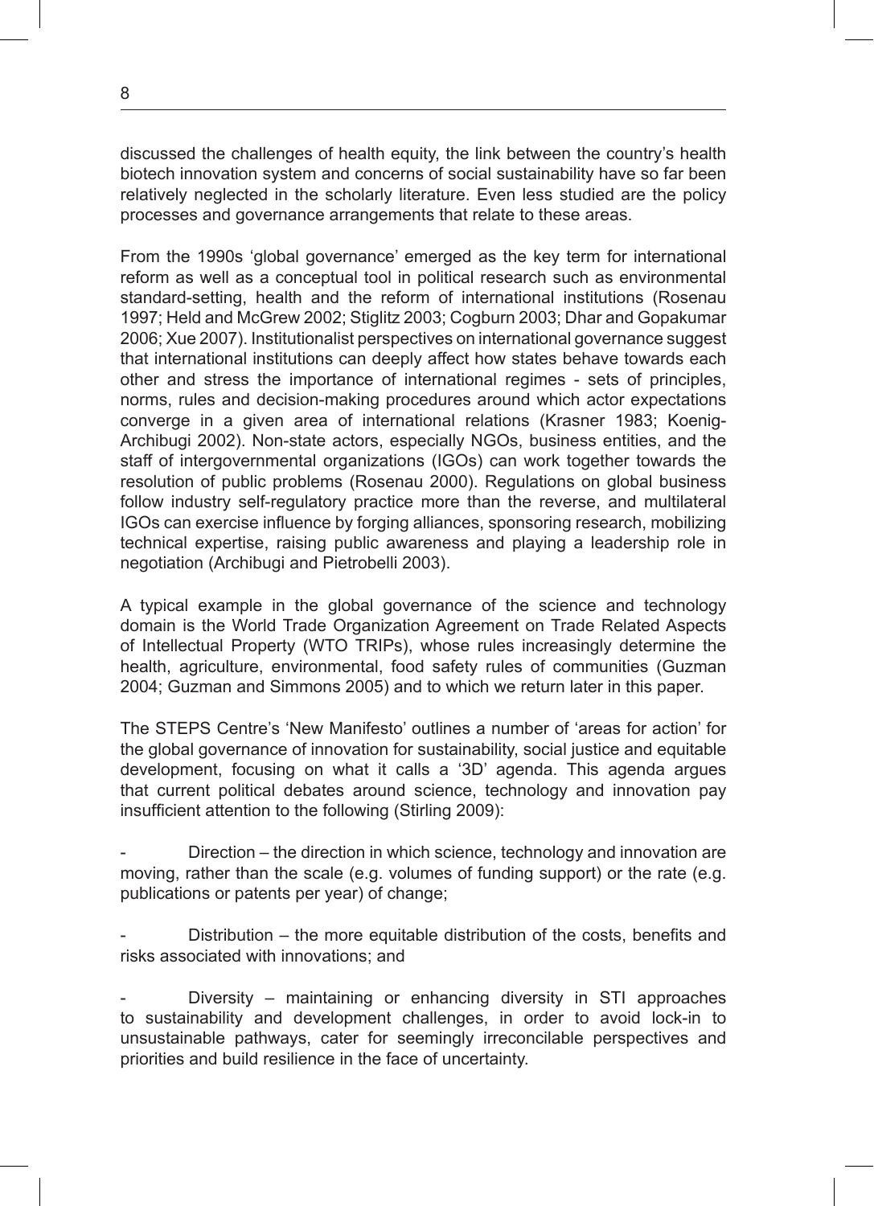discussed the challenges of health equity, the link between the country's health biotech innovation system and concerns of social sustainability have so far been relatively neglected in the scholarly literature. Even less studied are the policy processes and governance arrangements that relate to these areas.

From the 1990s 'global governance' emerged as the key term for international reform as well as a conceptual tool in political research such as environmental standard-setting, health and the reform of international institutions (Rosenau 1997; Held and McGrew 2002; Stiglitz 2003; Cogburn 2003; Dhar and Gopakumar 2006; Xue 2007). Institutionalist perspectives on international governance suggest that international institutions can deeply affect how states behave towards each other and stress the importance of international regimes - sets of principles, norms, rules and decision-making procedures around which actor expectations converge in a given area of international relations (Krasner 1983; Koenig-Archibugi 2002). Non-state actors, especially NGOs, business entities, and the staff of intergovernmental organizations (IGOs) can work together towards the resolution of public problems (Rosenau 2000). Regulations on global business follow industry self-regulatory practice more than the reverse, and multilateral IGOs can exercise influence by forging alliances, sponsoring research, mobilizing technical expertise, raising public awareness and playing a leadership role in negotiation (Archibugi and Pietrobelli 2003).

A typical example in the global governance of the science and technology domain is the World Trade Organization Agreement on Trade Related Aspects of Intellectual Property (WTO TRIPs), whose rules increasingly determine the health, agriculture, environmental, food safety rules of communities (Guzman 2004; Guzman and Simmons 2005) and to which we return later in this paper.

The STEPS Centre's 'New Manifesto' outlines a number of 'areas for action' for the global governance of innovation for sustainability, social justice and equitable development, focusing on what it calls a '3D' agenda. This agenda argues that current political debates around science, technology and innovation pay insufficient attention to the following (Stirling 2009):

- Direction – the direction in which science, technology and innovation are moving, rather than the scale (e.g. volumes of funding support) or the rate (e.g. publications or patents per year) of change;
- Distribution – the more equitable distribution of the costs, benefits and risks associated with innovations; and
- Diversity – maintaining or enhancing diversity in STI approaches to sustainability and development challenges, in order to avoid lock-in to unsustainable pathways, cater for seemingly irreconcilable perspectives and priorities and build resilience in the face of uncertainty.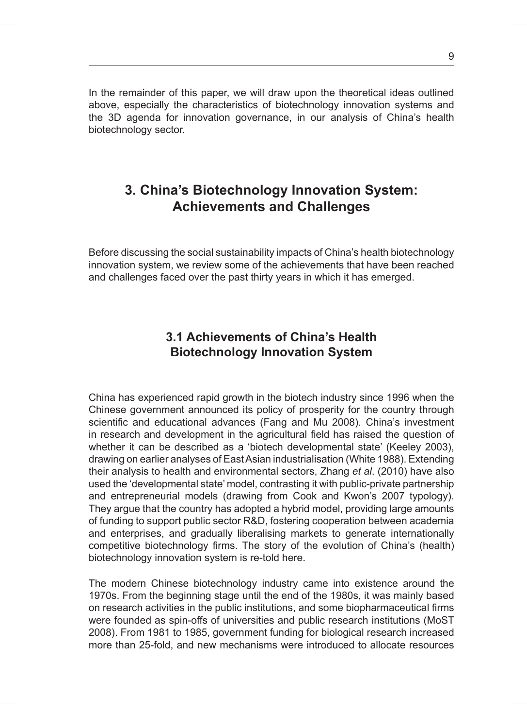In the remainder of this paper, we will draw upon the theoretical ideas outlined above, especially the characteristics of biotechnology innovation systems and the 3D agenda for innovation governance, in our analysis of China's health biotechnology sector.

## 3. China's Biotechnology Innovation System: Achievements and Challenges

Before discussing the social sustainability impacts of China's health biotechnology innovation system, we review some of the achievements that have been reached and challenges faced over the past thirty years in which it has emerged.

### 3.1 Achievements of China's Health Biotechnology Innovation System

China has experienced rapid growth in the biotech industry since 1996 when the Chinese government announced its policy of prosperity for the country through scientific and educational advances (Fang and Mu 2008). China's investment in research and development in the agricultural field has raised the question of whether it can be described as a 'biotech developmental state' (Keeley 2003), drawing on earlier analyses of East Asian industrialisation (White 1988). Extending their analysis to health and environmental sectors, Zhang *et al*. (2010) have also used the 'developmental state' model, contrasting it with public-private partnership and entrepreneurial models (drawing from Cook and Kwon's 2007 typology). They argue that the country has adopted a hybrid model, providing large amounts of funding to support public sector R&D, fostering cooperation between academia and enterprises, and gradually liberalising markets to generate internationally competitive biotechnology firms. The story of the evolution of China's (health) biotechnology innovation system is re-told here.

The modern Chinese biotechnology industry came into existence around the 1970s. From the beginning stage until the end of the 1980s, it was mainly based on research activities in the public institutions, and some biopharmaceutical firms were founded as spin-offs of universities and public research institutions (MoST 2008). From 1981 to 1985, government funding for biological research increased more than 25-fold, and new mechanisms were introduced to allocate resources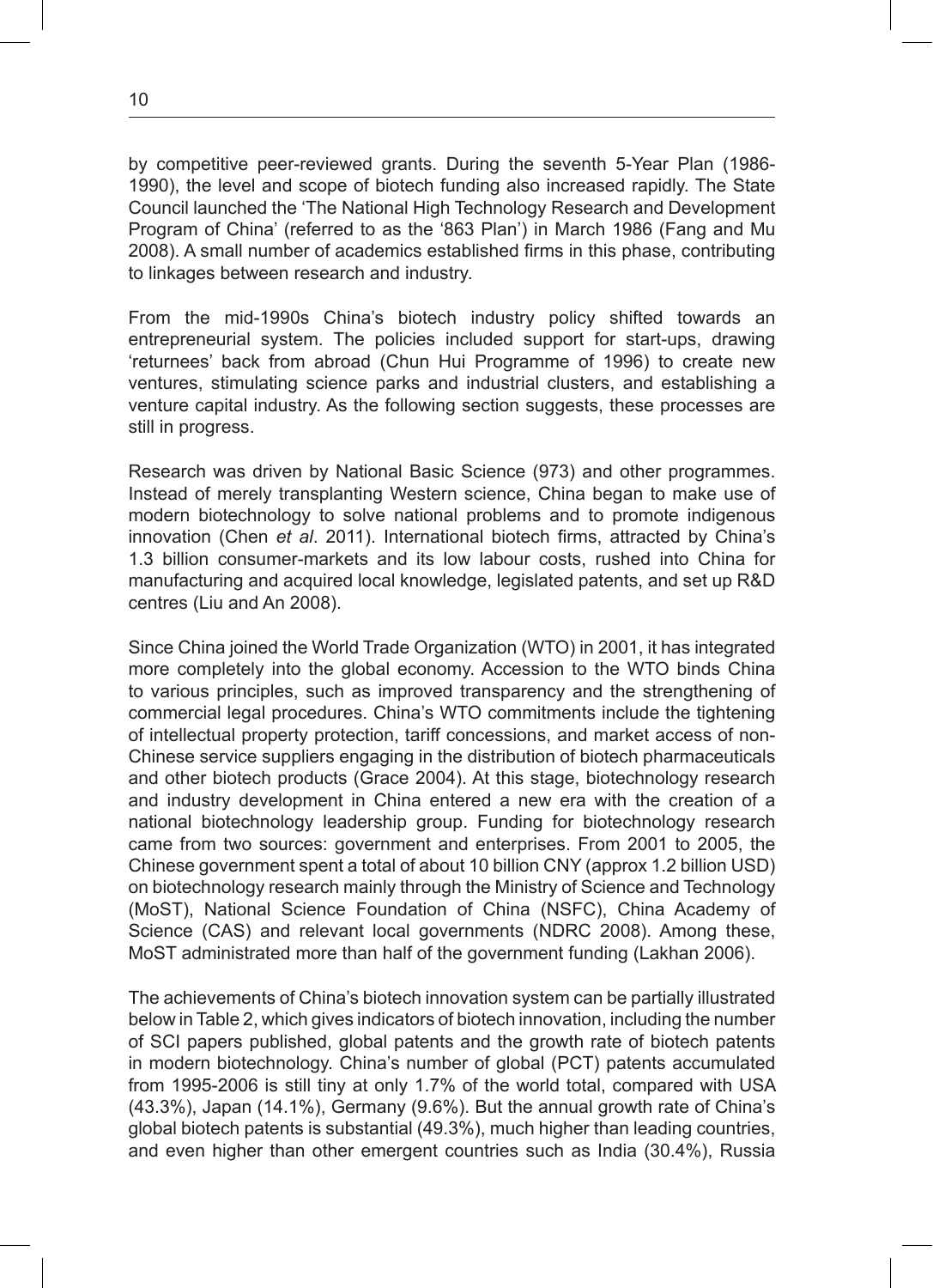by competitive peer-reviewed grants. During the seventh 5-Year Plan (1986-1990), the level and scope of biotech funding also increased rapidly. The State Council launched the 'The National High Technology Research and Development Program of China' (referred to as the '863 Plan') in March 1986 (Fang and Mu 2008). A small number of academics established firms in this phase, contributing to linkages between research and industry.

From the mid-1990s China's biotech industry policy shifted towards an entrepreneurial system. The policies included support for start-ups, drawing 'returnees' back from abroad (Chun Hui Programme of 1996) to create new ventures, stimulating science parks and industrial clusters, and establishing a venture capital industry. As the following section suggests, these processes are still in progress.

Research was driven by National Basic Science (973) and other programmes. Instead of merely transplanting Western science, China began to make use of modern biotechnology to solve national problems and to promote indigenous innovation (Chen *et al*. 2011). International biotech firms, attracted by China's 1.3 billion consumer-markets and its low labour costs, rushed into China for manufacturing and acquired local knowledge, legislated patents, and set up R&D centres (Liu and An 2008).

Since China joined the World Trade Organization (WTO) in 2001, it has integrated more completely into the global economy. Accession to the WTO binds China to various principles, such as improved transparency and the strengthening of commercial legal procedures. China's WTO commitments include the tightening of intellectual property protection, tariff concessions, and market access of non-Chinese service suppliers engaging in the distribution of biotech pharmaceuticals and other biotech products (Grace 2004). At this stage, biotechnology research and industry development in China entered a new era with the creation of a national biotechnology leadership group. Funding for biotechnology research came from two sources: government and enterprises. From 2001 to 2005, the Chinese government spent a total of about 10 billion CNY (approx 1.2 billion USD) on biotechnology research mainly through the Ministry of Science and Technology (MoST), National Science Foundation of China (NSFC), China Academy of Science (CAS) and relevant local governments (NDRC 2008). Among these, MoST administrated more than half of the government funding (Lakhan 2006).

The achievements of China's biotech innovation system can be partially illustrated below in Table 2, which gives indicators of biotech innovation, including the number of SCI papers published, global patents and the growth rate of biotech patents in modern biotechnology. China's number of global (PCT) patents accumulated from 1995-2006 is still tiny at only 1.7% of the world total, compared with USA (43.3%), Japan (14.1%), Germany (9.6%). But the annual growth rate of China's global biotech patents is substantial (49.3%), much higher than leading countries, and even higher than other emergent countries such as India (30.4%), Russia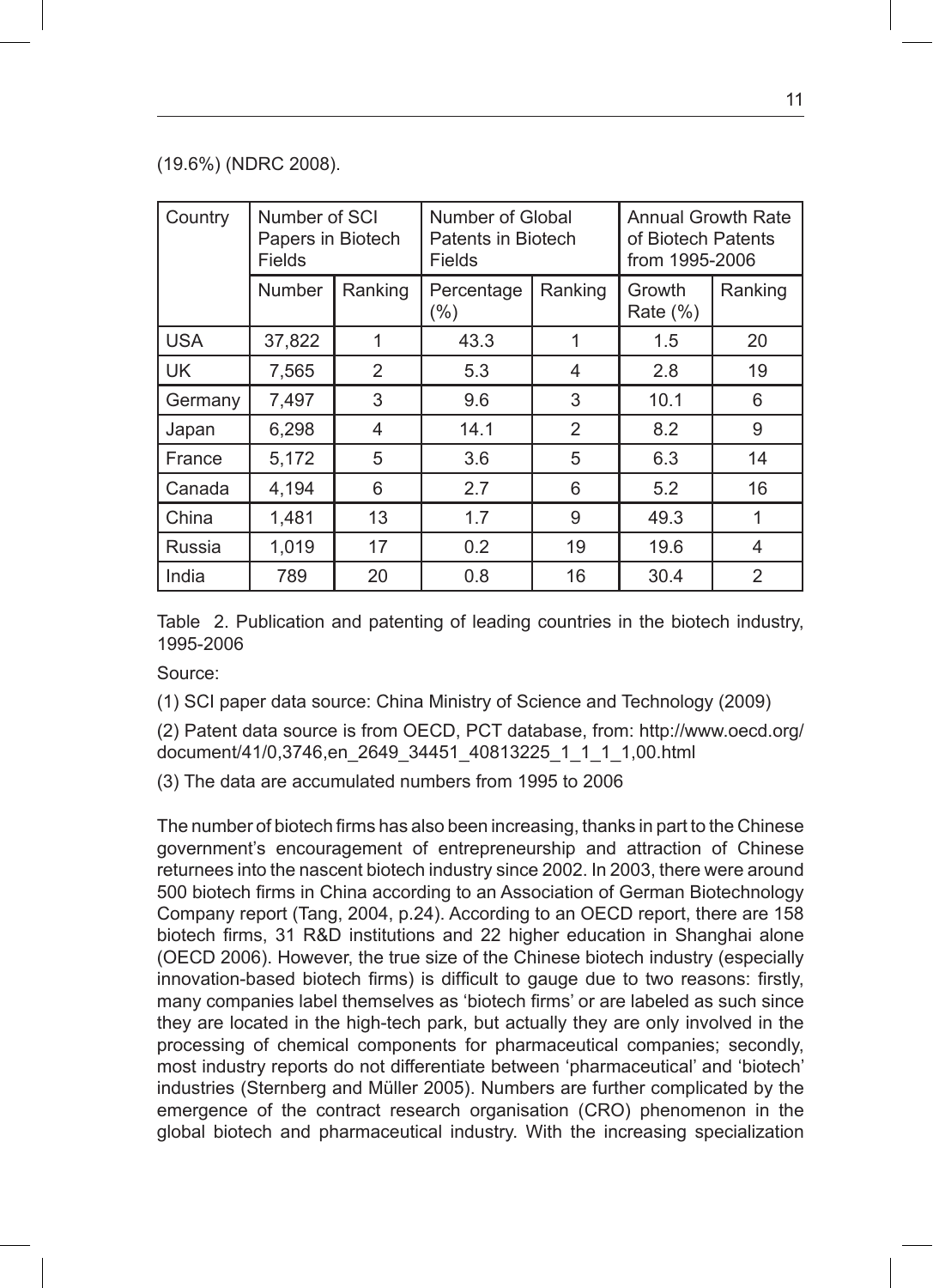(19.6%) (NDRC 2008).

| Country | Number of SCI Papers in Biotech Fields | | Number of Global Patents in Biotech Fields | | Annual Growth Rate of Biotech Patents from 1995-2006 | |
|---|---|---|---|---|---|---|
| | Number | Ranking | Percentage (%) | Ranking | Growth Rate (%) | Ranking |
| USA | 37,822 | 1 | 43.3 | 1 | 1.5 | 20 |
| UK | 7,565 | 2 | 5.3 | 4 | 2.8 | 19 |
| Germany | 7,497 | 3 | 9.6 | 3 | 10.1 | 6 |
| Japan | 6,298 | 4 | 14.1 | 2 | 8.2 | 9 |
| France | 5,172 | 5 | 3.6 | 5 | 6.3 | 14 |
| Canada | 4,194 | 6 | 2.7 | 6 | 5.2 | 16 |
| China | 1,481 | 13 | 1.7 | 9 | 49.3 | 1 |
| Russia | 1,019 | 17 | 0.2 | 19 | 19.6 | 4 |
| India | 789 | 20 | 0.8 | 16 | 30.4 | 2 |

Table 2. Publication and patenting of leading countries in the biotech industry, 1995-2006

Source:

(1) SCI paper data source: China Ministry of Science and Technology (2009)

(2) Patent data source is from OECD, PCT database, from: http://www.oecd.org/document/41/0,3746,en_2649_34451_40813225_1_1_1_1,00.html

(3) The data are accumulated numbers from 1995 to 2006

The number of biotech firms has also been increasing, thanks in part to the Chinese government's encouragement of entrepreneurship and attraction of Chinese returnees into the nascent biotech industry since 2002. In 2003, there were around 500 biotech firms in China according to an Association of German Biotechnology Company report (Tang, 2004, p.24). According to an OECD report, there are 158 biotech firms, 31 R&D institutions and 22 higher education in Shanghai alone (OECD 2006). However, the true size of the Chinese biotech industry (especially innovation-based biotech firms) is difficult to gauge due to two reasons: firstly, many companies label themselves as 'biotech firms' or are labeled as such since they are located in the high-tech park, but actually they are only involved in the processing of chemical components for pharmaceutical companies; secondly, most industry reports do not differentiate between 'pharmaceutical' and 'biotech' industries (Sternberg and Müller 2005). Numbers are further complicated by the emergence of the contract research organisation (CRO) phenomenon in the global biotech and pharmaceutical industry. With the increasing specialization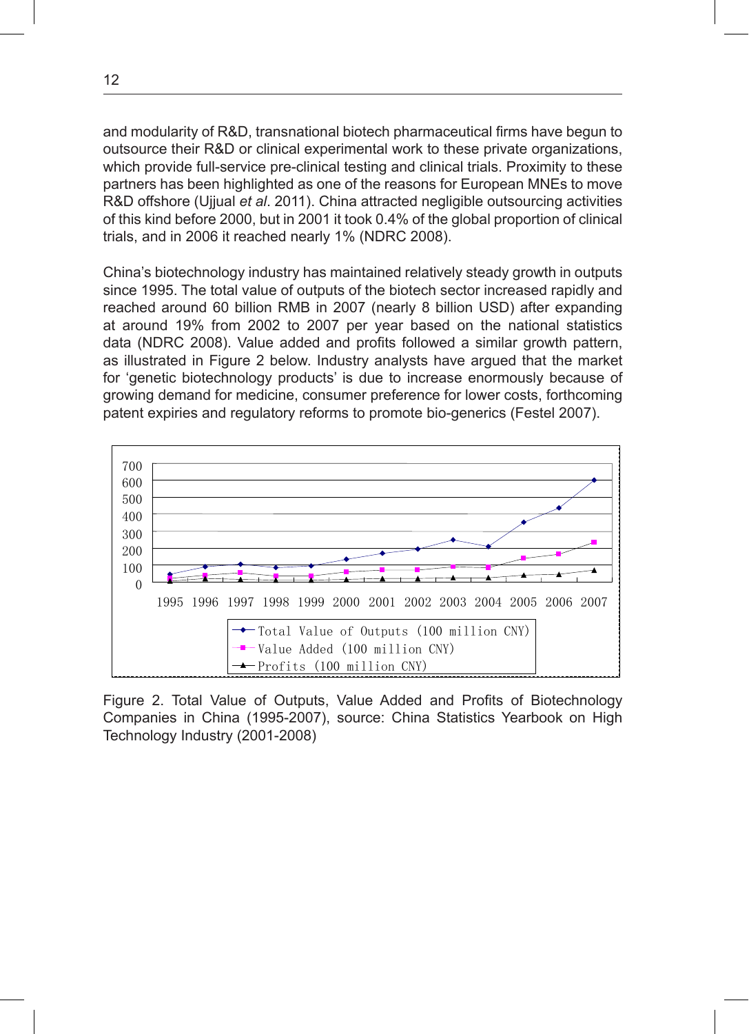and modularity of R&D, transnational biotech pharmaceutical firms have begun to outsource their R&D or clinical experimental work to these private organizations, which provide full-service pre-clinical testing and clinical trials. Proximity to these partners has been highlighted as one of the reasons for European MNEs to move R&D offshore (Ujjual *et al*. 2011). China attracted negligible outsourcing activities of this kind before 2000, but in 2001 it took 0.4% of the global proportion of clinical trials, and in 2006 it reached nearly 1% (NDRC 2008).

China's biotechnology industry has maintained relatively steady growth in outputs since 1995. The total value of outputs of the biotech sector increased rapidly and reached around 60 billion RMB in 2007 (nearly 8 billion USD) after expanding at around 19% from 2002 to 2007 per year based on the national statistics data (NDRC 2008). Value added and profits followed a similar growth pattern, as illustrated in Figure 2 below. Industry analysts have argued that the market for 'genetic biotechnology products' is due to increase enormously because of growing demand for medicine, consumer preference for lower costs, forthcoming patent expiries and regulatory reforms to promote bio-generics (Festel 2007).

Figure 2. Total Value of Outputs, Value Added and Profits of Biotechnology Companies in China (1995-2007), source: China Statistics Yearbook on High Technology Industry (2001-2008)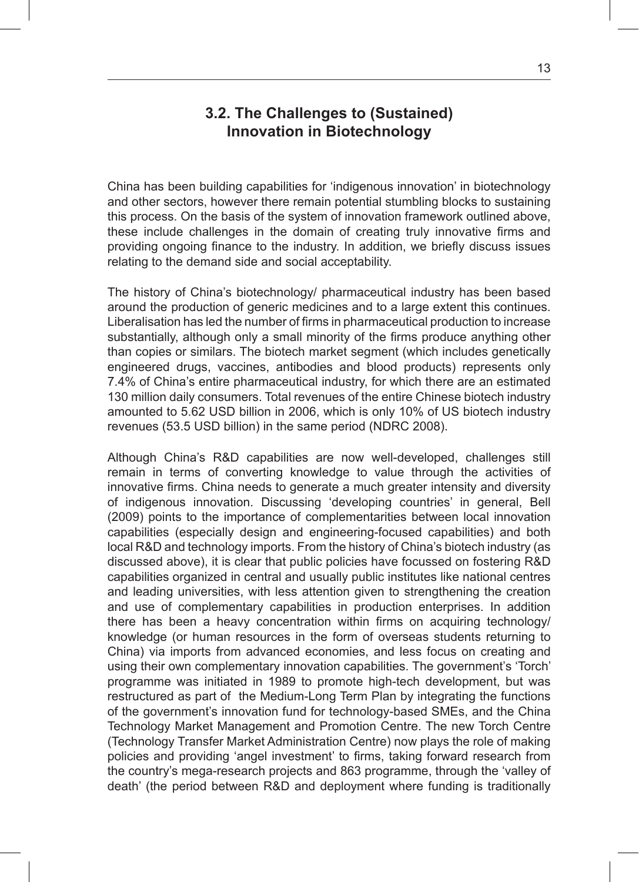## 3.2. The Challenges to (Sustained) Innovation in Biotechnology

China has been building capabilities for 'indigenous innovation' in biotechnology and other sectors, however there remain potential stumbling blocks to sustaining this process. On the basis of the system of innovation framework outlined above, these include challenges in the domain of creating truly innovative firms and providing ongoing finance to the industry. In addition, we briefly discuss issues relating to the demand side and social acceptability.

The history of China's biotechnology/ pharmaceutical industry has been based around the production of generic medicines and to a large extent this continues. Liberalisation has led the number of firms in pharmaceutical production to increase substantially, although only a small minority of the firms produce anything other than copies or similars. The biotech market segment (which includes genetically engineered drugs, vaccines, antibodies and blood products) represents only 7.4% of China's entire pharmaceutical industry, for which there are an estimated 130 million daily consumers. Total revenues of the entire Chinese biotech industry amounted to 5.62 USD billion in 2006, which is only 10% of US biotech industry revenues (53.5 USD billion) in the same period (NDRC 2008).

Although China's R&D capabilities are now well-developed, challenges still remain in terms of converting knowledge to value through the activities of innovative firms. China needs to generate a much greater intensity and diversity of indigenous innovation. Discussing 'developing countries' in general, Bell (2009) points to the importance of complementarities between local innovation capabilities (especially design and engineering-focused capabilities) and both local R&D and technology imports. From the history of China's biotech industry (as discussed above), it is clear that public policies have focussed on fostering R&D capabilities organized in central and usually public institutes like national centres and leading universities, with less attention given to strengthening the creation and use of complementary capabilities in production enterprises. In addition there has been a heavy concentration within firms on acquiring technology/ knowledge (or human resources in the form of overseas students returning to China) via imports from advanced economies, and less focus on creating and using their own complementary innovation capabilities. The government's 'Torch' programme was initiated in 1989 to promote high-tech development, but was restructured as part of the Medium-Long Term Plan by integrating the functions of the government's innovation fund for technology-based SMEs, and the China Technology Market Management and Promotion Centre. The new Torch Centre (Technology Transfer Market Administration Centre) now plays the role of making policies and providing 'angel investment' to firms, taking forward research from the country's mega-research projects and 863 programme, through the 'valley of death' (the period between R&D and deployment where funding is traditionally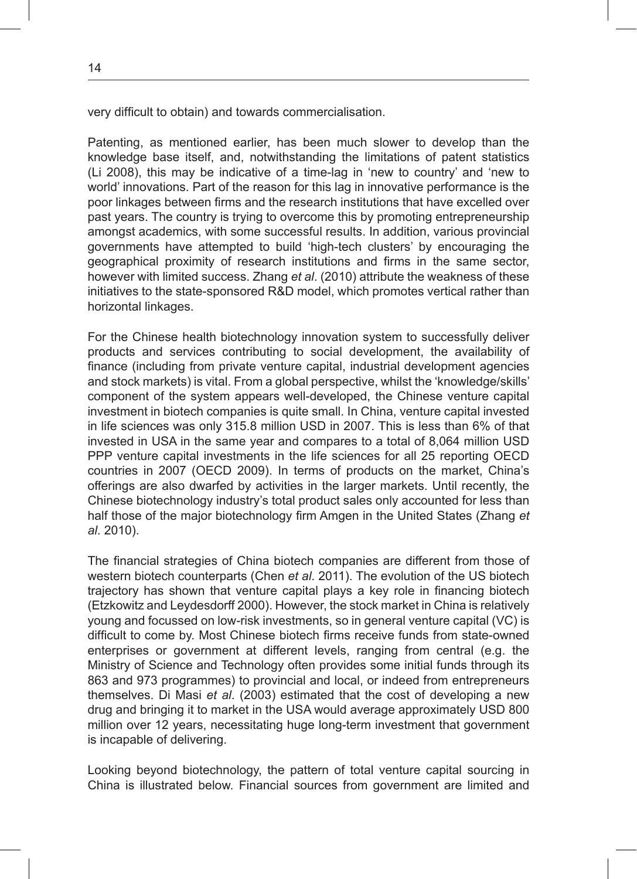very difficult to obtain) and towards commercialisation.

Patenting, as mentioned earlier, has been much slower to develop than the knowledge base itself, and, notwithstanding the limitations of patent statistics (Li 2008), this may be indicative of a time-lag in 'new to country' and 'new to world' innovations. Part of the reason for this lag in innovative performance is the poor linkages between firms and the research institutions that have excelled over past years. The country is trying to overcome this by promoting entrepreneurship amongst academics, with some successful results. In addition, various provincial governments have attempted to build 'high-tech clusters' by encouraging the geographical proximity of research institutions and firms in the same sector, however with limited success. Zhang *et al*. (2010) attribute the weakness of these initiatives to the state-sponsored R&D model, which promotes vertical rather than horizontal linkages.

For the Chinese health biotechnology innovation system to successfully deliver products and services contributing to social development, the availability of finance (including from private venture capital, industrial development agencies and stock markets) is vital. From a global perspective, whilst the 'knowledge/skills' component of the system appears well-developed, the Chinese venture capital investment in biotech companies is quite small. In China, venture capital invested in life sciences was only 315.8 million USD in 2007. This is less than 6% of that invested in USA in the same year and compares to a total of 8,064 million USD PPP venture capital investments in the life sciences for all 25 reporting OECD countries in 2007 (OECD 2009). In terms of products on the market, China's offerings are also dwarfed by activities in the larger markets. Until recently, the Chinese biotechnology industry's total product sales only accounted for less than half those of the major biotechnology firm Amgen in the United States (Zhang *et al*. 2010).

The financial strategies of China biotech companies are different from those of western biotech counterparts (Chen *et al*. 2011). The evolution of the US biotech trajectory has shown that venture capital plays a key role in financing biotech (Etzkowitz and Leydesdorff 2000). However, the stock market in China is relatively young and focussed on low-risk investments, so in general venture capital (VC) is difficult to come by. Most Chinese biotech firms receive funds from state-owned enterprises or government at different levels, ranging from central (e.g. the Ministry of Science and Technology often provides some initial funds through its 863 and 973 programmes) to provincial and local, or indeed from entrepreneurs themselves. Di Masi *et al*. (2003) estimated that the cost of developing a new drug and bringing it to market in the USA would average approximately USD 800 million over 12 years, necessitating huge long-term investment that government is incapable of delivering.

Looking beyond biotechnology, the pattern of total venture capital sourcing in China is illustrated below. Financial sources from government are limited and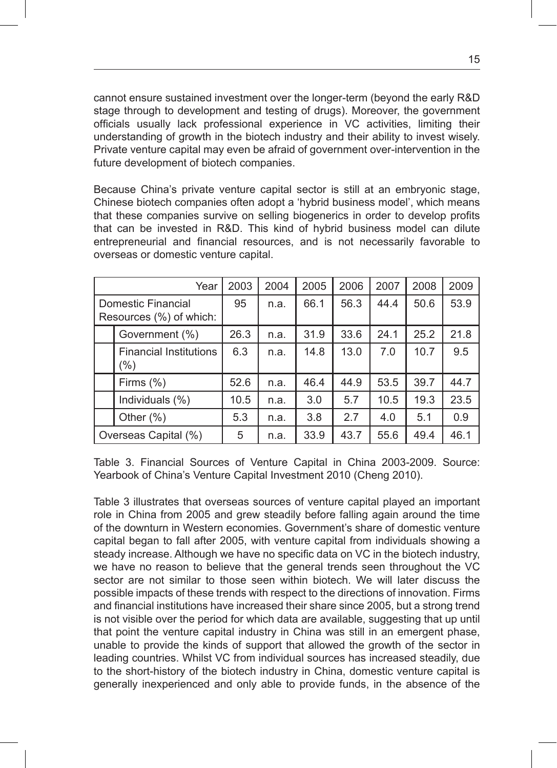cannot ensure sustained investment over the longer-term (beyond the early R&D stage through to development and testing of drugs). Moreover, the government officials usually lack professional experience in VC activities, limiting their understanding of growth in the biotech industry and their ability to invest wisely. Private venture capital may even be afraid of government over-intervention in the future development of biotech companies.

Because China's private venture capital sector is still at an embryonic stage, Chinese biotech companies often adopt a 'hybrid business model', which means that these companies survive on selling biogenerics in order to develop profits that can be invested in R&D. This kind of hybrid business model can dilute entrepreneurial and financial resources, and is not necessarily favorable to overseas or domestic venture capital.

| Year | | 2003 | 2004 | 2005 | 2006 | 2007 | 2008 | 2009 |
|---|---|---|---|---|---|---|---|---|
| Domestic Financial Resources (%) of which: | | 95 | n.a. | 66.1 | 56.3 | 44.4 | 50.6 | 53.9 |
| | Government (%) | 26.3 | n.a. | 31.9 | 33.6 | 24.1 | 25.2 | 21.8 |
| | Financial Institutions (%) | 6.3 | n.a. | 14.8 | 13.0 | 7.0 | 10.7 | 9.5 |
| | Firms (%) | 52.6 | n.a. | 46.4 | 44.9 | 53.5 | 39.7 | 44.7 |
| | Individuals (%) | 10.5 | n.a. | 3.0 | 5.7 | 10.5 | 19.3 | 23.5 |
| | Other (%) | 5.3 | n.a. | 3.8 | 2.7 | 4.0 | 5.1 | 0.9 |
| Overseas Capital (%) | | 5 | n.a. | 33.9 | 43.7 | 55.6 | 49.4 | 46.1 |

Table 3. Financial Sources of Venture Capital in China 2003-2009. Source: Yearbook of China's Venture Capital Investment 2010 (Cheng 2010).

Table 3 illustrates that overseas sources of venture capital played an important role in China from 2005 and grew steadily before falling again around the time of the downturn in Western economies. Government's share of domestic venture capital began to fall after 2005, with venture capital from individuals showing a steady increase. Although we have no specific data on VC in the biotech industry, we have no reason to believe that the general trends seen throughout the VC sector are not similar to those seen within biotech. We will later discuss the possible impacts of these trends with respect to the directions of innovation. Firms and financial institutions have increased their share since 2005, but a strong trend is not visible over the period for which data are available, suggesting that up until that point the venture capital industry in China was still in an emergent phase, unable to provide the kinds of support that allowed the growth of the sector in leading countries. Whilst VC from individual sources has increased steadily, due to the short-history of the biotech industry in China, domestic venture capital is generally inexperienced and only able to provide funds, in the absence of the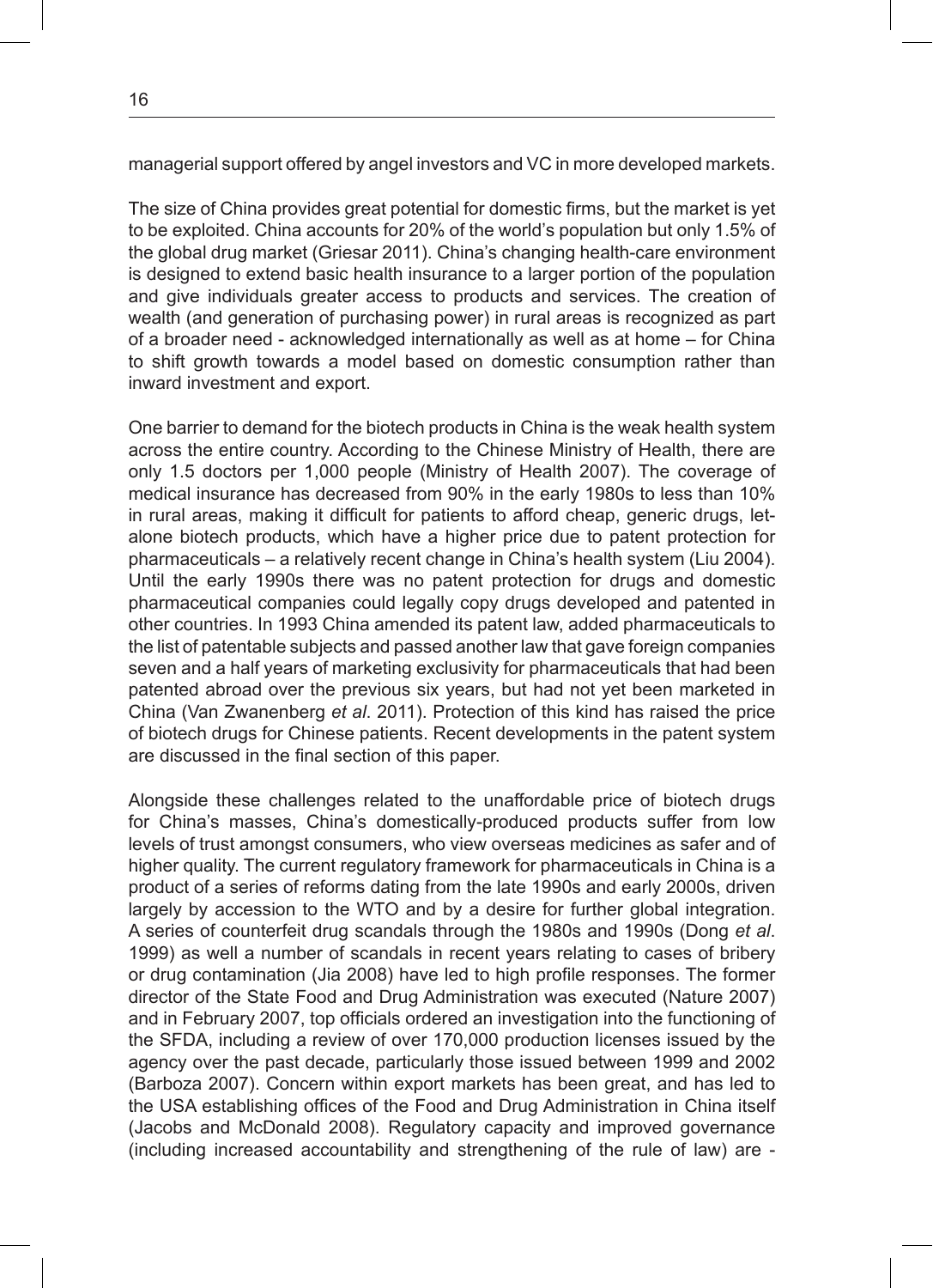managerial support offered by angel investors and VC in more developed markets.

The size of China provides great potential for domestic firms, but the market is yet to be exploited. China accounts for 20% of the world's population but only 1.5% of the global drug market (Griesar 2011). China's changing health-care environment is designed to extend basic health insurance to a larger portion of the population and give individuals greater access to products and services. The creation of wealth (and generation of purchasing power) in rural areas is recognized as part of a broader need - acknowledged internationally as well as at home – for China to shift growth towards a model based on domestic consumption rather than inward investment and export.

One barrier to demand for the biotech products in China is the weak health system across the entire country. According to the Chinese Ministry of Health, there are only 1.5 doctors per 1,000 people (Ministry of Health 2007). The coverage of medical insurance has decreased from 90% in the early 1980s to less than 10% in rural areas, making it difficult for patients to afford cheap, generic drugs, let-alone biotech products, which have a higher price due to patent protection for pharmaceuticals – a relatively recent change in China's health system (Liu 2004). Until the early 1990s there was no patent protection for drugs and domestic pharmaceutical companies could legally copy drugs developed and patented in other countries. In 1993 China amended its patent law, added pharmaceuticals to the list of patentable subjects and passed another law that gave foreign companies seven and a half years of marketing exclusivity for pharmaceuticals that had been patented abroad over the previous six years, but had not yet been marketed in China (Van Zwanenberg *et al*. 2011). Protection of this kind has raised the price of biotech drugs for Chinese patients. Recent developments in the patent system are discussed in the final section of this paper.

Alongside these challenges related to the unaffordable price of biotech drugs for China's masses, China's domestically-produced products suffer from low levels of trust amongst consumers, who view overseas medicines as safer and of higher quality. The current regulatory framework for pharmaceuticals in China is a product of a series of reforms dating from the late 1990s and early 2000s, driven largely by accession to the WTO and by a desire for further global integration. A series of counterfeit drug scandals through the 1980s and 1990s (Dong *et al*. 1999) as well a number of scandals in recent years relating to cases of bribery or drug contamination (Jia 2008) have led to high profile responses. The former director of the State Food and Drug Administration was executed (Nature 2007) and in February 2007, top officials ordered an investigation into the functioning of the SFDA, including a review of over 170,000 production licenses issued by the agency over the past decade, particularly those issued between 1999 and 2002 (Barboza 2007). Concern within export markets has been great, and has led to the USA establishing offices of the Food and Drug Administration in China itself (Jacobs and McDonald 2008). Regulatory capacity and improved governance (including increased accountability and strengthening of the rule of law) are -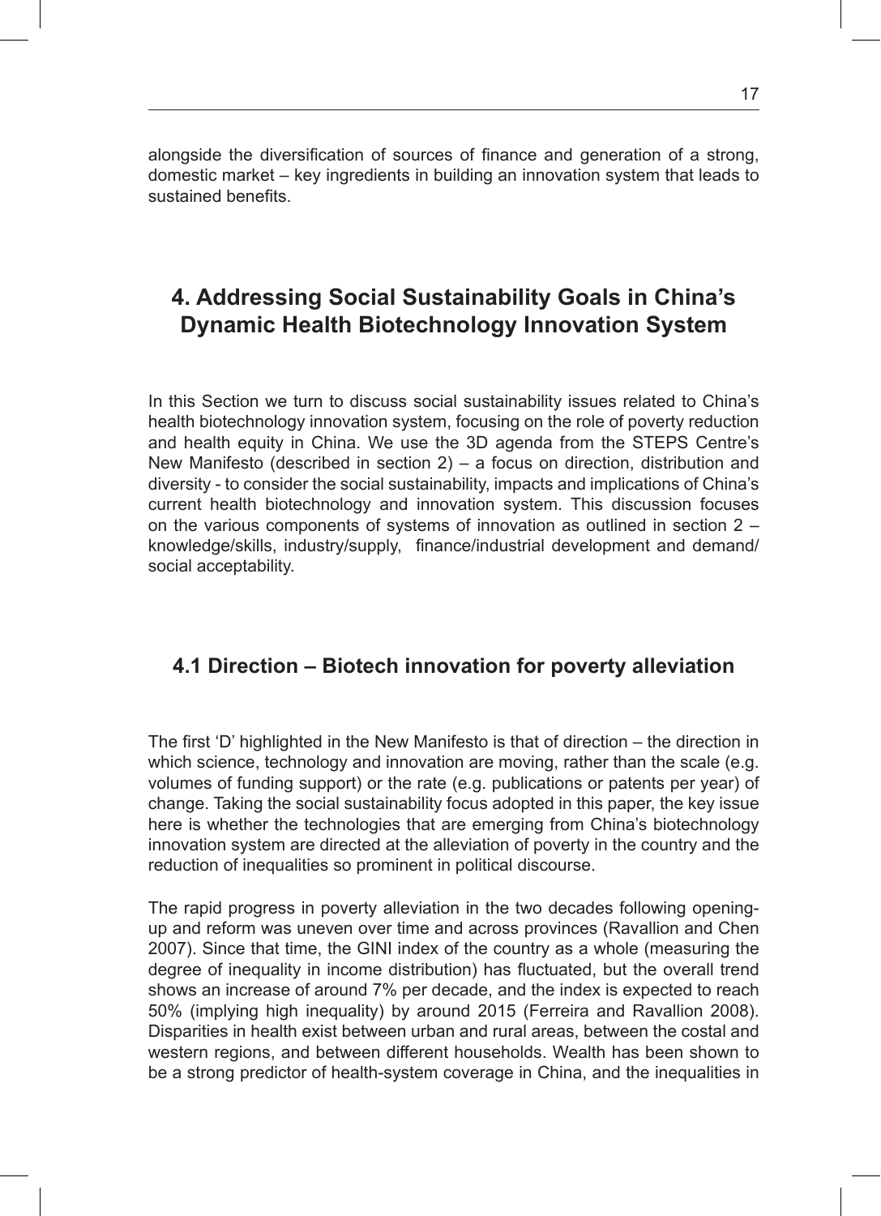alongside the diversification of sources of finance and generation of a strong, domestic market – key ingredients in building an innovation system that leads to sustained benefits.

# 4. Addressing Social Sustainability Goals in China's Dynamic Health Biotechnology Innovation System

In this Section we turn to discuss social sustainability issues related to China's health biotechnology innovation system, focusing on the role of poverty reduction and health equity in China. We use the 3D agenda from the STEPS Centre's New Manifesto (described in section 2) – a focus on direction, distribution and diversity - to consider the social sustainability, impacts and implications of China's current health biotechnology and innovation system. This discussion focuses on the various components of systems of innovation as outlined in section 2 – knowledge/skills, industry/supply, finance/industrial development and demand/social acceptability.

## 4.1 Direction – Biotech innovation for poverty alleviation

The first 'D' highlighted in the New Manifesto is that of direction – the direction in which science, technology and innovation are moving, rather than the scale (e.g. volumes of funding support) or the rate (e.g. publications or patents per year) of change. Taking the social sustainability focus adopted in this paper, the key issue here is whether the technologies that are emerging from China's biotechnology innovation system are directed at the alleviation of poverty in the country and the reduction of inequalities so prominent in political discourse.

The rapid progress in poverty alleviation in the two decades following opening-up and reform was uneven over time and across provinces (Ravallion and Chen 2007). Since that time, the GINI index of the country as a whole (measuring the degree of inequality in income distribution) has fluctuated, but the overall trend shows an increase of around 7% per decade, and the index is expected to reach 50% (implying high inequality) by around 2015 (Ferreira and Ravallion 2008). Disparities in health exist between urban and rural areas, between the costal and western regions, and between different households. Wealth has been shown to be a strong predictor of health-system coverage in China, and the inequalities in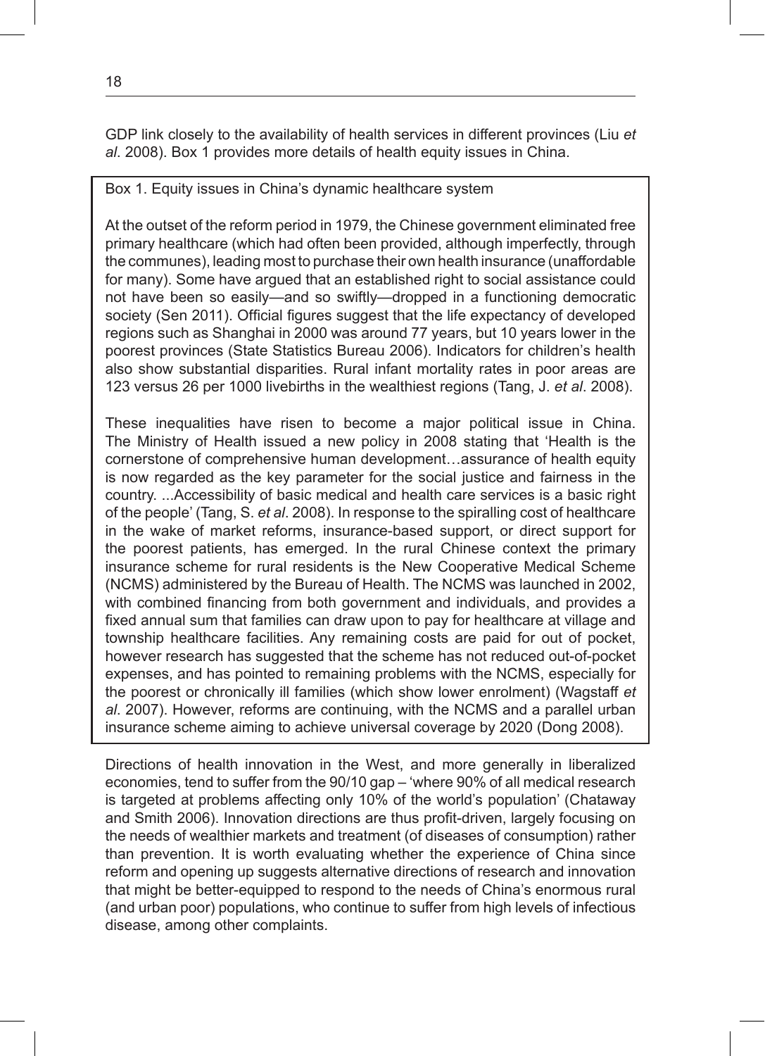GDP link closely to the availability of health services in different provinces (Liu *et al*. 2008). Box 1 provides more details of health equity issues in China.

> Box 1. Equity issues in China's dynamic healthcare system
>
> At the outset of the reform period in 1979, the Chinese government eliminated free primary healthcare (which had often been provided, although imperfectly, through the communes), leading most to purchase their own health insurance (unaffordable for many). Some have argued that an established right to social assistance could not have been so easily—and so swiftly—dropped in a functioning democratic society (Sen 2011). Official figures suggest that the life expectancy of developed regions such as Shanghai in 2000 was around 77 years, but 10 years lower in the poorest provinces (State Statistics Bureau 2006). Indicators for children's health also show substantial disparities. Rural infant mortality rates in poor areas are 123 versus 26 per 1000 livebirths in the wealthiest regions (Tang, J. *et al*. 2008).
>
> These inequalities have risen to become a major political issue in China. The Ministry of Health issued a new policy in 2008 stating that 'Health is the cornerstone of comprehensive human development…assurance of health equity is now regarded as the key parameter for the social justice and fairness in the country. ...Accessibility of basic medical and health care services is a basic right of the people' (Tang, S. *et al*. 2008). In response to the spiralling cost of healthcare in the wake of market reforms, insurance-based support, or direct support for the poorest patients, has emerged. In the rural Chinese context the primary insurance scheme for rural residents is the New Cooperative Medical Scheme (NCMS) administered by the Bureau of Health. The NCMS was launched in 2002, with combined financing from both government and individuals, and provides a fixed annual sum that families can draw upon to pay for healthcare at village and township healthcare facilities. Any remaining costs are paid for out of pocket, however research has suggested that the scheme has not reduced out-of-pocket expenses, and has pointed to remaining problems with the NCMS, especially for the poorest or chronically ill families (which show lower enrolment) (Wagstaff *et al*. 2007). However, reforms are continuing, with the NCMS and a parallel urban insurance scheme aiming to achieve universal coverage by 2020 (Dong 2008).

Directions of health innovation in the West, and more generally in liberalized economies, tend to suffer from the 90/10 gap – 'where 90% of all medical research is targeted at problems affecting only 10% of the world's population' (Chataway and Smith 2006). Innovation directions are thus profit-driven, largely focusing on the needs of wealthier markets and treatment (of diseases of consumption) rather than prevention. It is worth evaluating whether the experience of China since reform and opening up suggests alternative directions of research and innovation that might be better-equipped to respond to the needs of China's enormous rural (and urban poor) populations, who continue to suffer from high levels of infectious disease, among other complaints.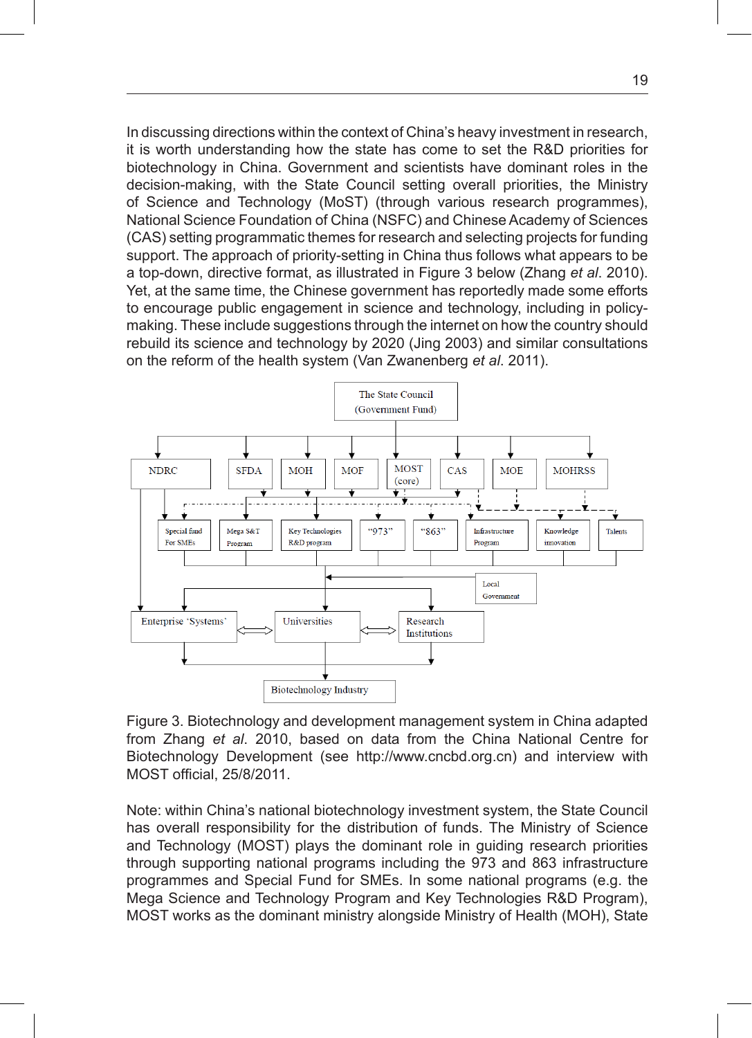In discussing directions within the context of China's heavy investment in research, it is worth understanding how the state has come to set the R&D priorities for biotechnology in China. Government and scientists have dominant roles in the decision-making, with the State Council setting overall priorities, the Ministry of Science and Technology (MoST) (through various research programmes), National Science Foundation of China (NSFC) and Chinese Academy of Sciences (CAS) setting programmatic themes for research and selecting projects for funding support. The approach of priority-setting in China thus follows what appears to be a top-down, directive format, as illustrated in Figure 3 below (Zhang *et al*. 2010). Yet, at the same time, the Chinese government has reportedly made some efforts to encourage public engagement in science and technology, including in policy-making. These include suggestions through the internet on how the country should rebuild its science and technology by 2020 (Jing 2003) and similar consultations on the reform of the health system (Van Zwanenberg *et al*. 2011).

The State Council (Government Fund)

NDRC | SFDA | MOH | MOF | MOST (core) | CAS | MOE | MOHRSS

Special fund For SMEs | Mega S&T Program | Key Technologies R&D program | "973" | "863" | Infrastructure Program | Knowledge innovation | Talents

Local Government

Enterprise 'Systems' | Universities | Research Institutions

Biotechnology Industry

Figure 3. Biotechnology and development management system in China adapted from Zhang *et al*. 2010, based on data from the China National Centre for Biotechnology Development (see http://www.cncbd.org.cn) and interview with MOST official, 25/8/2011.

Note: within China's national biotechnology investment system, the State Council has overall responsibility for the distribution of funds. The Ministry of Science and Technology (MOST) plays the dominant role in guiding research priorities through supporting national programs including the 973 and 863 infrastructure programmes and Special Fund for SMEs. In some national programs (e.g. the Mega Science and Technology Program and Key Technologies R&D Program), MOST works as the dominant ministry alongside Ministry of Health (MOH), State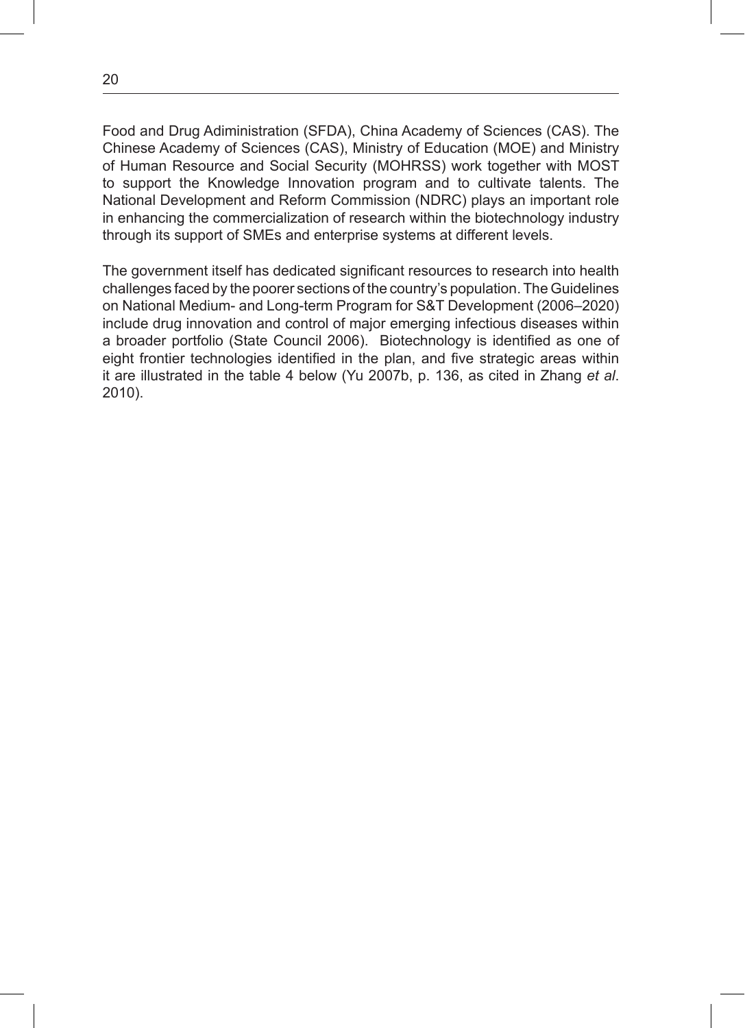Food and Drug Adiministration (SFDA), China Academy of Sciences (CAS). The Chinese Academy of Sciences (CAS), Ministry of Education (MOE) and Ministry of Human Resource and Social Security (MOHRSS) work together with MOST to support the Knowledge Innovation program and to cultivate talents. The National Development and Reform Commission (NDRC) plays an important role in enhancing the commercialization of research within the biotechnology industry through its support of SMEs and enterprise systems at different levels.

The government itself has dedicated significant resources to research into health challenges faced by the poorer sections of the country's population. The Guidelines on National Medium- and Long-term Program for S&T Development (2006–2020) include drug innovation and control of major emerging infectious diseases within a broader portfolio (State Council 2006). Biotechnology is identified as one of eight frontier technologies identified in the plan, and five strategic areas within it are illustrated in the table 4 below (Yu 2007b, p. 136, as cited in Zhang *et al*. 2010).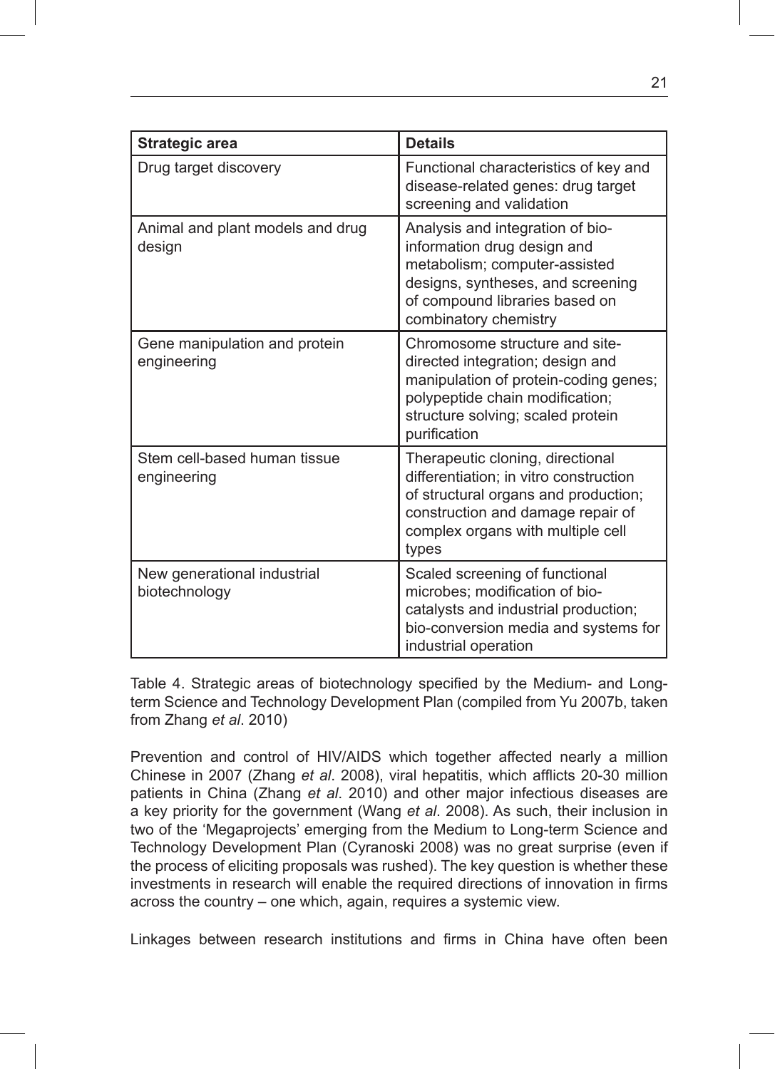| Strategic area | Details |
| --- | --- |
| Drug target discovery | Functional characteristics of key and disease-related genes: drug target screening and validation |
| Animal and plant models and drug design | Analysis and integration of bio-information drug design and metabolism; computer-assisted designs, syntheses, and screening of compound libraries based on combinatory chemistry |
| Gene manipulation and protein engineering | Chromosome structure and site-directed integration; design and manipulation of protein-coding genes; polypeptide chain modification; structure solving; scaled protein purification |
| Stem cell-based human tissue engineering | Therapeutic cloning, directional differentiation; in vitro construction of structural organs and production; construction and damage repair of complex organs with multiple cell types |
| New generational industrial biotechnology | Scaled screening of functional microbes; modification of bio-catalysts and industrial production; bio-conversion media and systems for industrial operation |

Table 4. Strategic areas of biotechnology specified by the Medium- and Long-term Science and Technology Development Plan (compiled from Yu 2007b, taken from Zhang *et al*. 2010)

Prevention and control of HIV/AIDS which together affected nearly a million Chinese in 2007 (Zhang *et al*. 2008), viral hepatitis, which afflicts 20-30 million patients in China (Zhang *et al*. 2010) and other major infectious diseases are a key priority for the government (Wang *et al*. 2008). As such, their inclusion in two of the 'Megaprojects' emerging from the Medium to Long-term Science and Technology Development Plan (Cyranoski 2008) was no great surprise (even if the process of eliciting proposals was rushed). The key question is whether these investments in research will enable the required directions of innovation in firms across the country – one which, again, requires a systemic view.

Linkages between research institutions and firms in China have often been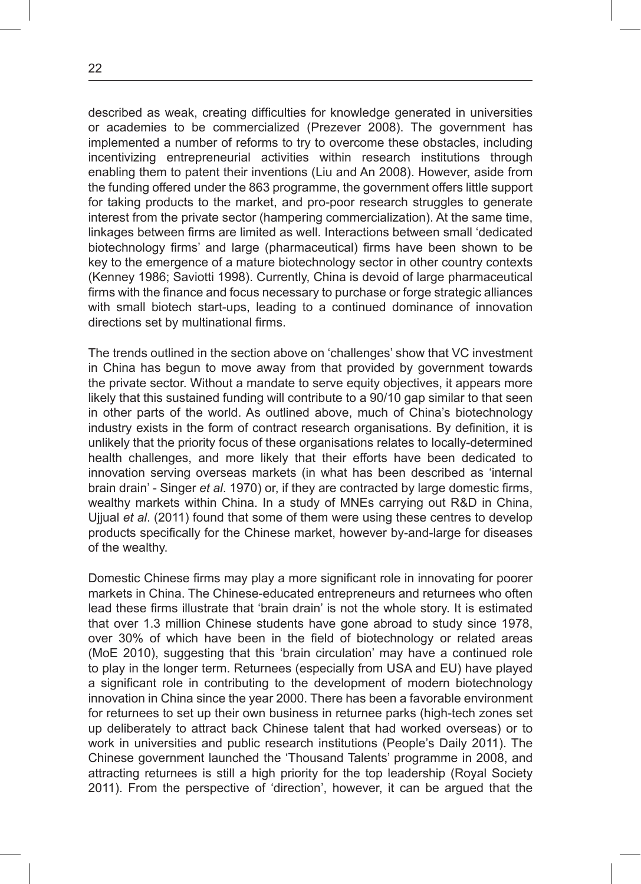described as weak, creating difficulties for knowledge generated in universities or academies to be commercialized (Prezever 2008). The government has implemented a number of reforms to try to overcome these obstacles, including incentivizing entrepreneurial activities within research institutions through enabling them to patent their inventions (Liu and An 2008). However, aside from the funding offered under the 863 programme, the government offers little support for taking products to the market, and pro-poor research struggles to generate interest from the private sector (hampering commercialization). At the same time, linkages between firms are limited as well. Interactions between small 'dedicated biotechnology firms' and large (pharmaceutical) firms have been shown to be key to the emergence of a mature biotechnology sector in other country contexts (Kenney 1986; Saviotti 1998). Currently, China is devoid of large pharmaceutical firms with the finance and focus necessary to purchase or forge strategic alliances with small biotech start-ups, leading to a continued dominance of innovation directions set by multinational firms.

The trends outlined in the section above on 'challenges' show that VC investment in China has begun to move away from that provided by government towards the private sector. Without a mandate to serve equity objectives, it appears more likely that this sustained funding will contribute to a 90/10 gap similar to that seen in other parts of the world. As outlined above, much of China's biotechnology industry exists in the form of contract research organisations. By definition, it is unlikely that the priority focus of these organisations relates to locally-determined health challenges, and more likely that their efforts have been dedicated to innovation serving overseas markets (in what has been described as 'internal brain drain' - Singer *et al*. 1970) or, if they are contracted by large domestic firms, wealthy markets within China. In a study of MNEs carrying out R&D in China, Ujjual *et al*. (2011) found that some of them were using these centres to develop products specifically for the Chinese market, however by-and-large for diseases of the wealthy.

Domestic Chinese firms may play a more significant role in innovating for poorer markets in China. The Chinese-educated entrepreneurs and returnees who often lead these firms illustrate that 'brain drain' is not the whole story. It is estimated that over 1.3 million Chinese students have gone abroad to study since 1978, over 30% of which have been in the field of biotechnology or related areas (MoE 2010), suggesting that this 'brain circulation' may have a continued role to play in the longer term. Returnees (especially from USA and EU) have played a significant role in contributing to the development of modern biotechnology innovation in China since the year 2000. There has been a favorable environment for returnees to set up their own business in returnee parks (high-tech zones set up deliberately to attract back Chinese talent that had worked overseas) or to work in universities and public research institutions (People's Daily 2011). The Chinese government launched the 'Thousand Talents' programme in 2008, and attracting returnees is still a high priority for the top leadership (Royal Society 2011). From the perspective of 'direction', however, it can be argued that the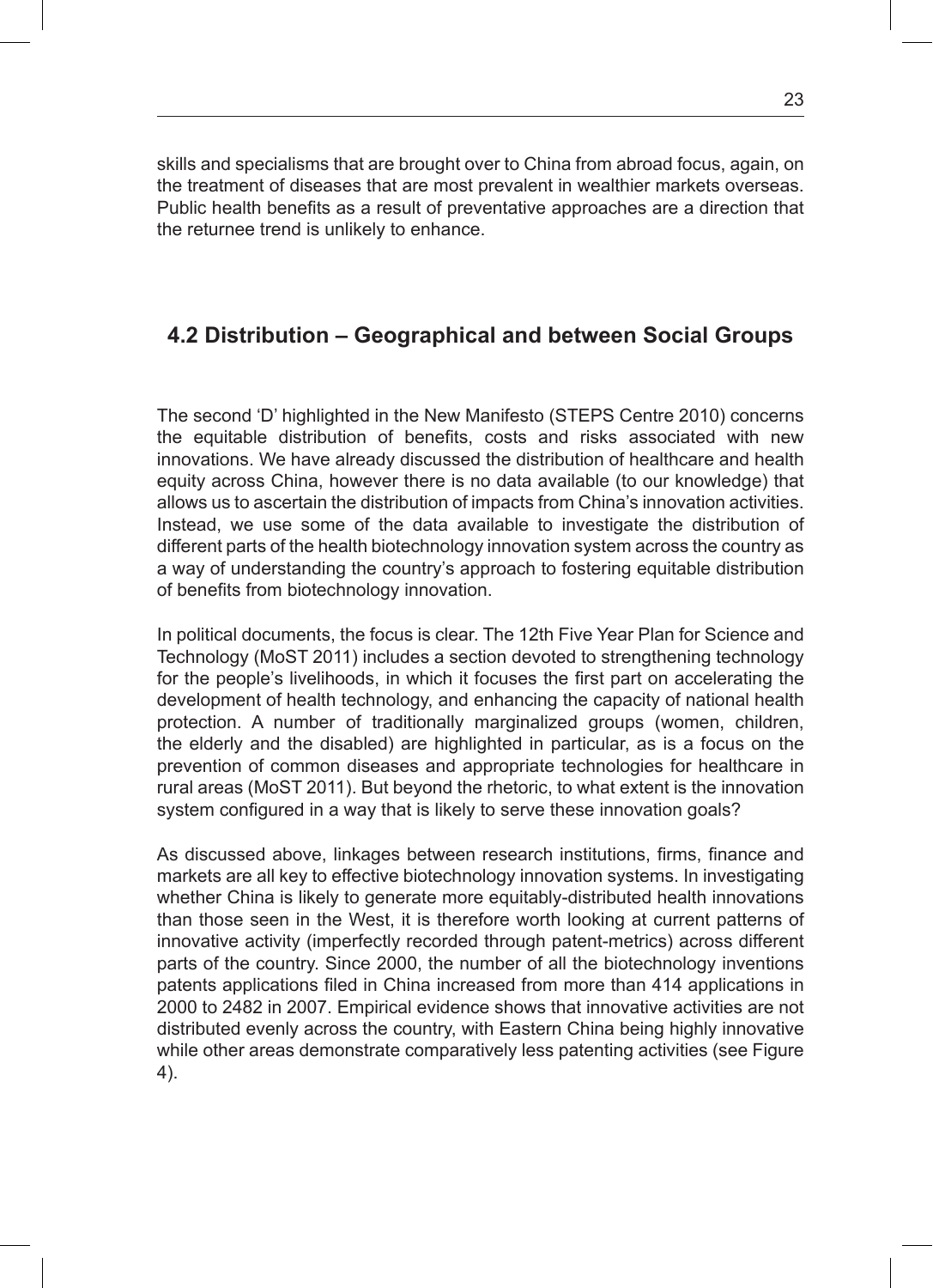skills and specialisms that are brought over to China from abroad focus, again, on the treatment of diseases that are most prevalent in wealthier markets overseas. Public health benefits as a result of preventative approaches are a direction that the returnee trend is unlikely to enhance.

## 4.2 Distribution – Geographical and between Social Groups

The second 'D' highlighted in the New Manifesto (STEPS Centre 2010) concerns the equitable distribution of benefits, costs and risks associated with new innovations. We have already discussed the distribution of healthcare and health equity across China, however there is no data available (to our knowledge) that allows us to ascertain the distribution of impacts from China's innovation activities. Instead, we use some of the data available to investigate the distribution of different parts of the health biotechnology innovation system across the country as a way of understanding the country's approach to fostering equitable distribution of benefits from biotechnology innovation.

In political documents, the focus is clear. The 12th Five Year Plan for Science and Technology (MoST 2011) includes a section devoted to strengthening technology for the people's livelihoods, in which it focuses the first part on accelerating the development of health technology, and enhancing the capacity of national health protection. A number of traditionally marginalized groups (women, children, the elderly and the disabled) are highlighted in particular, as is a focus on the prevention of common diseases and appropriate technologies for healthcare in rural areas (MoST 2011). But beyond the rhetoric, to what extent is the innovation system configured in a way that is likely to serve these innovation goals?

As discussed above, linkages between research institutions, firms, finance and markets are all key to effective biotechnology innovation systems. In investigating whether China is likely to generate more equitably-distributed health innovations than those seen in the West, it is therefore worth looking at current patterns of innovative activity (imperfectly recorded through patent-metrics) across different parts of the country. Since 2000, the number of all the biotechnology inventions patents applications filed in China increased from more than 414 applications in 2000 to 2482 in 2007. Empirical evidence shows that innovative activities are not distributed evenly across the country, with Eastern China being highly innovative while other areas demonstrate comparatively less patenting activities (see Figure 4).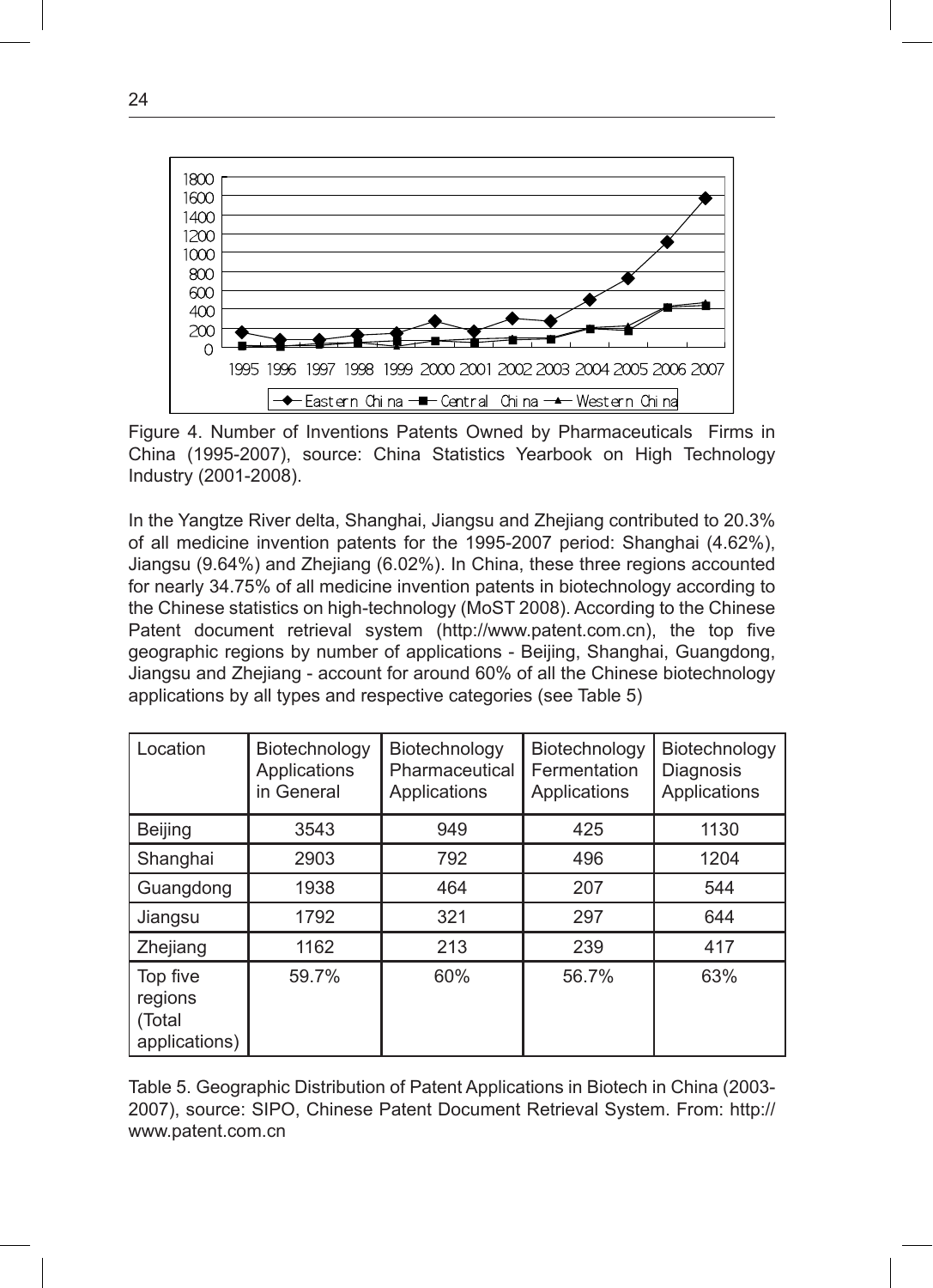Figure 4. Number of Inventions Patents Owned by Pharmaceuticals Firms in China (1995-2007), source: China Statistics Yearbook on High Technology Industry (2001-2008).

In the Yangtze River delta, Shanghai, Jiangsu and Zhejiang contributed to 20.3% of all medicine invention patents for the 1995-2007 period: Shanghai (4.62%), Jiangsu (9.64%) and Zhejiang (6.02%). In China, these three regions accounted for nearly 34.75% of all medicine invention patents in biotechnology according to the Chinese statistics on high-technology (MoST 2008). According to the Chinese Patent document retrieval system (http://www.patent.com.cn), the top five geographic regions by number of applications - Beijing, Shanghai, Guangdong, Jiangsu and Zhejiang - account for around 60% of all the Chinese biotechnology applications by all types and respective categories (see Table 5)

| Location | Biotechnology Applications in General | Biotechnology Pharmaceutical Applications | Biotechnology Fermentation Applications | Biotechnology Diagnosis Applications |
|---|---|---|---|---|
| Beijing | 3543 | 949 | 425 | 1130 |
| Shanghai | 2903 | 792 | 496 | 1204 |
| Guangdong | 1938 | 464 | 207 | 544 |
| Jiangsu | 1792 | 321 | 297 | 644 |
| Zhejiang | 1162 | 213 | 239 | 417 |
| Top five regions (Total applications) | 59.7% | 60% | 56.7% | 63% |

Table 5. Geographic Distribution of Patent Applications in Biotech in China (2003-2007), source: SIPO, Chinese Patent Document Retrieval System. From: http://www.patent.com.cn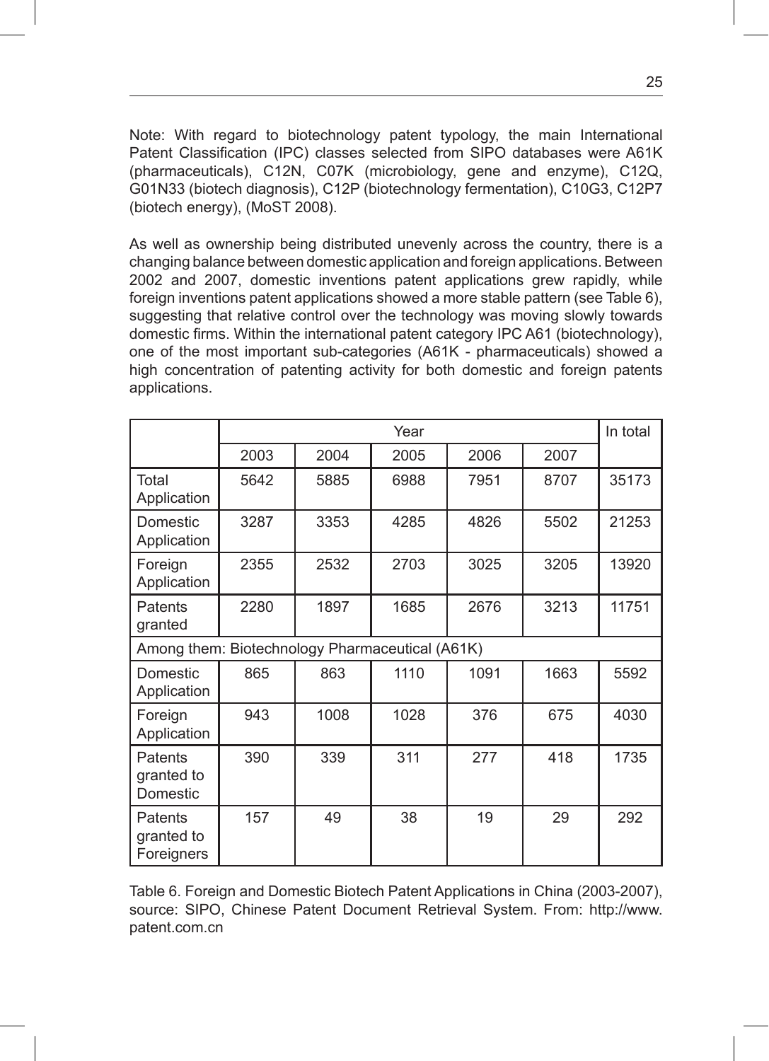Note: With regard to biotechnology patent typology, the main International Patent Classification (IPC) classes selected from SIPO databases were A61K (pharmaceuticals), C12N, C07K (microbiology, gene and enzyme), C12Q, G01N33 (biotech diagnosis), C12P (biotechnology fermentation), C10G3, C12P7 (biotech energy), (MoST 2008).

As well as ownership being distributed unevenly across the country, there is a changing balance between domestic application and foreign applications. Between 2002 and 2007, domestic inventions patent applications grew rapidly, while foreign inventions patent applications showed a more stable pattern (see Table 6), suggesting that relative control over the technology was moving slowly towards domestic firms. Within the international patent category IPC A61 (biotechnology), one of the most important sub-categories (A61K - pharmaceuticals) showed a high concentration of patenting activity for both domestic and foreign patents applications.

| | Year | | | | | In total |
|---|---|---|---|---|---|---|
| | 2003 | 2004 | 2005 | 2006 | 2007 | |
| Total Application | 5642 | 5885 | 6988 | 7951 | 8707 | 35173 |
| Domestic Application | 3287 | 3353 | 4285 | 4826 | 5502 | 21253 |
| Foreign Application | 2355 | 2532 | 2703 | 3025 | 3205 | 13920 |
| Patents granted | 2280 | 1897 | 1685 | 2676 | 3213 | 11751 |
| Among them: Biotechnology Pharmaceutical (A61K) | | | | | | |
| Domestic Application | 865 | 863 | 1110 | 1091 | 1663 | 5592 |
| Foreign Application | 943 | 1008 | 1028 | 376 | 675 | 4030 |
| Patents granted to Domestic | 390 | 339 | 311 | 277 | 418 | 1735 |
| Patents granted to Foreigners | 157 | 49 | 38 | 19 | 29 | 292 |

Table 6. Foreign and Domestic Biotech Patent Applications in China (2003-2007), source: SIPO, Chinese Patent Document Retrieval System. From: http://www.patent.com.cn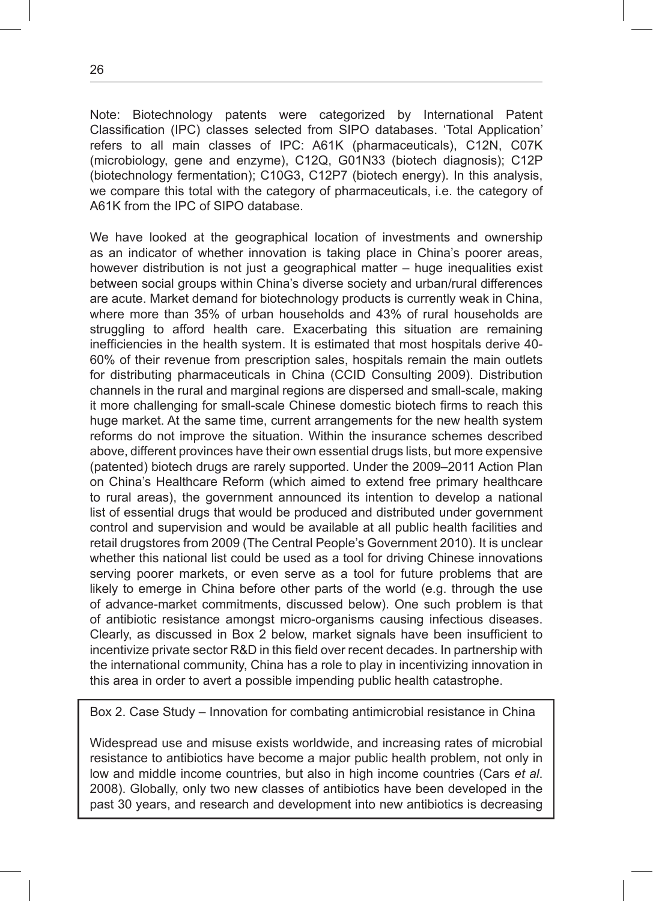Note: Biotechnology patents were categorized by International Patent Classification (IPC) classes selected from SIPO databases. 'Total Application' refers to all main classes of IPC: A61K (pharmaceuticals), C12N, C07K (microbiology, gene and enzyme), C12Q, G01N33 (biotech diagnosis); C12P (biotechnology fermentation); C10G3, C12P7 (biotech energy). In this analysis, we compare this total with the category of pharmaceuticals, i.e. the category of A61K from the IPC of SIPO database.

We have looked at the geographical location of investments and ownership as an indicator of whether innovation is taking place in China's poorer areas, however distribution is not just a geographical matter – huge inequalities exist between social groups within China's diverse society and urban/rural differences are acute. Market demand for biotechnology products is currently weak in China, where more than 35% of urban households and 43% of rural households are struggling to afford health care. Exacerbating this situation are remaining inefficiencies in the health system. It is estimated that most hospitals derive 40-60% of their revenue from prescription sales, hospitals remain the main outlets for distributing pharmaceuticals in China (CCID Consulting 2009). Distribution channels in the rural and marginal regions are dispersed and small-scale, making it more challenging for small-scale Chinese domestic biotech firms to reach this huge market. At the same time, current arrangements for the new health system reforms do not improve the situation. Within the insurance schemes described above, different provinces have their own essential drugs lists, but more expensive (patented) biotech drugs are rarely supported. Under the 2009–2011 Action Plan on China's Healthcare Reform (which aimed to extend free primary healthcare to rural areas), the government announced its intention to develop a national list of essential drugs that would be produced and distributed under government control and supervision and would be available at all public health facilities and retail drugstores from 2009 (The Central People's Government 2010). It is unclear whether this national list could be used as a tool for driving Chinese innovations serving poorer markets, or even serve as a tool for future problems that are likely to emerge in China before other parts of the world (e.g. through the use of advance-market commitments, discussed below). One such problem is that of antibiotic resistance amongst micro-organisms causing infectious diseases. Clearly, as discussed in Box 2 below, market signals have been insufficient to incentivize private sector R&D in this field over recent decades. In partnership with the international community, China has a role to play in incentivizing innovation in this area in order to avert a possible impending public health catastrophe.

Box 2. Case Study – Innovation for combating antimicrobial resistance in China

Widespread use and misuse exists worldwide, and increasing rates of microbial resistance to antibiotics have become a major public health problem, not only in low and middle income countries, but also in high income countries (Cars *et al*. 2008). Globally, only two new classes of antibiotics have been developed in the past 30 years, and research and development into new antibiotics is decreasing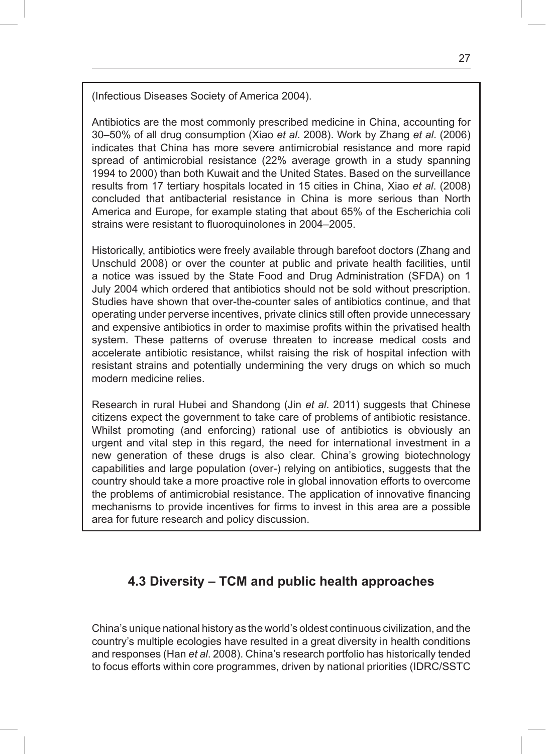(Infectious Diseases Society of America 2004).

Antibiotics are the most commonly prescribed medicine in China, accounting for 30–50% of all drug consumption (Xiao *et al*. 2008). Work by Zhang *et al*. (2006) indicates that China has more severe antimicrobial resistance and more rapid spread of antimicrobial resistance (22% average growth in a study spanning 1994 to 2000) than both Kuwait and the United States. Based on the surveillance results from 17 tertiary hospitals located in 15 cities in China, Xiao *et al*. (2008) concluded that antibacterial resistance in China is more serious than North America and Europe, for example stating that about 65% of the Escherichia coli strains were resistant to fluoroquinolones in 2004–2005.

Historically, antibiotics were freely available through barefoot doctors (Zhang and Unschuld 2008) or over the counter at public and private health facilities, until a notice was issued by the State Food and Drug Administration (SFDA) on 1 July 2004 which ordered that antibiotics should not be sold without prescription. Studies have shown that over-the-counter sales of antibiotics continue, and that operating under perverse incentives, private clinics still often provide unnecessary and expensive antibiotics in order to maximise profits within the privatised health system. These patterns of overuse threaten to increase medical costs and accelerate antibiotic resistance, whilst raising the risk of hospital infection with resistant strains and potentially undermining the very drugs on which so much modern medicine relies.

Research in rural Hubei and Shandong (Jin *et al*. 2011) suggests that Chinese citizens expect the government to take care of problems of antibiotic resistance. Whilst promoting (and enforcing) rational use of antibiotics is obviously an urgent and vital step in this regard, the need for international investment in a new generation of these drugs is also clear. China's growing biotechnology capabilities and large population (over-) relying on antibiotics, suggests that the country should take a more proactive role in global innovation efforts to overcome the problems of antimicrobial resistance. The application of innovative financing mechanisms to provide incentives for firms to invest in this area are a possible area for future research and policy discussion.

### 4.3 Diversity – TCM and public health approaches

China's unique national history as the world's oldest continuous civilization, and the country's multiple ecologies have resulted in a great diversity in health conditions and responses (Han *et al*. 2008). China's research portfolio has historically tended to focus efforts within core programmes, driven by national priorities (IDRC/SSTC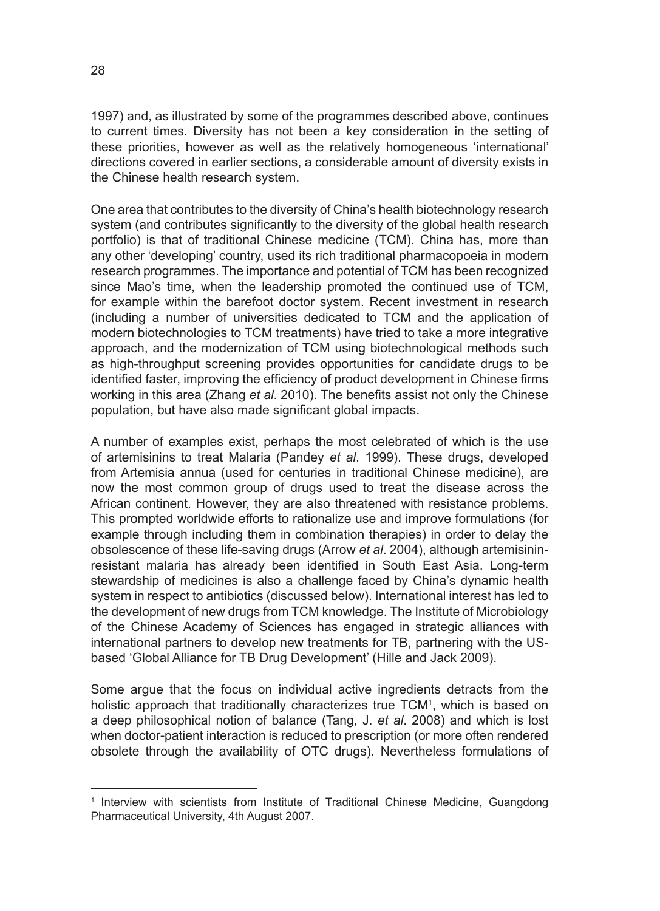1997) and, as illustrated by some of the programmes described above, continues to current times. Diversity has not been a key consideration in the setting of these priorities, however as well as the relatively homogeneous 'international' directions covered in earlier sections, a considerable amount of diversity exists in the Chinese health research system.

One area that contributes to the diversity of China's health biotechnology research system (and contributes significantly to the diversity of the global health research portfolio) is that of traditional Chinese medicine (TCM). China has, more than any other 'developing' country, used its rich traditional pharmacopoeia in modern research programmes. The importance and potential of TCM has been recognized since Mao's time, when the leadership promoted the continued use of TCM, for example within the barefoot doctor system. Recent investment in research (including a number of universities dedicated to TCM and the application of modern biotechnologies to TCM treatments) have tried to take a more integrative approach, and the modernization of TCM using biotechnological methods such as high-throughput screening provides opportunities for candidate drugs to be identified faster, improving the efficiency of product development in Chinese firms working in this area (Zhang *et al*. 2010). The benefits assist not only the Chinese population, but have also made significant global impacts.

A number of examples exist, perhaps the most celebrated of which is the use of artemisinins to treat Malaria (Pandey *et al*. 1999). These drugs, developed from Artemisia annua (used for centuries in traditional Chinese medicine), are now the most common group of drugs used to treat the disease across the African continent. However, they are also threatened with resistance problems. This prompted worldwide efforts to rationalize use and improve formulations (for example through including them in combination therapies) in order to delay the obsolescence of these life-saving drugs (Arrow *et al*. 2004), although artemisinin-resistant malaria has already been identified in South East Asia. Long-term stewardship of medicines is also a challenge faced by China's dynamic health system in respect to antibiotics (discussed below). International interest has led to the development of new drugs from TCM knowledge. The Institute of Microbiology of the Chinese Academy of Sciences has engaged in strategic alliances with international partners to develop new treatments for TB, partnering with the US-based 'Global Alliance for TB Drug Development' (Hille and Jack 2009).

Some argue that the focus on individual active ingredients detracts from the holistic approach that traditionally characterizes true TCM[1], which is based on a deep philosophical notion of balance (Tang, J. *et al*. 2008) and which is lost when doctor-patient interaction is reduced to prescription (or more often rendered obsolete through the availability of OTC drugs). Nevertheless formulations of

---

[1] Interview with scientists from Institute of Traditional Chinese Medicine, Guangdong Pharmaceutical University, 4th August 2007.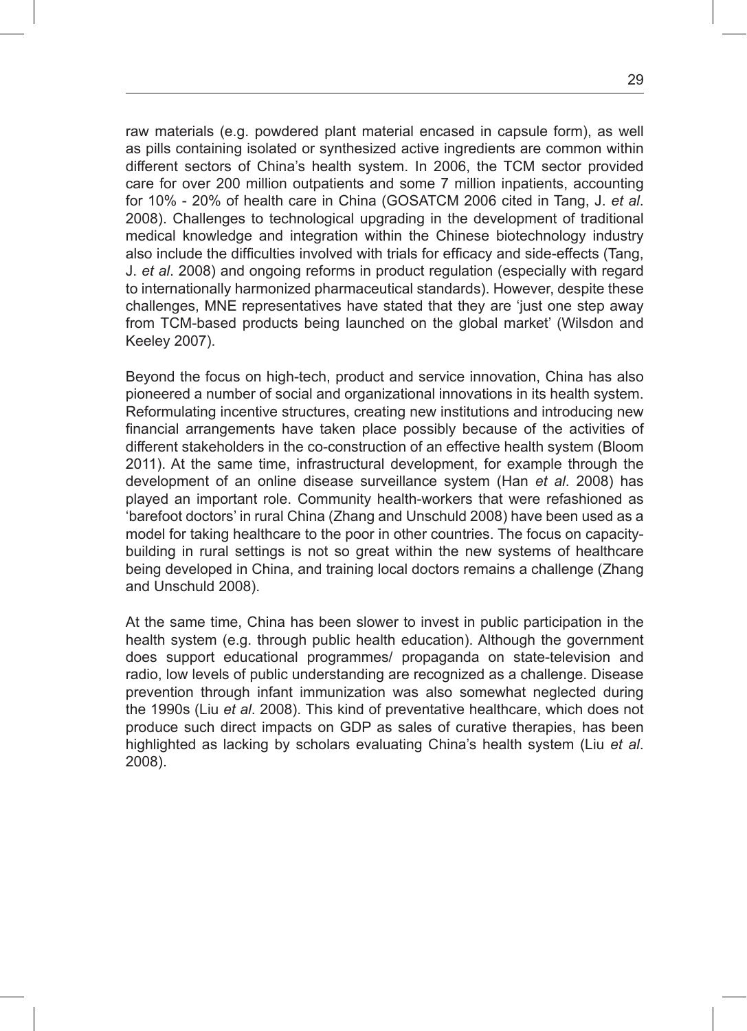raw materials (e.g. powdered plant material encased in capsule form), as well as pills containing isolated or synthesized active ingredients are common within different sectors of China's health system. In 2006, the TCM sector provided care for over 200 million outpatients and some 7 million inpatients, accounting for 10% - 20% of health care in China (GOSATCM 2006 cited in Tang, J. *et al*. 2008). Challenges to technological upgrading in the development of traditional medical knowledge and integration within the Chinese biotechnology industry also include the difficulties involved with trials for efficacy and side-effects (Tang, J. *et al*. 2008) and ongoing reforms in product regulation (especially with regard to internationally harmonized pharmaceutical standards). However, despite these challenges, MNE representatives have stated that they are 'just one step away from TCM-based products being launched on the global market' (Wilsdon and Keeley 2007).

Beyond the focus on high-tech, product and service innovation, China has also pioneered a number of social and organizational innovations in its health system. Reformulating incentive structures, creating new institutions and introducing new financial arrangements have taken place possibly because of the activities of different stakeholders in the co-construction of an effective health system (Bloom 2011). At the same time, infrastructural development, for example through the development of an online disease surveillance system (Han *et al*. 2008) has played an important role. Community health-workers that were refashioned as 'barefoot doctors' in rural China (Zhang and Unschuld 2008) have been used as a model for taking healthcare to the poor in other countries. The focus on capacity-building in rural settings is not so great within the new systems of healthcare being developed in China, and training local doctors remains a challenge (Zhang and Unschuld 2008).

At the same time, China has been slower to invest in public participation in the health system (e.g. through public health education). Although the government does support educational programmes/ propaganda on state-television and radio, low levels of public understanding are recognized as a challenge. Disease prevention through infant immunization was also somewhat neglected during the 1990s (Liu *et al*. 2008). This kind of preventative healthcare, which does not produce such direct impacts on GDP as sales of curative therapies, has been highlighted as lacking by scholars evaluating China's health system (Liu *et al*. 2008).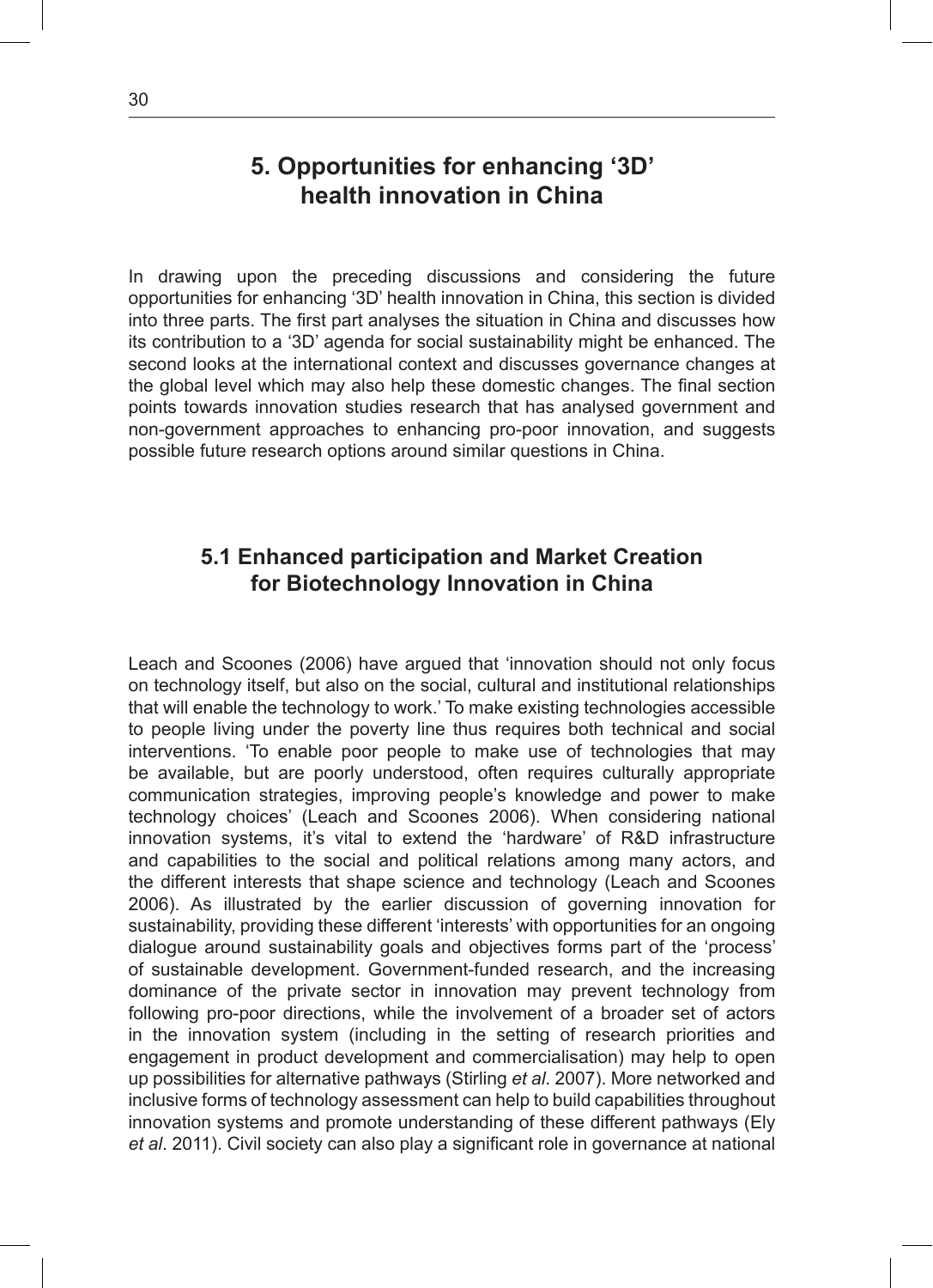# 5. Opportunities for enhancing '3D' health innovation in China

In drawing upon the preceding discussions and considering the future opportunities for enhancing '3D' health innovation in China, this section is divided into three parts. The first part analyses the situation in China and discusses how its contribution to a '3D' agenda for social sustainability might be enhanced. The second looks at the international context and discusses governance changes at the global level which may also help these domestic changes. The final section points towards innovation studies research that has analysed government and non-government approaches to enhancing pro-poor innovation, and suggests possible future research options around similar questions in China.

## 5.1 Enhanced participation and Market Creation for Biotechnology Innovation in China

Leach and Scoones (2006) have argued that 'innovation should not only focus on technology itself, but also on the social, cultural and institutional relationships that will enable the technology to work.' To make existing technologies accessible to people living under the poverty line thus requires both technical and social interventions. 'To enable poor people to make use of technologies that may be available, but are poorly understood, often requires culturally appropriate communication strategies, improving people's knowledge and power to make technology choices' (Leach and Scoones 2006). When considering national innovation systems, it's vital to extend the 'hardware' of R&D infrastructure and capabilities to the social and political relations among many actors, and the different interests that shape science and technology (Leach and Scoones 2006). As illustrated by the earlier discussion of governing innovation for sustainability, providing these different 'interests' with opportunities for an ongoing dialogue around sustainability goals and objectives forms part of the 'process' of sustainable development. Government-funded research, and the increasing dominance of the private sector in innovation may prevent technology from following pro-poor directions, while the involvement of a broader set of actors in the innovation system (including in the setting of research priorities and engagement in product development and commercialisation) may help to open up possibilities for alternative pathways (Stirling *et al*. 2007). More networked and inclusive forms of technology assessment can help to build capabilities throughout innovation systems and promote understanding of these different pathways (Ely *et al*. 2011). Civil society can also play a significant role in governance at national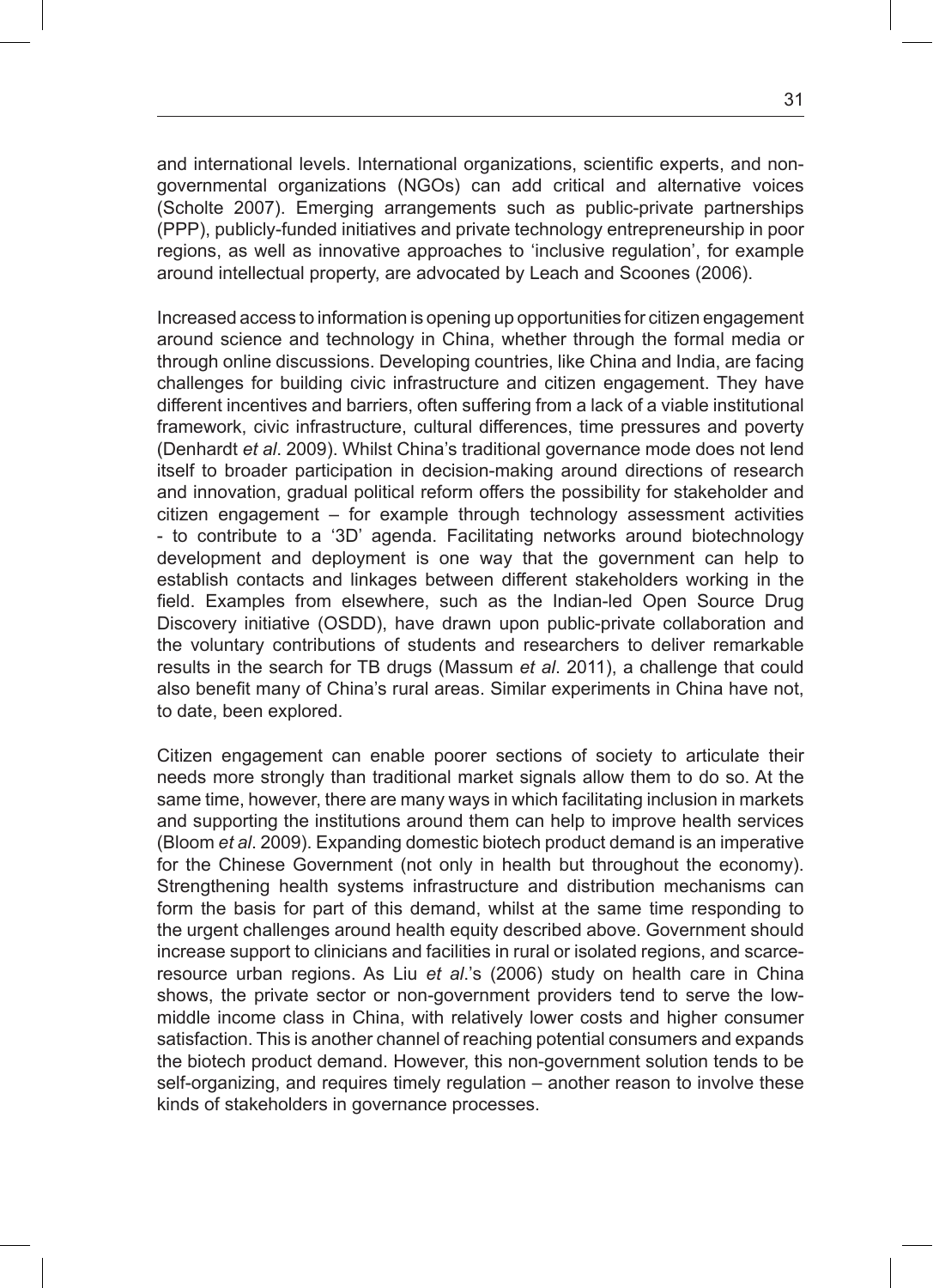and international levels. International organizations, scientific experts, and non-governmental organizations (NGOs) can add critical and alternative voices (Scholte 2007). Emerging arrangements such as public-private partnerships (PPP), publicly-funded initiatives and private technology entrepreneurship in poor regions, as well as innovative approaches to 'inclusive regulation', for example around intellectual property, are advocated by Leach and Scoones (2006).

Increased access to information is opening up opportunities for citizen engagement around science and technology in China, whether through the formal media or through online discussions. Developing countries, like China and India, are facing challenges for building civic infrastructure and citizen engagement. They have different incentives and barriers, often suffering from a lack of a viable institutional framework, civic infrastructure, cultural differences, time pressures and poverty (Denhardt *et al*. 2009). Whilst China's traditional governance mode does not lend itself to broader participation in decision-making around directions of research and innovation, gradual political reform offers the possibility for stakeholder and citizen engagement – for example through technology assessment activities - to contribute to a '3D' agenda. Facilitating networks around biotechnology development and deployment is one way that the government can help to establish contacts and linkages between different stakeholders working in the field. Examples from elsewhere, such as the Indian-led Open Source Drug Discovery initiative (OSDD), have drawn upon public-private collaboration and the voluntary contributions of students and researchers to deliver remarkable results in the search for TB drugs (Massum *et al*. 2011), a challenge that could also benefit many of China's rural areas. Similar experiments in China have not, to date, been explored.

Citizen engagement can enable poorer sections of society to articulate their needs more strongly than traditional market signals allow them to do so. At the same time, however, there are many ways in which facilitating inclusion in markets and supporting the institutions around them can help to improve health services (Bloom *et al*. 2009). Expanding domestic biotech product demand is an imperative for the Chinese Government (not only in health but throughout the economy). Strengthening health systems infrastructure and distribution mechanisms can form the basis for part of this demand, whilst at the same time responding to the urgent challenges around health equity described above. Government should increase support to clinicians and facilities in rural or isolated regions, and scarce-resource urban regions. As Liu *et al*.'s (2006) study on health care in China shows, the private sector or non-government providers tend to serve the low-middle income class in China, with relatively lower costs and higher consumer satisfaction. This is another channel of reaching potential consumers and expands the biotech product demand. However, this non-government solution tends to be self-organizing, and requires timely regulation – another reason to involve these kinds of stakeholders in governance processes.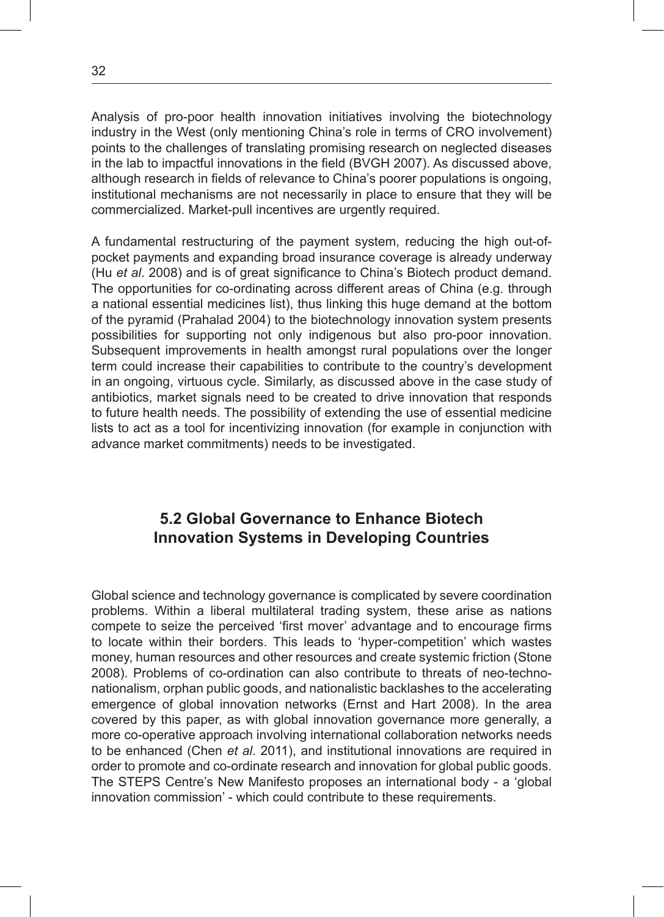Analysis of pro-poor health innovation initiatives involving the biotechnology industry in the West (only mentioning China's role in terms of CRO involvement) points to the challenges of translating promising research on neglected diseases in the lab to impactful innovations in the field (BVGH 2007). As discussed above, although research in fields of relevance to China's poorer populations is ongoing, institutional mechanisms are not necessarily in place to ensure that they will be commercialized. Market-pull incentives are urgently required.

A fundamental restructuring of the payment system, reducing the high out-of-pocket payments and expanding broad insurance coverage is already underway (Hu *et al*. 2008) and is of great significance to China's Biotech product demand. The opportunities for co-ordinating across different areas of China (e.g. through a national essential medicines list), thus linking this huge demand at the bottom of the pyramid (Prahalad 2004) to the biotechnology innovation system presents possibilities for supporting not only indigenous but also pro-poor innovation. Subsequent improvements in health amongst rural populations over the longer term could increase their capabilities to contribute to the country's development in an ongoing, virtuous cycle. Similarly, as discussed above in the case study of antibiotics, market signals need to be created to drive innovation that responds to future health needs. The possibility of extending the use of essential medicine lists to act as a tool for incentivizing innovation (for example in conjunction with advance market commitments) needs to be investigated.

## 5.2 Global Governance to Enhance Biotech Innovation Systems in Developing Countries

Global science and technology governance is complicated by severe coordination problems. Within a liberal multilateral trading system, these arise as nations compete to seize the perceived 'first mover' advantage and to encourage firms to locate within their borders. This leads to 'hyper-competition' which wastes money, human resources and other resources and create systemic friction (Stone 2008). Problems of co-ordination can also contribute to threats of neo-techno-nationalism, orphan public goods, and nationalistic backlashes to the accelerating emergence of global innovation networks (Ernst and Hart 2008). In the area covered by this paper, as with global innovation governance more generally, a more co-operative approach involving international collaboration networks needs to be enhanced (Chen *et al*. 2011), and institutional innovations are required in order to promote and co-ordinate research and innovation for global public goods. The STEPS Centre's New Manifesto proposes an international body - a 'global innovation commission' - which could contribute to these requirements.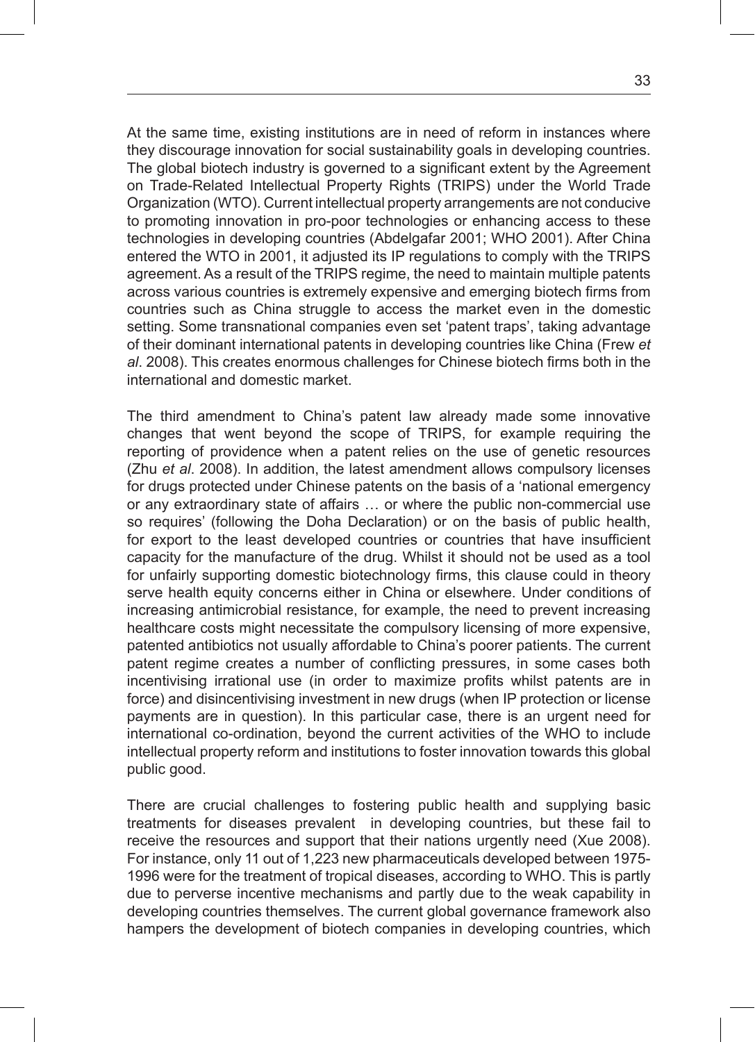At the same time, existing institutions are in need of reform in instances where they discourage innovation for social sustainability goals in developing countries. The global biotech industry is governed to a significant extent by the Agreement on Trade-Related Intellectual Property Rights (TRIPS) under the World Trade Organization (WTO). Current intellectual property arrangements are not conducive to promoting innovation in pro-poor technologies or enhancing access to these technologies in developing countries (Abdelgafar 2001; WHO 2001). After China entered the WTO in 2001, it adjusted its IP regulations to comply with the TRIPS agreement. As a result of the TRIPS regime, the need to maintain multiple patents across various countries is extremely expensive and emerging biotech firms from countries such as China struggle to access the market even in the domestic setting. Some transnational companies even set 'patent traps', taking advantage of their dominant international patents in developing countries like China (Frew *et al*. 2008). This creates enormous challenges for Chinese biotech firms both in the international and domestic market.

The third amendment to China's patent law already made some innovative changes that went beyond the scope of TRIPS, for example requiring the reporting of providence when a patent relies on the use of genetic resources (Zhu *et al*. 2008). In addition, the latest amendment allows compulsory licenses for drugs protected under Chinese patents on the basis of a 'national emergency or any extraordinary state of affairs … or where the public non-commercial use so requires' (following the Doha Declaration) or on the basis of public health, for export to the least developed countries or countries that have insufficient capacity for the manufacture of the drug. Whilst it should not be used as a tool for unfairly supporting domestic biotechnology firms, this clause could in theory serve health equity concerns either in China or elsewhere. Under conditions of increasing antimicrobial resistance, for example, the need to prevent increasing healthcare costs might necessitate the compulsory licensing of more expensive, patented antibiotics not usually affordable to China's poorer patients. The current patent regime creates a number of conflicting pressures, in some cases both incentivising irrational use (in order to maximize profits whilst patents are in force) and disincentivising investment in new drugs (when IP protection or license payments are in question). In this particular case, there is an urgent need for international co-ordination, beyond the current activities of the WHO to include intellectual property reform and institutions to foster innovation towards this global public good.

There are crucial challenges to fostering public health and supplying basic treatments for diseases prevalent in developing countries, but these fail to receive the resources and support that their nations urgently need (Xue 2008). For instance, only 11 out of 1,223 new pharmaceuticals developed between 1975-1996 were for the treatment of tropical diseases, according to WHO. This is partly due to perverse incentive mechanisms and partly due to the weak capability in developing countries themselves. The current global governance framework also hampers the development of biotech companies in developing countries, which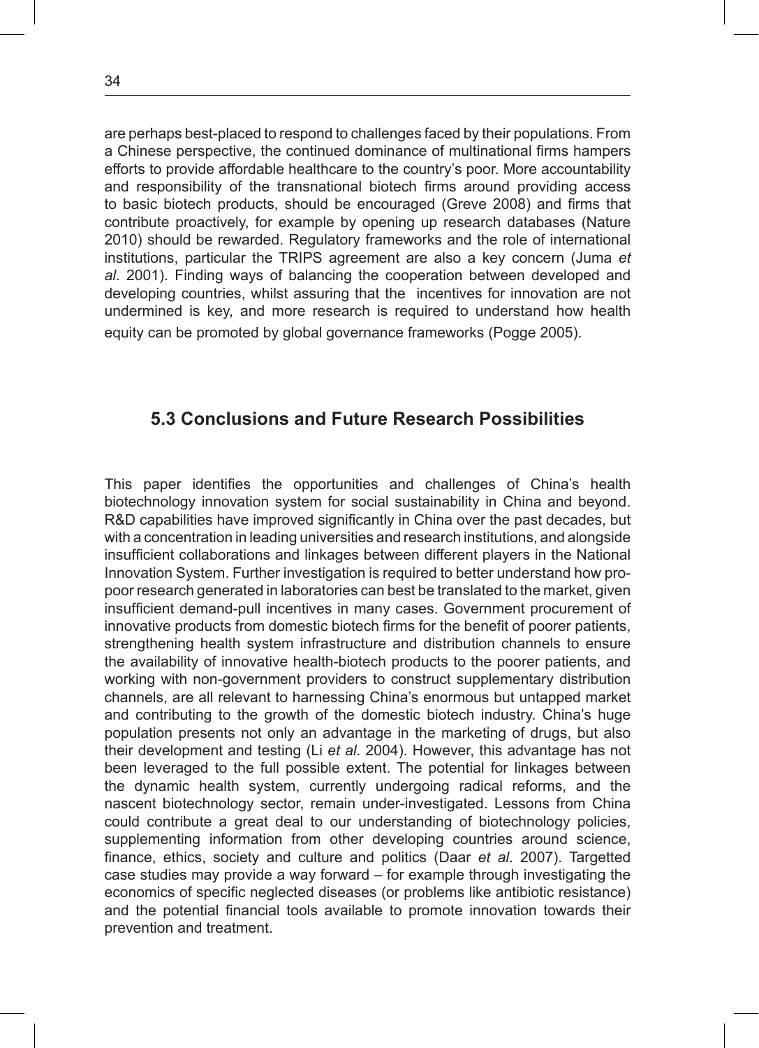are perhaps best-placed to respond to challenges faced by their populations. From a Chinese perspective, the continued dominance of multinational firms hampers efforts to provide affordable healthcare to the country's poor. More accountability and responsibility of the transnational biotech firms around providing access to basic biotech products, should be encouraged (Greve 2008) and firms that contribute proactively, for example by opening up research databases (Nature 2010) should be rewarded. Regulatory frameworks and the role of international institutions, particular the TRIPS agreement are also a key concern (Juma *et al*. 2001). Finding ways of balancing the cooperation between developed and developing countries, whilst assuring that the incentives for innovation are not undermined is key, and more research is required to understand how health equity can be promoted by global governance frameworks (Pogge 2005).

## 5.3 Conclusions and Future Research Possibilities

This paper identifies the opportunities and challenges of China's health biotechnology innovation system for social sustainability in China and beyond. R&D capabilities have improved significantly in China over the past decades, but with a concentration in leading universities and research institutions, and alongside insufficient collaborations and linkages between different players in the National Innovation System. Further investigation is required to better understand how pro-poor research generated in laboratories can best be translated to the market, given insufficient demand-pull incentives in many cases. Government procurement of innovative products from domestic biotech firms for the benefit of poorer patients, strengthening health system infrastructure and distribution channels to ensure the availability of innovative health-biotech products to the poorer patients, and working with non-government providers to construct supplementary distribution channels, are all relevant to harnessing China's enormous but untapped market and contributing to the growth of the domestic biotech industry. China's huge population presents not only an advantage in the marketing of drugs, but also their development and testing (Li *et al*. 2004). However, this advantage has not been leveraged to the full possible extent. The potential for linkages between the dynamic health system, currently undergoing radical reforms, and the nascent biotechnology sector, remain under-investigated. Lessons from China could contribute a great deal to our understanding of biotechnology policies, supplementing information from other developing countries around science, finance, ethics, society and culture and politics (Daar *et al*. 2007). Targetted case studies may provide a way forward – for example through investigating the economics of specific neglected diseases (or problems like antibiotic resistance) and the potential financial tools available to promote innovation towards their prevention and treatment.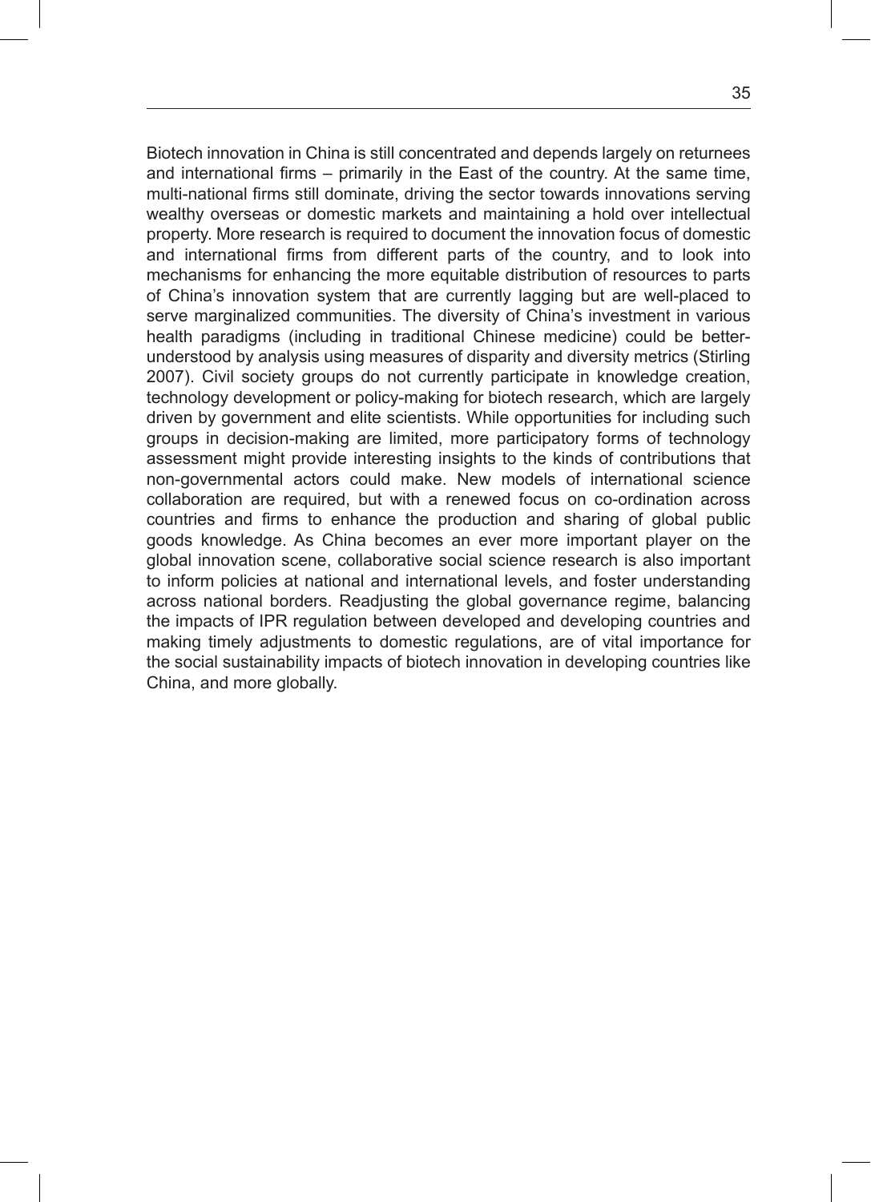Biotech innovation in China is still concentrated and depends largely on returnees and international firms – primarily in the East of the country. At the same time, multi-national firms still dominate, driving the sector towards innovations serving wealthy overseas or domestic markets and maintaining a hold over intellectual property. More research is required to document the innovation focus of domestic and international firms from different parts of the country, and to look into mechanisms for enhancing the more equitable distribution of resources to parts of China's innovation system that are currently lagging but are well-placed to serve marginalized communities. The diversity of China's investment in various health paradigms (including in traditional Chinese medicine) could be better-understood by analysis using measures of disparity and diversity metrics (Stirling 2007). Civil society groups do not currently participate in knowledge creation, technology development or policy-making for biotech research, which are largely driven by government and elite scientists. While opportunities for including such groups in decision-making are limited, more participatory forms of technology assessment might provide interesting insights to the kinds of contributions that non-governmental actors could make. New models of international science collaboration are required, but with a renewed focus on co-ordination across countries and firms to enhance the production and sharing of global public goods knowledge. As China becomes an ever more important player on the global innovation scene, collaborative social science research is also important to inform policies at national and international levels, and foster understanding across national borders. Readjusting the global governance regime, balancing the impacts of IPR regulation between developed and developing countries and making timely adjustments to domestic regulations, are of vital importance for the social sustainability impacts of biotech innovation in developing countries like China, and more globally.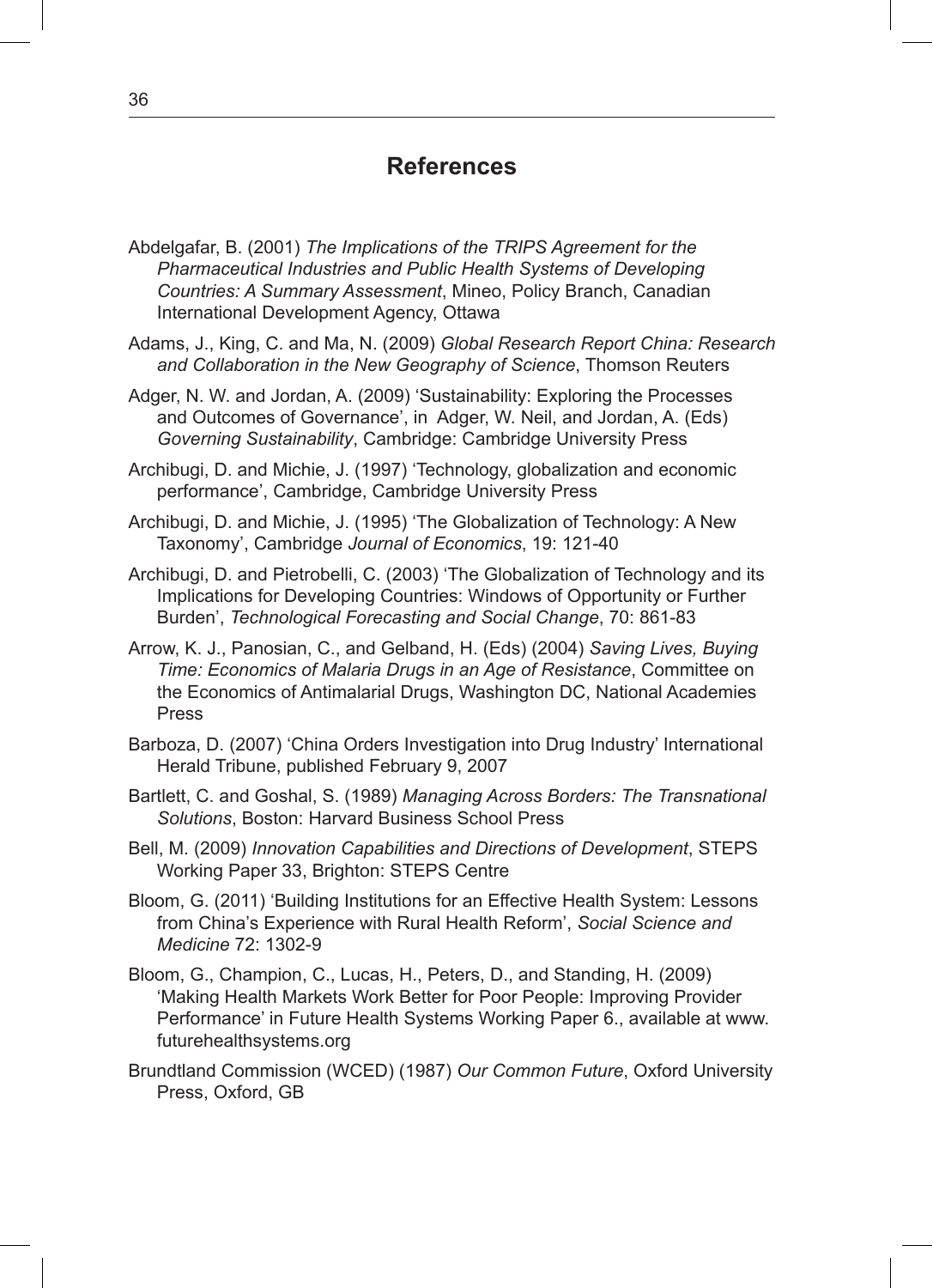# References

Abdelgafar, B. (2001) *The Implications of the TRIPS Agreement for the Pharmaceutical Industries and Public Health Systems of Developing Countries: A Summary Assessment*, Mineo, Policy Branch, Canadian International Development Agency, Ottawa

Adams, J., King, C. and Ma, N. (2009) *Global Research Report China: Research and Collaboration in the New Geography of Science*, Thomson Reuters

Adger, N. W. and Jordan, A. (2009) 'Sustainability: Exploring the Processes and Outcomes of Governance', in Adger, W. Neil, and Jordan, A. (Eds) *Governing Sustainability*, Cambridge: Cambridge University Press

Archibugi, D. and Michie, J. (1997) 'Technology, globalization and economic performance', Cambridge, Cambridge University Press

Archibugi, D. and Michie, J. (1995) 'The Globalization of Technology: A New Taxonomy', Cambridge *Journal of Economics*, 19: 121-40

Archibugi, D. and Pietrobelli, C. (2003) 'The Globalization of Technology and its Implications for Developing Countries: Windows of Opportunity or Further Burden', *Technological Forecasting and Social Change*, 70: 861-83

Arrow, K. J., Panosian, C., and Gelband, H. (Eds) (2004) *Saving Lives, Buying Time: Economics of Malaria Drugs in an Age of Resistance*, Committee on the Economics of Antimalarial Drugs, Washington DC, National Academies Press

Barboza, D. (2007) 'China Orders Investigation into Drug Industry' International Herald Tribune, published February 9, 2007

Bartlett, C. and Goshal, S. (1989) *Managing Across Borders: The Transnational Solutions*, Boston: Harvard Business School Press

Bell, M. (2009) *Innovation Capabilities and Directions of Development*, STEPS Working Paper 33, Brighton: STEPS Centre

Bloom, G. (2011) 'Building Institutions for an Effective Health System: Lessons from China's Experience with Rural Health Reform', *Social Science and Medicine* 72: 1302-9

Bloom, G., Champion, C., Lucas, H., Peters, D., and Standing, H. (2009) 'Making Health Markets Work Better for Poor People: Improving Provider Performance' in Future Health Systems Working Paper 6., available at www.futurehealthsystems.org

Brundtland Commission (WCED) (1987) *Our Common Future*, Oxford University Press, Oxford, GB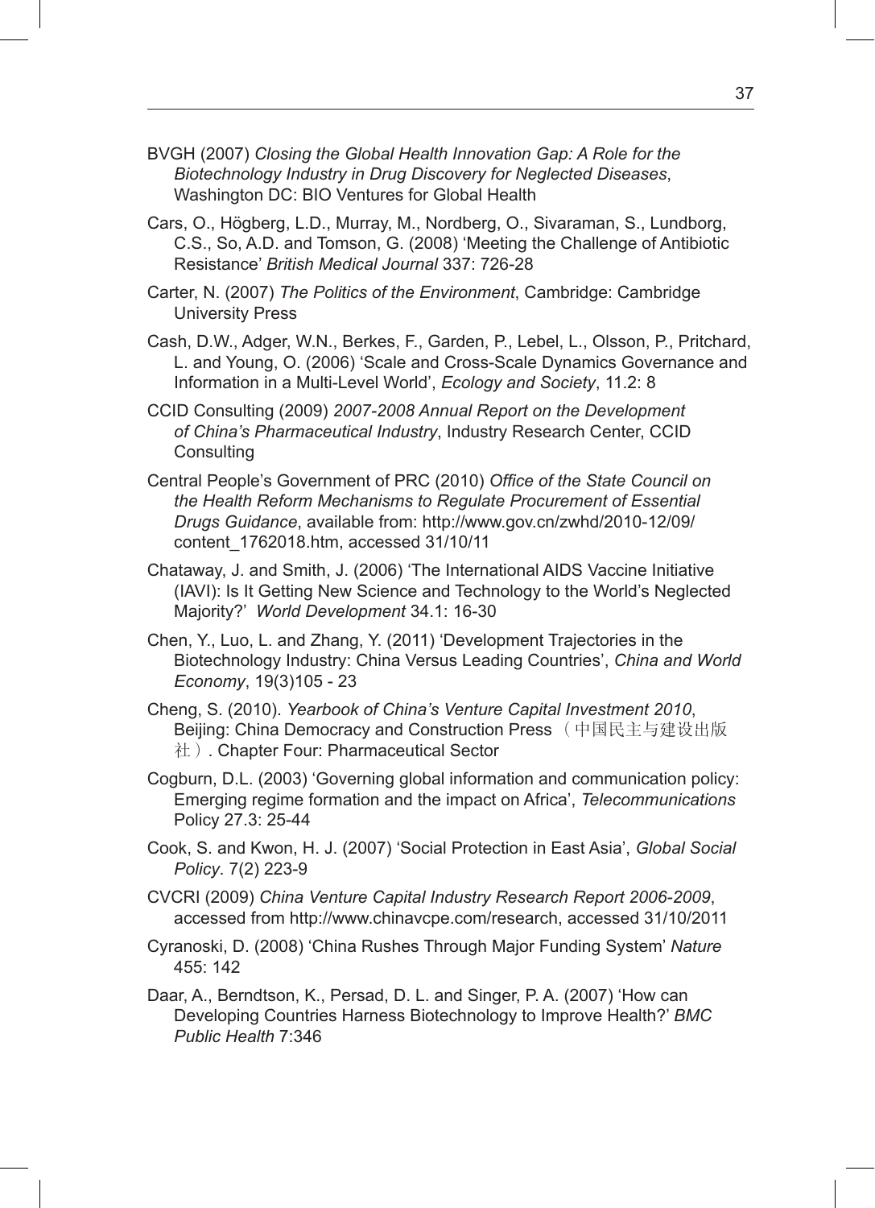BVGH (2007) *Closing the Global Health Innovation Gap: A Role for the Biotechnology Industry in Drug Discovery for Neglected Diseases*, Washington DC: BIO Ventures for Global Health

Cars, O., Högberg, L.D., Murray, M., Nordberg, O., Sivaraman, S., Lundborg, C.S., So, A.D. and Tomson, G. (2008) 'Meeting the Challenge of Antibiotic Resistance' *British Medical Journal* 337: 726-28

Carter, N. (2007) *The Politics of the Environment*, Cambridge: Cambridge University Press

Cash, D.W., Adger, W.N., Berkes, F., Garden, P., Lebel, L., Olsson, P., Pritchard, L. and Young, O. (2006) 'Scale and Cross-Scale Dynamics Governance and Information in a Multi-Level World', *Ecology and Society*, 11.2: 8

CCID Consulting (2009) *2007-2008 Annual Report on the Development of China's Pharmaceutical Industry*, Industry Research Center, CCID Consulting

Central People's Government of PRC (2010) *Office of the State Council on the Health Reform Mechanisms to Regulate Procurement of Essential Drugs Guidance*, available from: http://www.gov.cn/zwhd/2010-12/09/content_1762018.htm, accessed 31/10/11

Chataway, J. and Smith, J. (2006) 'The International AIDS Vaccine Initiative (IAVI): Is It Getting New Science and Technology to the World's Neglected Majority?' *World Development* 34.1: 16-30

Chen, Y., Luo, L. and Zhang, Y. (2011) 'Development Trajectories in the Biotechnology Industry: China Versus Leading Countries', *China and World Economy*, 19(3)105 - 23

Cheng, S. (2010). *Yearbook of China's Venture Capital Investment 2010*, Beijing: China Democracy and Construction Press（中国民主与建设出版社）. Chapter Four: Pharmaceutical Sector

Cogburn, D.L. (2003) 'Governing global information and communication policy: Emerging regime formation and the impact on Africa', *Telecommunications* Policy 27.3: 25-44

Cook, S. and Kwon, H. J. (2007) 'Social Protection in East Asia', *Global Social Policy*. 7(2) 223-9

CVCRI (2009) *China Venture Capital Industry Research Report 2006-2009*, accessed from http://www.chinavcpe.com/research, accessed 31/10/2011

Cyranoski, D. (2008) 'China Rushes Through Major Funding System' *Nature* 455: 142

Daar, A., Berndtson, K., Persad, D. L. and Singer, P. A. (2007) 'How can Developing Countries Harness Biotechnology to Improve Health?' *BMC Public Health* 7:346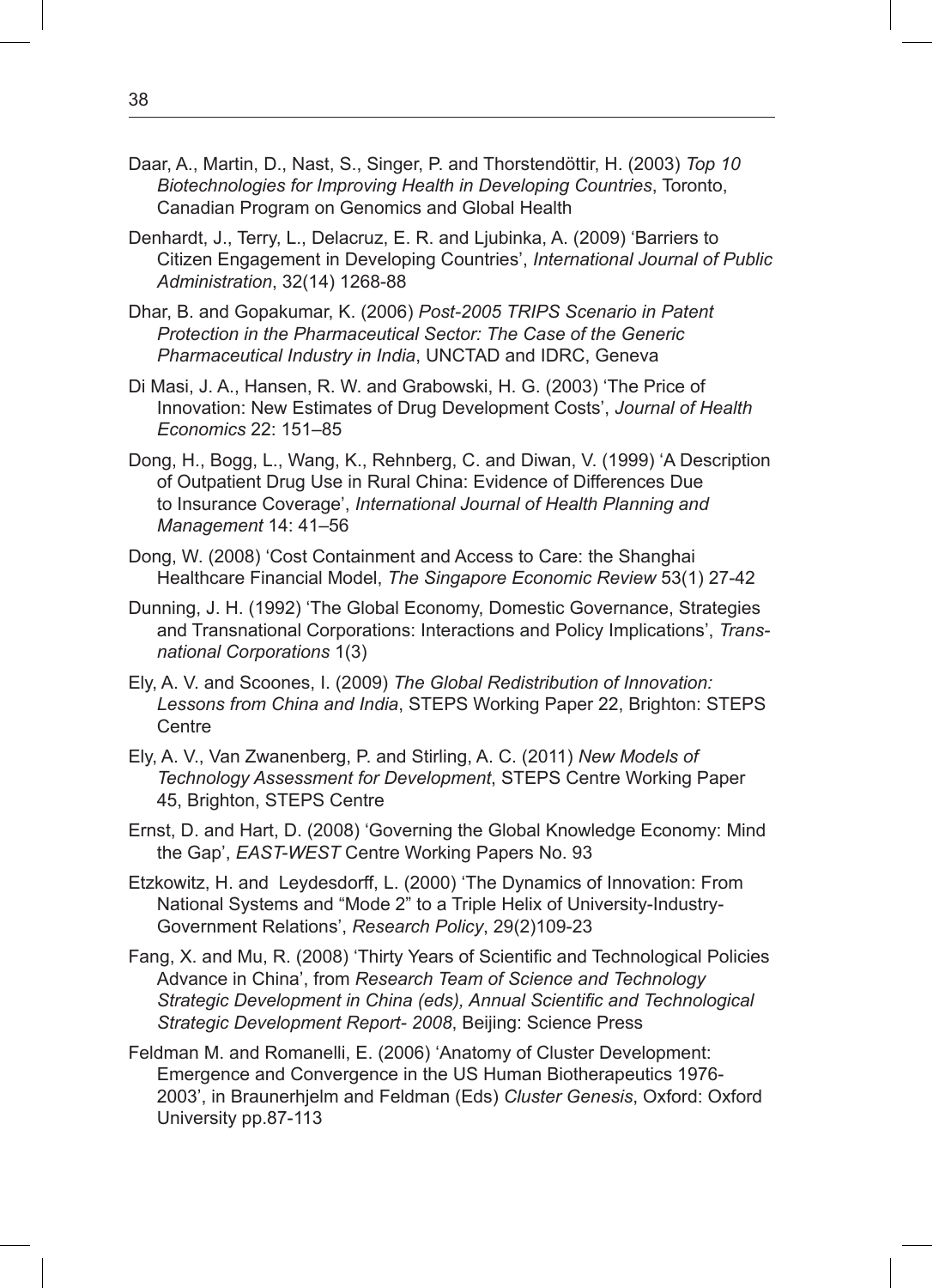Daar, A., Martin, D., Nast, S., Singer, P. and Thorstendöttir, H. (2003) *Top 10 Biotechnologies for Improving Health in Developing Countries*, Toronto, Canadian Program on Genomics and Global Health

Denhardt, J., Terry, L., Delacruz, E. R. and Ljubinka, A. (2009) 'Barriers to Citizen Engagement in Developing Countries', *International Journal of Public Administration*, 32(14) 1268-88

Dhar, B. and Gopakumar, K. (2006) *Post-2005 TRIPS Scenario in Patent Protection in the Pharmaceutical Sector: The Case of the Generic Pharmaceutical Industry in India*, UNCTAD and IDRC, Geneva

Di Masi, J. A., Hansen, R. W. and Grabowski, H. G. (2003) 'The Price of Innovation: New Estimates of Drug Development Costs', *Journal of Health Economics* 22: 151–85

Dong, H., Bogg, L., Wang, K., Rehnberg, C. and Diwan, V. (1999) 'A Description of Outpatient Drug Use in Rural China: Evidence of Differences Due to Insurance Coverage', *International Journal of Health Planning and Management* 14: 41–56

Dong, W. (2008) 'Cost Containment and Access to Care: the Shanghai Healthcare Financial Model, *The Singapore Economic Review* 53(1) 27-42

Dunning, J. H. (1992) 'The Global Economy, Domestic Governance, Strategies and Transnational Corporations: Interactions and Policy Implications', *Transnational Corporations* 1(3)

Ely, A. V. and Scoones, I. (2009) *The Global Redistribution of Innovation: Lessons from China and India*, STEPS Working Paper 22, Brighton: STEPS Centre

Ely, A. V., Van Zwanenberg, P. and Stirling, A. C. (2011) *New Models of Technology Assessment for Development*, STEPS Centre Working Paper 45, Brighton, STEPS Centre

Ernst, D. and Hart, D. (2008) 'Governing the Global Knowledge Economy: Mind the Gap', *EAST-WEST* Centre Working Papers No. 93

Etzkowitz, H. and Leydesdorff, L. (2000) 'The Dynamics of Innovation: From National Systems and "Mode 2" to a Triple Helix of University-Industry-Government Relations', *Research Policy*, 29(2)109-23

Fang, X. and Mu, R. (2008) 'Thirty Years of Scientific and Technological Policies Advance in China', from *Research Team of Science and Technology Strategic Development in China (eds), Annual Scientific and Technological Strategic Development Report- 2008*, Beijing: Science Press

Feldman M. and Romanelli, E. (2006) 'Anatomy of Cluster Development: Emergence and Convergence in the US Human Biotherapeutics 1976-2003', in Braunerhjelm and Feldman (Eds) *Cluster Genesis*, Oxford: Oxford University pp.87-113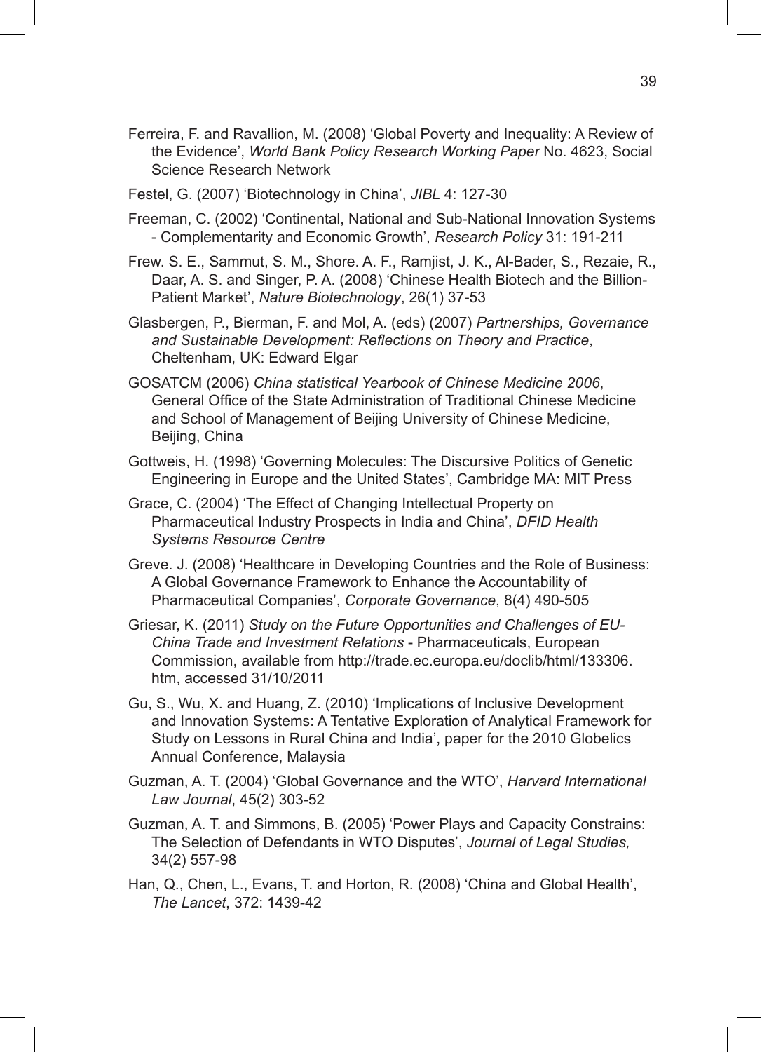Ferreira, F. and Ravallion, M. (2008) 'Global Poverty and Inequality: A Review of the Evidence', *World Bank Policy Research Working Paper* No. 4623, Social Science Research Network

Festel, G. (2007) 'Biotechnology in China', *JIBL* 4: 127-30

Freeman, C. (2002) 'Continental, National and Sub-National Innovation Systems - Complementarity and Economic Growth', *Research Policy* 31: 191-211

Frew. S. E., Sammut, S. M., Shore. A. F., Ramjist, J. K., Al-Bader, S., Rezaie, R., Daar, A. S. and Singer, P. A. (2008) 'Chinese Health Biotech and the Billion-Patient Market', *Nature Biotechnology*, 26(1) 37-53

Glasbergen, P., Bierman, F. and Mol, A. (eds) (2007) *Partnerships, Governance and Sustainable Development: Reflections on Theory and Practice*, Cheltenham, UK: Edward Elgar

GOSATCM (2006) *China statistical Yearbook of Chinese Medicine 2006*, General Office of the State Administration of Traditional Chinese Medicine and School of Management of Beijing University of Chinese Medicine, Beijing, China

Gottweis, H. (1998) 'Governing Molecules: The Discursive Politics of Genetic Engineering in Europe and the United States', Cambridge MA: MIT Press

Grace, C. (2004) 'The Effect of Changing Intellectual Property on Pharmaceutical Industry Prospects in India and China', *DFID Health Systems Resource Centre*

Greve. J. (2008) 'Healthcare in Developing Countries and the Role of Business: A Global Governance Framework to Enhance the Accountability of Pharmaceutical Companies', *Corporate Governance*, 8(4) 490-505

Griesar, K. (2011) *Study on the Future Opportunities and Challenges of EU-China Trade and Investment Relations* - Pharmaceuticals, European Commission, available from http://trade.ec.europa.eu/doclib/html/133306.htm, accessed 31/10/2011

Gu, S., Wu, X. and Huang, Z. (2010) 'Implications of Inclusive Development and Innovation Systems: A Tentative Exploration of Analytical Framework for Study on Lessons in Rural China and India', paper for the 2010 Globelics Annual Conference, Malaysia

Guzman, A. T. (2004) 'Global Governance and the WTO', *Harvard International Law Journal*, 45(2) 303-52

Guzman, A. T. and Simmons, B. (2005) 'Power Plays and Capacity Constrains: The Selection of Defendants in WTO Disputes', *Journal of Legal Studies,* 34(2) 557-98

Han, Q., Chen, L., Evans, T. and Horton, R. (2008) 'China and Global Health', *The Lancet*, 372: 1439-42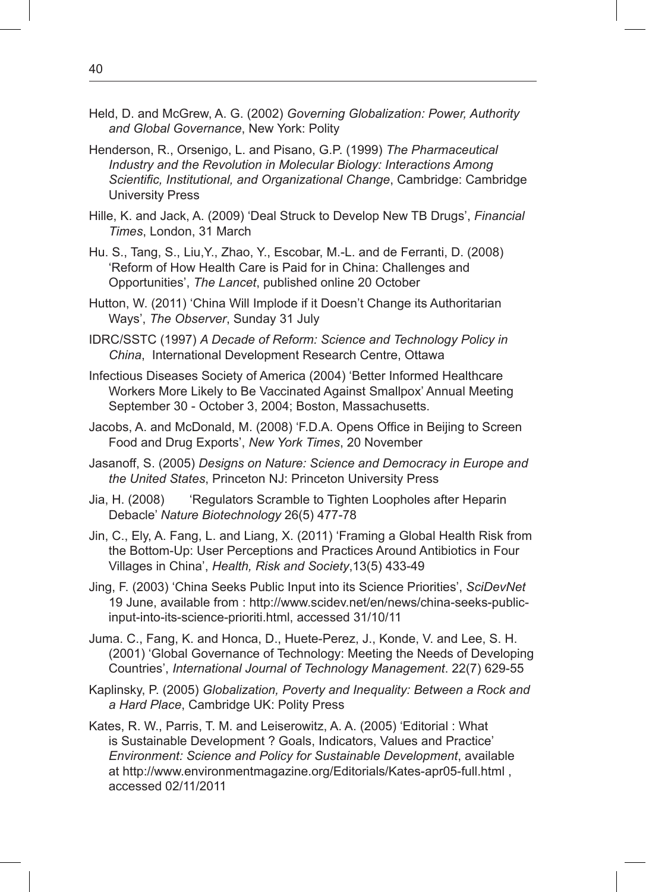Held, D. and McGrew, A. G. (2002) *Governing Globalization: Power, Authority and Global Governance*, New York: Polity

Henderson, R., Orsenigo, L. and Pisano, G.P. (1999) *The Pharmaceutical Industry and the Revolution in Molecular Biology: Interactions Among Scientific, Institutional, and Organizational Change*, Cambridge: Cambridge University Press

Hille, K. and Jack, A. (2009) 'Deal Struck to Develop New TB Drugs', *Financial Times*, London, 31 March

Hu. S., Tang, S., Liu,Y., Zhao, Y., Escobar, M.-L. and de Ferranti, D. (2008) 'Reform of How Health Care is Paid for in China: Challenges and Opportunities', *The Lancet*, published online 20 October

Hutton, W. (2011) 'China Will Implode if it Doesn't Change its Authoritarian Ways', *The Observer*, Sunday 31 July

IDRC/SSTC (1997) *A Decade of Reform: Science and Technology Policy in China*, International Development Research Centre, Ottawa

Infectious Diseases Society of America (2004) 'Better Informed Healthcare Workers More Likely to Be Vaccinated Against Smallpox' Annual Meeting September 30 - October 3, 2004; Boston, Massachusetts.

Jacobs, A. and McDonald, M. (2008) 'F.D.A. Opens Office in Beijing to Screen Food and Drug Exports', *New York Times*, 20 November

Jasanoff, S. (2005) *Designs on Nature: Science and Democracy in Europe and the United States*, Princeton NJ: Princeton University Press

Jia, H. (2008) 'Regulators Scramble to Tighten Loopholes after Heparin Debacle' *Nature Biotechnology* 26(5) 477-78

Jin, C., Ely, A. Fang, L. and Liang, X. (2011) 'Framing a Global Health Risk from the Bottom-Up: User Perceptions and Practices Around Antibiotics in Four Villages in China', *Health, Risk and Society*,13(5) 433-49

Jing, F. (2003) 'China Seeks Public Input into its Science Priorities', *SciDevNet* 19 June, available from : http://www.scidev.net/en/news/china-seeks-public-input-into-its-science-prioriti.html, accessed 31/10/11

Juma. C., Fang, K. and Honca, D., Huete-Perez, J., Konde, V. and Lee, S. H. (2001) 'Global Governance of Technology: Meeting the Needs of Developing Countries', *International Journal of Technology Management*. 22(7) 629-55

Kaplinsky, P. (2005) *Globalization, Poverty and Inequality: Between a Rock and a Hard Place*, Cambridge UK: Polity Press

Kates, R. W., Parris, T. M. and Leiserowitz, A. A. (2005) 'Editorial : What is Sustainable Development ? Goals, Indicators, Values and Practice' *Environment: Science and Policy for Sustainable Development*, available at http://www.environmentmagazine.org/Editorials/Kates-apr05-full.html , accessed 02/11/2011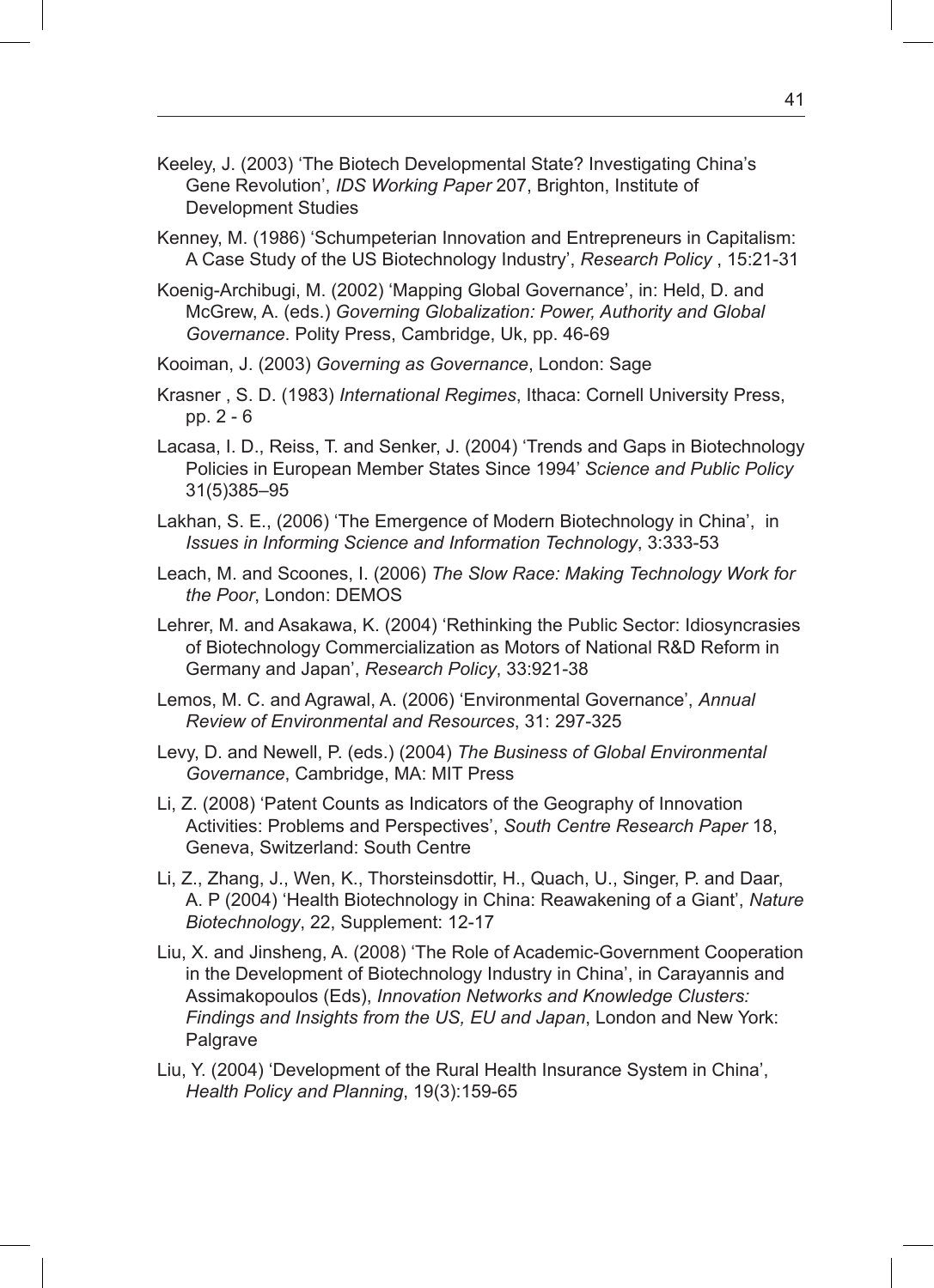Keeley, J. (2003) 'The Biotech Developmental State? Investigating China's Gene Revolution', *IDS Working Paper* 207, Brighton, Institute of Development Studies

Kenney, M. (1986) 'Schumpeterian Innovation and Entrepreneurs in Capitalism: A Case Study of the US Biotechnology Industry', *Research Policy* , 15:21-31

Koenig-Archibugi, M. (2002) 'Mapping Global Governance', in: Held, D. and McGrew, A. (eds.) *Governing Globalization: Power, Authority and Global Governance*. Polity Press, Cambridge, Uk, pp. 46-69

Kooiman, J. (2003) *Governing as Governance*, London: Sage

Krasner , S. D. (1983) *International Regimes*, Ithaca: Cornell University Press, pp. 2 - 6

Lacasa, I. D., Reiss, T. and Senker, J. (2004) 'Trends and Gaps in Biotechnology Policies in European Member States Since 1994' *Science and Public Policy* 31(5)385–95

Lakhan, S. E., (2006) 'The Emergence of Modern Biotechnology in China', in *Issues in Informing Science and Information Technology*, 3:333-53

Leach, M. and Scoones, I. (2006) *The Slow Race: Making Technology Work for the Poor*, London: DEMOS

Lehrer, M. and Asakawa, K. (2004) 'Rethinking the Public Sector: Idiosyncrasies of Biotechnology Commercialization as Motors of National R&D Reform in Germany and Japan', *Research Policy*, 33:921-38

Lemos, M. C. and Agrawal, A. (2006) 'Environmental Governance', *Annual Review of Environmental and Resources*, 31: 297-325

Levy, D. and Newell, P. (eds.) (2004) *The Business of Global Environmental Governance*, Cambridge, MA: MIT Press

Li, Z. (2008) 'Patent Counts as Indicators of the Geography of Innovation Activities: Problems and Perspectives', *South Centre Research Paper* 18, Geneva, Switzerland: South Centre

Li, Z., Zhang, J., Wen, K., Thorsteinsdottir, H., Quach, U., Singer, P. and Daar, A. P (2004) 'Health Biotechnology in China: Reawakening of a Giant', *Nature Biotechnology*, 22, Supplement: 12-17

Liu, X. and Jinsheng, A. (2008) 'The Role of Academic-Government Cooperation in the Development of Biotechnology Industry in China', in Carayannis and Assimakopoulos (Eds), *Innovation Networks and Knowledge Clusters: Findings and Insights from the US, EU and Japan*, London and New York: Palgrave

Liu, Y. (2004) 'Development of the Rural Health Insurance System in China', *Health Policy and Planning*, 19(3):159-65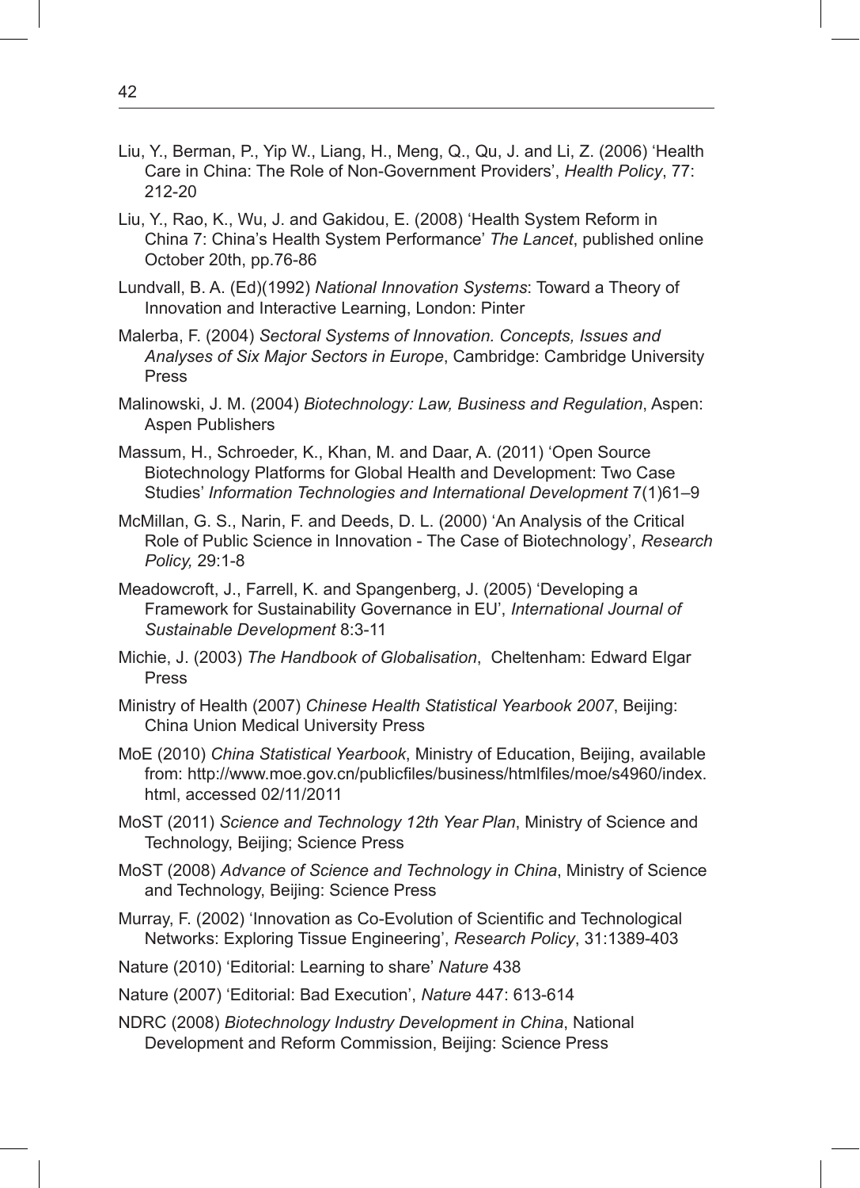Liu, Y., Berman, P., Yip W., Liang, H., Meng, Q., Qu, J. and Li, Z. (2006) 'Health Care in China: The Role of Non-Government Providers', *Health Policy*, 77: 212-20

Liu, Y., Rao, K., Wu, J. and Gakidou, E. (2008) 'Health System Reform in China 7: China's Health System Performance' *The Lancet*, published online October 20th, pp.76-86

Lundvall, B. A. (Ed)(1992) *National Innovation Systems*: Toward a Theory of Innovation and Interactive Learning, London: Pinter

Malerba, F. (2004) *Sectoral Systems of Innovation. Concepts, Issues and Analyses of Six Major Sectors in Europe*, Cambridge: Cambridge University Press

Malinowski, J. M. (2004) *Biotechnology: Law, Business and Regulation*, Aspen: Aspen Publishers

Massum, H., Schroeder, K., Khan, M. and Daar, A. (2011) 'Open Source Biotechnology Platforms for Global Health and Development: Two Case Studies' *Information Technologies and International Development* 7(1)61–9

McMillan, G. S., Narin, F. and Deeds, D. L. (2000) 'An Analysis of the Critical Role of Public Science in Innovation - The Case of Biotechnology', *Research Policy,* 29:1-8

Meadowcroft, J., Farrell, K. and Spangenberg, J. (2005) 'Developing a Framework for Sustainability Governance in EU', *International Journal of Sustainable Development* 8:3-11

Michie, J. (2003) *The Handbook of Globalisation*, Cheltenham: Edward Elgar Press

Ministry of Health (2007) *Chinese Health Statistical Yearbook 2007*, Beijing: China Union Medical University Press

MoE (2010) *China Statistical Yearbook*, Ministry of Education, Beijing, available from: http://www.moe.gov.cn/publicfiles/business/htmlfiles/moe/s4960/index.html, accessed 02/11/2011

MoST (2011) *Science and Technology 12th Year Plan*, Ministry of Science and Technology, Beijing; Science Press

MoST (2008) *Advance of Science and Technology in China*, Ministry of Science and Technology, Beijing: Science Press

Murray, F. (2002) 'Innovation as Co-Evolution of Scientific and Technological Networks: Exploring Tissue Engineering', *Research Policy*, 31:1389-403

Nature (2010) 'Editorial: Learning to share' *Nature* 438

Nature (2007) 'Editorial: Bad Execution', *Nature* 447: 613-614

NDRC (2008) *Biotechnology Industry Development in China*, National Development and Reform Commission, Beijing: Science Press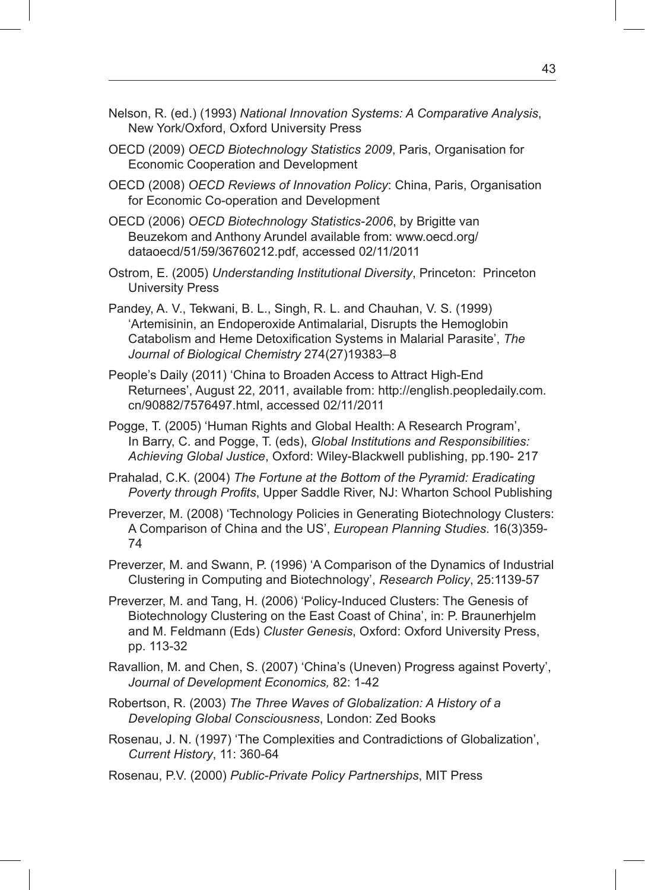Nelson, R. (ed.) (1993) *National Innovation Systems: A Comparative Analysis*, New York/Oxford, Oxford University Press

OECD (2009) *OECD Biotechnology Statistics 2009*, Paris, Organisation for Economic Cooperation and Development

OECD (2008) *OECD Reviews of Innovation Policy*: China, Paris, Organisation for Economic Co-operation and Development

OECD (2006) *OECD Biotechnology Statistics-2006*, by Brigitte van Beuzekom and Anthony Arundel available from: www.oecd.org/dataoecd/51/59/36760212.pdf, accessed 02/11/2011

Ostrom, E. (2005) *Understanding Institutional Diversity*, Princeton: Princeton University Press

Pandey, A. V., Tekwani, B. L., Singh, R. L. and Chauhan, V. S. (1999) 'Artemisinin, an Endoperoxide Antimalarial, Disrupts the Hemoglobin Catabolism and Heme Detoxification Systems in Malarial Parasite', *The Journal of Biological Chemistry* 274(27)19383–8

People's Daily (2011) 'China to Broaden Access to Attract High-End Returnees', August 22, 2011, available from: http://english.peopledaily.com.cn/90882/7576497.html, accessed 02/11/2011

Pogge, T. (2005) 'Human Rights and Global Health: A Research Program', In Barry, C. and Pogge, T. (eds), *Global Institutions and Responsibilities: Achieving Global Justice*, Oxford: Wiley-Blackwell publishing, pp.190- 217

Prahalad, C.K. (2004) *The Fortune at the Bottom of the Pyramid: Eradicating Poverty through Profits*, Upper Saddle River, NJ: Wharton School Publishing

Preverzer, M. (2008) 'Technology Policies in Generating Biotechnology Clusters: A Comparison of China and the US', *European Planning Studies*. 16(3)359-74

Preverzer, M. and Swann, P. (1996) 'A Comparison of the Dynamics of Industrial Clustering in Computing and Biotechnology', *Research Policy*, 25:1139-57

Preverzer, M. and Tang, H. (2006) 'Policy-Induced Clusters: The Genesis of Biotechnology Clustering on the East Coast of China', in: P. Braunerhjelm and M. Feldmann (Eds) *Cluster Genesis*, Oxford: Oxford University Press, pp. 113-32

Ravallion, M. and Chen, S. (2007) 'China's (Uneven) Progress against Poverty', *Journal of Development Economics,* 82: 1-42

Robertson, R. (2003) *The Three Waves of Globalization: A History of a Developing Global Consciousness*, London: Zed Books

Rosenau, J. N. (1997) 'The Complexities and Contradictions of Globalization', *Current History*, 11: 360-64

Rosenau, P.V. (2000) *Public-Private Policy Partnerships*, MIT Press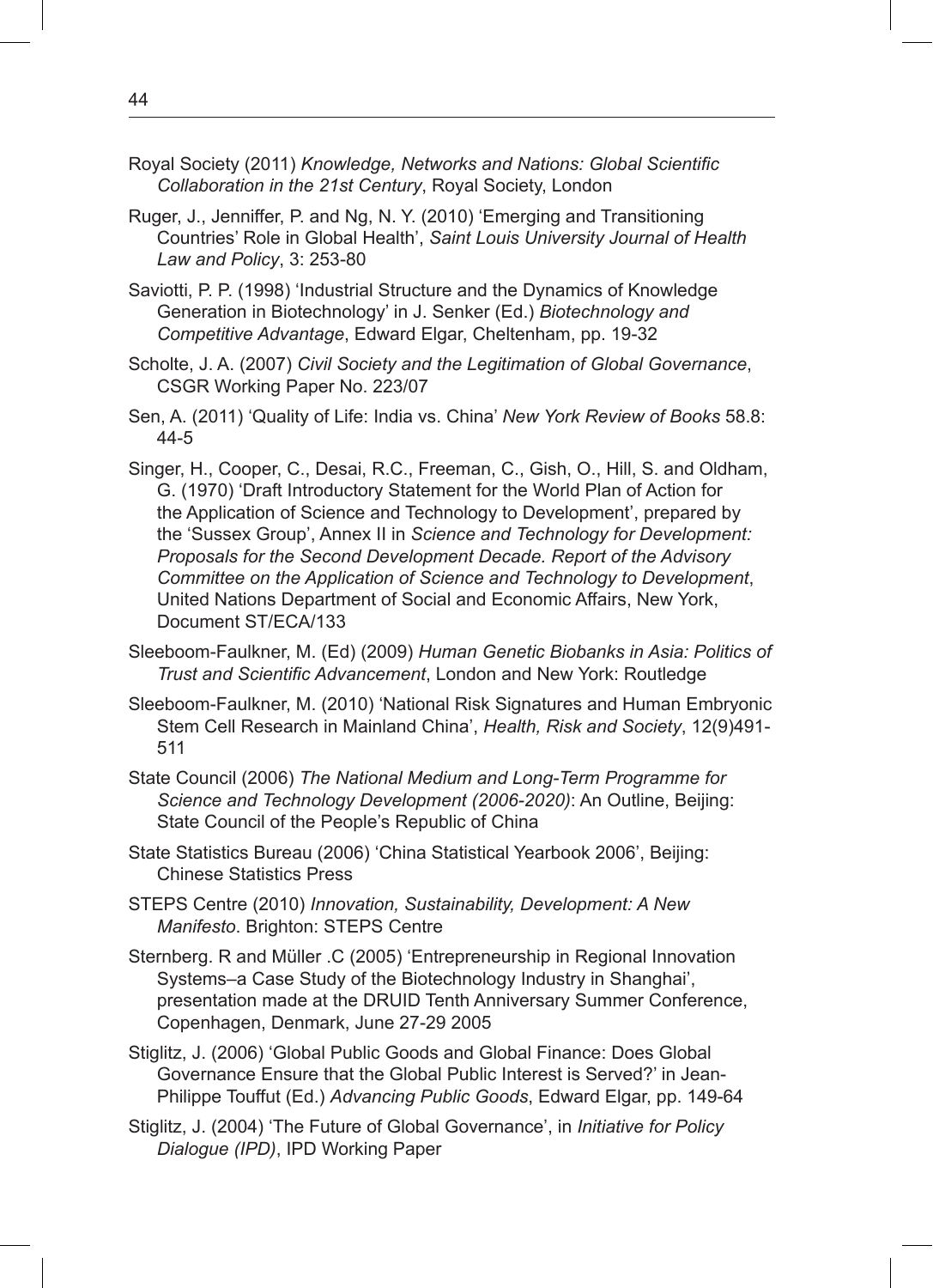Royal Society (2011) *Knowledge, Networks and Nations: Global Scientific Collaboration in the 21st Century*, Royal Society, London

Ruger, J., Jenniffer, P. and Ng, N. Y. (2010) 'Emerging and Transitioning Countries' Role in Global Health', *Saint Louis University Journal of Health Law and Policy*, 3: 253-80

Saviotti, P. P. (1998) 'Industrial Structure and the Dynamics of Knowledge Generation in Biotechnology' in J. Senker (Ed.) *Biotechnology and Competitive Advantage*, Edward Elgar, Cheltenham, pp. 19-32

Scholte, J. A. (2007) *Civil Society and the Legitimation of Global Governance*, CSGR Working Paper No. 223/07

Sen, A. (2011) 'Quality of Life: India vs. China' *New York Review of Books* 58.8: 44-5

Singer, H., Cooper, C., Desai, R.C., Freeman, C., Gish, O., Hill, S. and Oldham, G. (1970) 'Draft Introductory Statement for the World Plan of Action for the Application of Science and Technology to Development', prepared by the 'Sussex Group', Annex II in *Science and Technology for Development: Proposals for the Second Development Decade. Report of the Advisory Committee on the Application of Science and Technology to Development*, United Nations Department of Social and Economic Affairs, New York, Document ST/ECA/133

Sleeboom-Faulkner, M. (Ed) (2009) *Human Genetic Biobanks in Asia: Politics of Trust and Scientific Advancement*, London and New York: Routledge

Sleeboom-Faulkner, M. (2010) 'National Risk Signatures and Human Embryonic Stem Cell Research in Mainland China', *Health, Risk and Society*, 12(9)491-511

State Council (2006) *The National Medium and Long-Term Programme for Science and Technology Development (2006-2020)*: An Outline, Beijing: State Council of the People's Republic of China

State Statistics Bureau (2006) 'China Statistical Yearbook 2006', Beijing: Chinese Statistics Press

STEPS Centre (2010) *Innovation, Sustainability, Development: A New Manifesto*. Brighton: STEPS Centre

Sternberg. R and Müller .C (2005) 'Entrepreneurship in Regional Innovation Systems–a Case Study of the Biotechnology Industry in Shanghai', presentation made at the DRUID Tenth Anniversary Summer Conference, Copenhagen, Denmark, June 27-29 2005

Stiglitz, J. (2006) 'Global Public Goods and Global Finance: Does Global Governance Ensure that the Global Public Interest is Served?' in Jean-Philippe Touffut (Ed.) *Advancing Public Goods*, Edward Elgar, pp. 149-64

Stiglitz, J. (2004) 'The Future of Global Governance', in *Initiative for Policy Dialogue (IPD)*, IPD Working Paper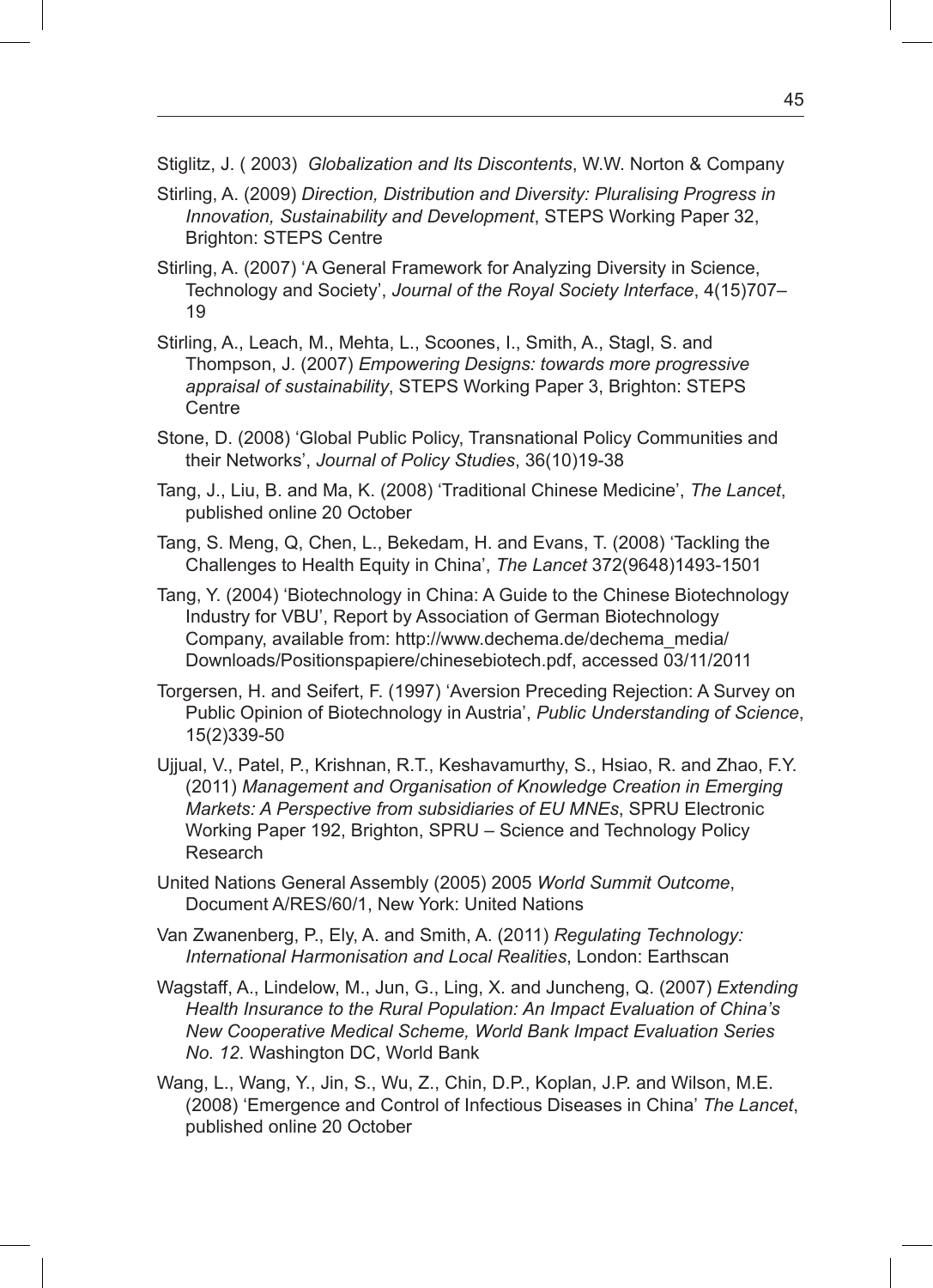Stiglitz, J. ( 2003) *Globalization and Its Discontents*, W.W. Norton & Company

Stirling, A. (2009) *Direction, Distribution and Diversity: Pluralising Progress in Innovation, Sustainability and Development*, STEPS Working Paper 32, Brighton: STEPS Centre

Stirling, A. (2007) 'A General Framework for Analyzing Diversity in Science, Technology and Society', *Journal of the Royal Society Interface*, 4(15)707–19

Stirling, A., Leach, M., Mehta, L., Scoones, I., Smith, A., Stagl, S. and Thompson, J. (2007) *Empowering Designs: towards more progressive appraisal of sustainability*, STEPS Working Paper 3, Brighton: STEPS Centre

Stone, D. (2008) 'Global Public Policy, Transnational Policy Communities and their Networks', *Journal of Policy Studies*, 36(10)19-38

Tang, J., Liu, B. and Ma, K. (2008) 'Traditional Chinese Medicine', *The Lancet*, published online 20 October

Tang, S. Meng, Q, Chen, L., Bekedam, H. and Evans, T. (2008) 'Tackling the Challenges to Health Equity in China', *The Lancet* 372(9648)1493-1501

Tang, Y. (2004) 'Biotechnology in China: A Guide to the Chinese Biotechnology Industry for VBU', Report by Association of German Biotechnology Company, available from: http://www.dechema.de/dechema_media/Downloads/Positionspapiere/chinesebiotech.pdf, accessed 03/11/2011

Torgersen, H. and Seifert, F. (1997) 'Aversion Preceding Rejection: A Survey on Public Opinion of Biotechnology in Austria', *Public Understanding of Science*, 15(2)339-50

Ujjual, V., Patel, P., Krishnan, R.T., Keshavamurthy, S., Hsiao, R. and Zhao, F.Y. (2011) *Management and Organisation of Knowledge Creation in Emerging Markets: A Perspective from subsidiaries of EU MNEs*, SPRU Electronic Working Paper 192, Brighton, SPRU – Science and Technology Policy Research

United Nations General Assembly (2005) 2005 *World Summit Outcome*, Document A/RES/60/1, New York: United Nations

Van Zwanenberg, P., Ely, A. and Smith, A. (2011) *Regulating Technology: International Harmonisation and Local Realities*, London: Earthscan

Wagstaff, A., Lindelow, M., Jun, G., Ling, X. and Juncheng, Q. (2007) *Extending Health Insurance to the Rural Population: An Impact Evaluation of China's New Cooperative Medical Scheme, World Bank Impact Evaluation Series No. 12*. Washington DC, World Bank

Wang, L., Wang, Y., Jin, S., Wu, Z., Chin, D.P., Koplan, J.P. and Wilson, M.E. (2008) 'Emergence and Control of Infectious Diseases in China' *The Lancet*, published online 20 October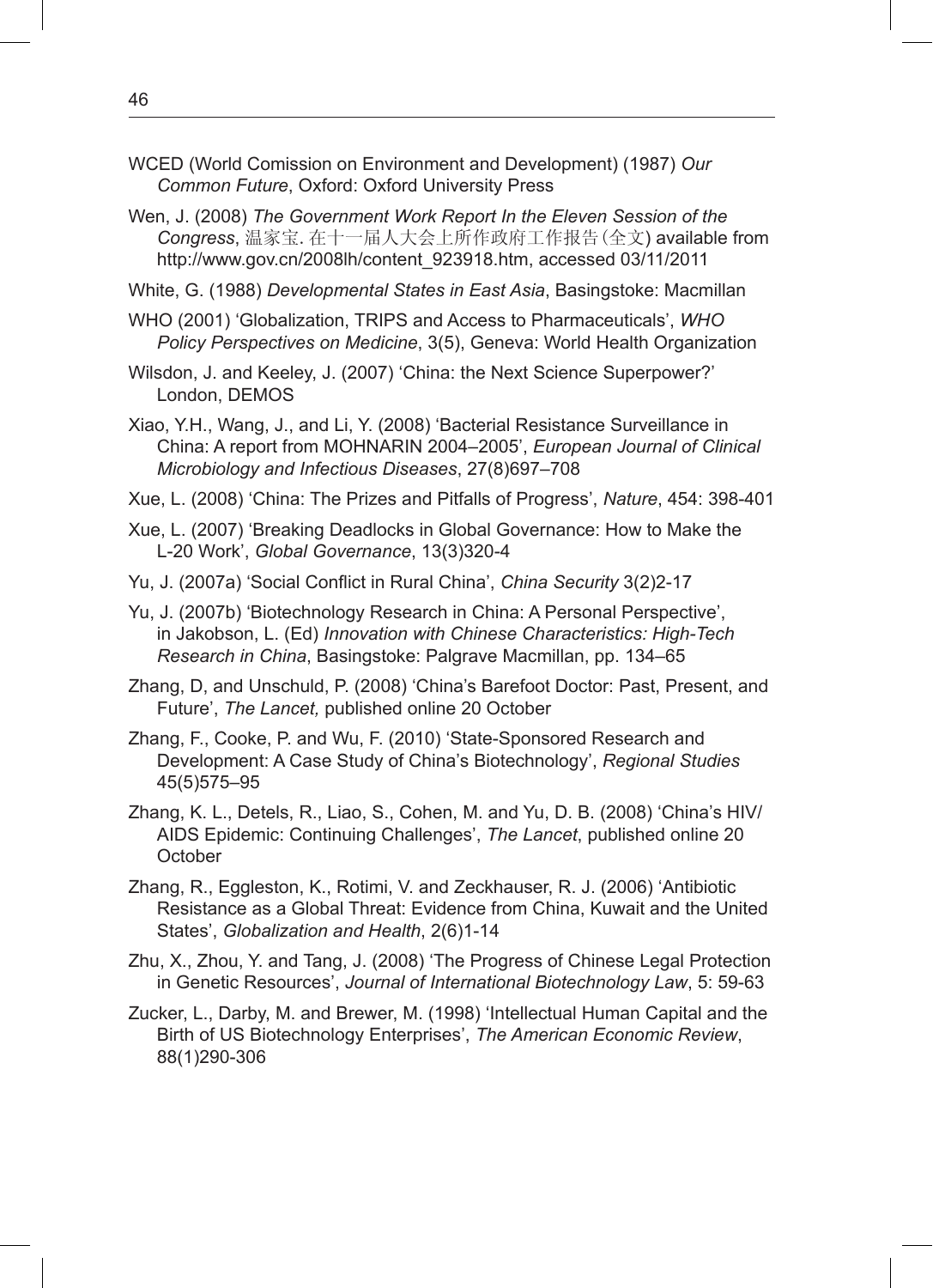WCED (World Comission on Environment and Development) (1987) *Our Common Future*, Oxford: Oxford University Press

Wen, J. (2008) *The Government Work Report In the Eleven Session of the Congress*, 温家宝. 在十一届人大会上所作政府工作报告(全文) available from http://www.gov.cn/2008lh/content_923918.htm, accessed 03/11/2011

White, G. (1988) *Developmental States in East Asia*, Basingstoke: Macmillan

WHO (2001) 'Globalization, TRIPS and Access to Pharmaceuticals', *WHO Policy Perspectives on Medicine*, 3(5), Geneva: World Health Organization

Wilsdon, J. and Keeley, J. (2007) 'China: the Next Science Superpower?' London, DEMOS

Xiao, Y.H., Wang, J., and Li, Y. (2008) 'Bacterial Resistance Surveillance in China: A report from MOHNARIN 2004–2005', *European Journal of Clinical Microbiology and Infectious Diseases*, 27(8)697–708

Xue, L. (2008) 'China: The Prizes and Pitfalls of Progress', *Nature*, 454: 398-401

Xue, L. (2007) 'Breaking Deadlocks in Global Governance: How to Make the L-20 Work', *Global Governance*, 13(3)320-4

Yu, J. (2007a) 'Social Conflict in Rural China', *China Security* 3(2)2-17

Yu, J. (2007b) 'Biotechnology Research in China: A Personal Perspective', in Jakobson, L. (Ed) *Innovation with Chinese Characteristics: High-Tech Research in China*, Basingstoke: Palgrave Macmillan, pp. 134–65

Zhang, D, and Unschuld, P. (2008) 'China's Barefoot Doctor: Past, Present, and Future', *The Lancet,* published online 20 October

Zhang, F., Cooke, P. and Wu, F. (2010) 'State-Sponsored Research and Development: A Case Study of China's Biotechnology', *Regional Studies* 45(5)575–95

Zhang, K. L., Detels, R., Liao, S., Cohen, M. and Yu, D. B. (2008) 'China's HIV/AIDS Epidemic: Continuing Challenges', *The Lancet*, published online 20 October

Zhang, R., Eggleston, K., Rotimi, V. and Zeckhauser, R. J. (2006) 'Antibiotic Resistance as a Global Threat: Evidence from China, Kuwait and the United States', *Globalization and Health*, 2(6)1-14

Zhu, X., Zhou, Y. and Tang, J. (2008) 'The Progress of Chinese Legal Protection in Genetic Resources', *Journal of International Biotechnology Law*, 5: 59-63

Zucker, L., Darby, M. and Brewer, M. (1998) 'Intellectual Human Capital and the Birth of US Biotechnology Enterprises', *The American Economic Review*, 88(1)290-306